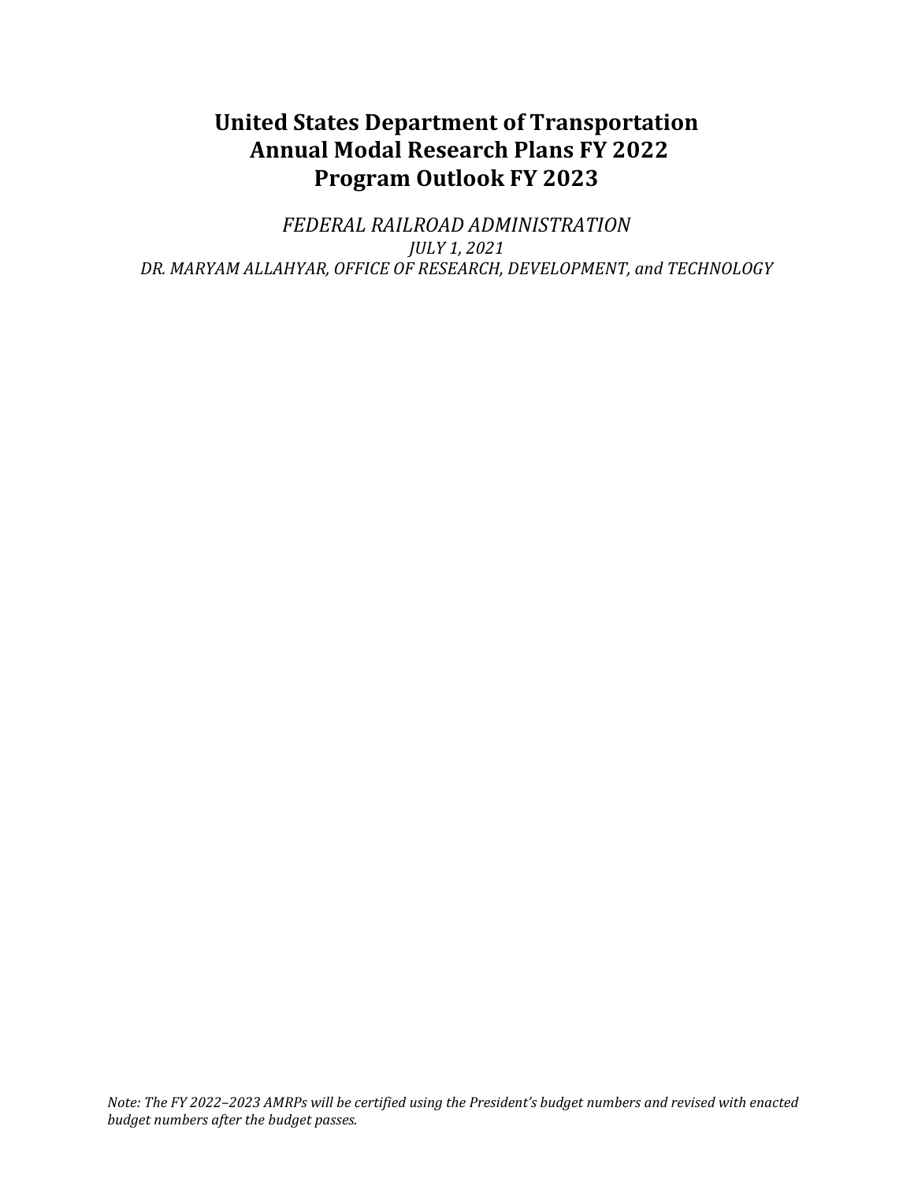# United States Department of Transportation Annual Modal Research Plans FY 2022 Program Outlook FY 2023

*FEDERAL RAILROAD ADMINISTRATION*

*JULY 1, 2021*

*DR. MARYAM ALLAHYAR, OFFICE OF RESEARCH, DEVELOPMENT, and TECHNOLOGY*

*Note: The FY 2022–2023 AMRPs will be certified using the President's budget numbers and revised with enacted budget numbers after the budget passes.*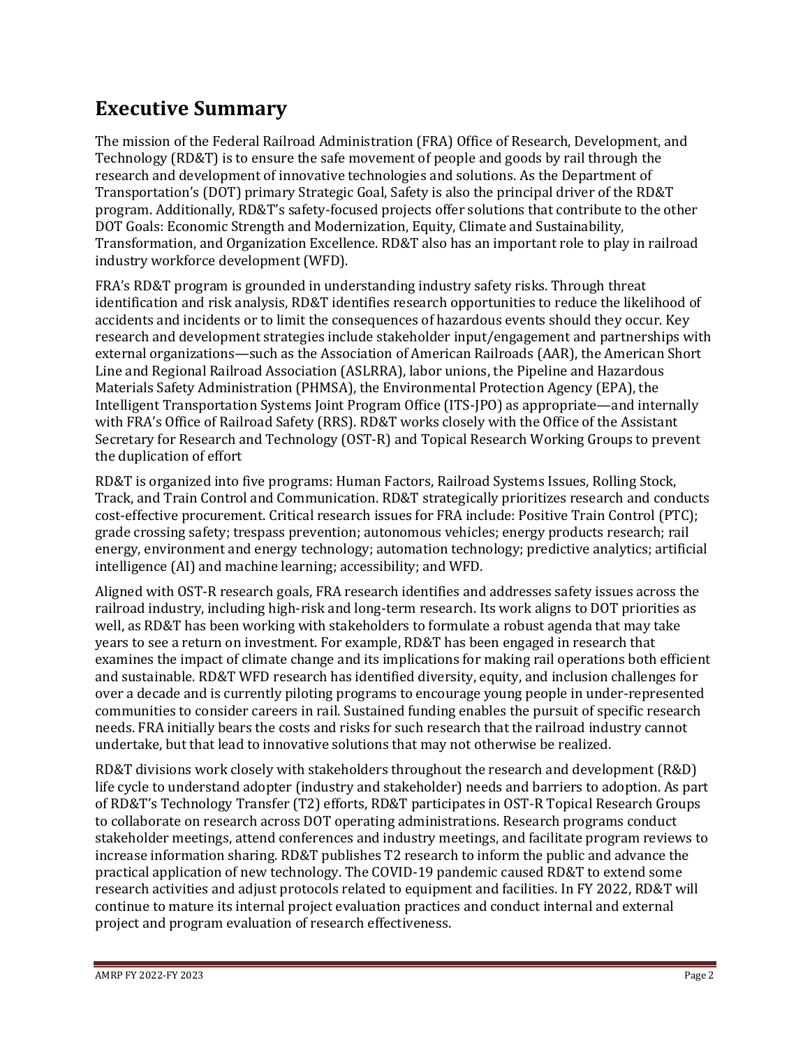## Executive Summary

The mission of the Federal Railroad Administration (FRA) Office of Research, Development, and Technology (RD&T) is to ensure the safe movement of people and goods by rail through the research and development of innovative technologies and solutions. As the Department of Transportation's (DOT) primary Strategic Goal, Safety is also the principal driver of the RD&T program. Additionally, RD&T's safety-focused projects offer solutions that contribute to the other DOT Goals: Economic Strength and Modernization, Equity, Climate and Sustainability, Transformation, and Organization Excellence. RD&T also has an important role to play in railroad industry workforce development (WFD).

FRA's RD&T program is grounded in understanding industry safety risks. Through threat identification and risk analysis, RD&T identifies research opportunities to reduce the likelihood of accidents and incidents or to limit the consequences of hazardous events should they occur. Key research and development strategies include stakeholder input/engagement and partnerships with external organizations—such as the Association of American Railroads (AAR), the American Short Line and Regional Railroad Association (ASLRRA), labor unions, the Pipeline and Hazardous Materials Safety Administration (PHMSA), the Environmental Protection Agency (EPA), the Intelligent Transportation Systems Joint Program Office (ITS-JPO) as appropriate—and internally with FRA's Office of Railroad Safety (RRS). RD&T works closely with the Office of the Assistant Secretary for Research and Technology (OST-R) and Topical Research Working Groups to prevent the duplication of effort

RD&T is organized into five programs: Human Factors, Railroad Systems Issues, Rolling Stock, Track, and Train Control and Communication. RD&T strategically prioritizes research and conducts cost-effective procurement. Critical research issues for FRA include: Positive Train Control (PTC); grade crossing safety; trespass prevention; autonomous vehicles; energy products research; rail energy, environment and energy technology; automation technology; predictive analytics; artificial intelligence (AI) and machine learning; accessibility; and WFD.

Aligned with OST-R research goals, FRA research identifies and addresses safety issues across the railroad industry, including high-risk and long-term research. Its work aligns to DOT priorities as well, as RD&T has been working with stakeholders to formulate a robust agenda that may take years to see a return on investment. For example, RD&T has been engaged in research that examines the impact of climate change and its implications for making rail operations both efficient and sustainable. RD&T WFD research has identified diversity, equity, and inclusion challenges for over a decade and is currently piloting programs to encourage young people in under-represented communities to consider careers in rail. Sustained funding enables the pursuit of specific research needs. FRA initially bears the costs and risks for such research that the railroad industry cannot undertake, but that lead to innovative solutions that may not otherwise be realized.

RD&T divisions work closely with stakeholders throughout the research and development (R&D) life cycle to understand adopter (industry and stakeholder) needs and barriers to adoption. As part of RD&T's Technology Transfer (T2) efforts, RD&T participates in OST-R Topical Research Groups to collaborate on research across DOT operating administrations. Research programs conduct stakeholder meetings, attend conferences and industry meetings, and facilitate program reviews to increase information sharing. RD&T publishes T2 research to inform the public and advance the practical application of new technology. The COVID-19 pandemic caused RD&T to extend some research activities and adjust protocols related to equipment and facilities. In FY 2022, RD&T will continue to mature its internal project evaluation practices and conduct internal and external project and program evaluation of research effectiveness.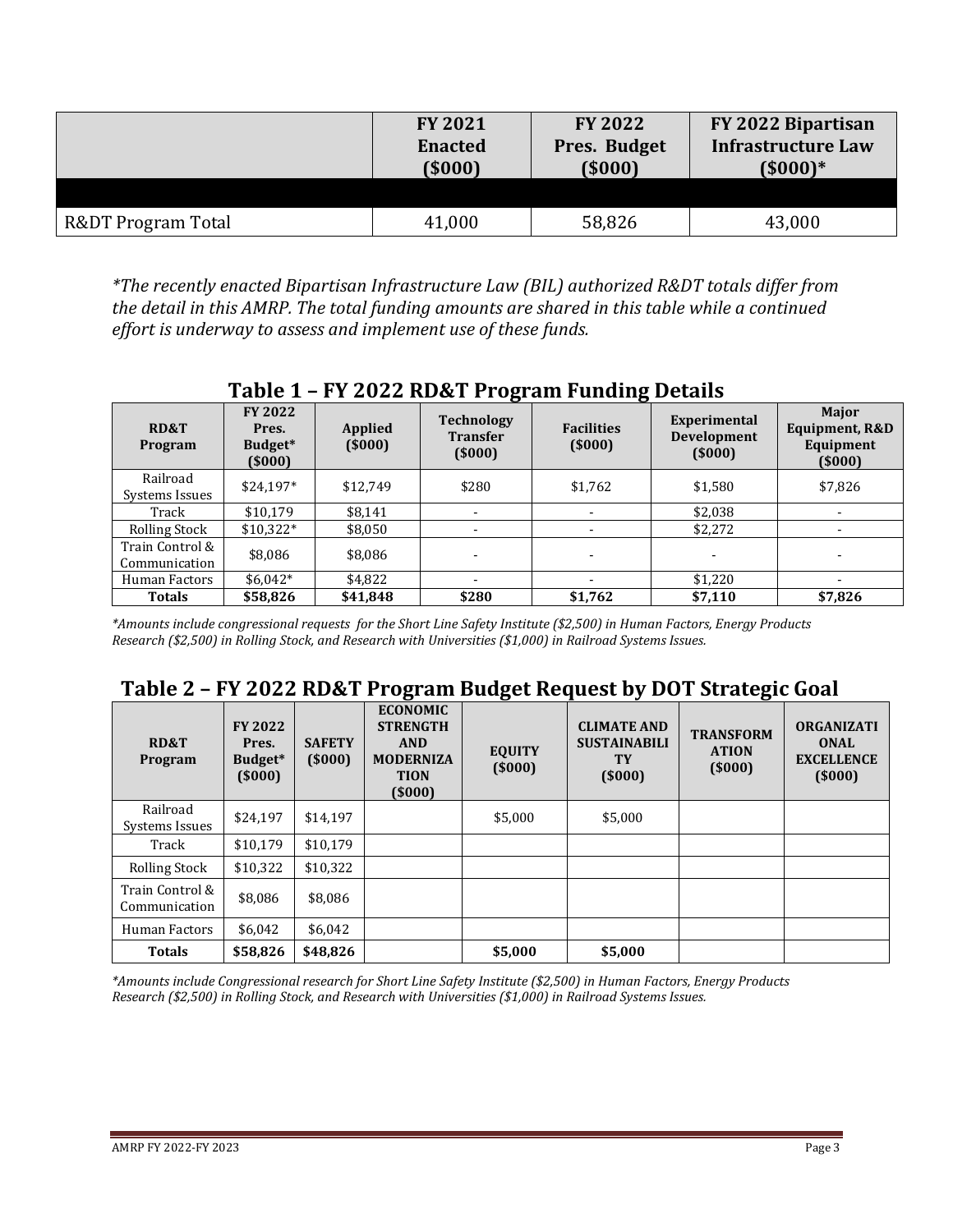| | FY 2021 Enacted ($000) | FY 2022 Pres. Budget ($000) | FY 2022 Bipartisan Infrastructure Law ($000)* |
|---|---|---|---|
| | | | |
| R&DT Program Total | 41,000 | 58,826 | 43,000 |

*\*The recently enacted Bipartisan Infrastructure Law (BIL) authorized R&DT totals differ from the detail in this AMRP. The total funding amounts are shared in this table while a continued effort is underway to assess and implement use of these funds.*

## Table 1 – FY 2022 RD&T Program Funding Details

| RD&T Program | FY 2022 Pres. Budget* ($000) | Applied ($000) | Technology Transfer ($000) | Facilities ($000) | Experimental Development ($000) | Major Equipment, R&D Equipment ($000) |
|---|---|---|---|---|---|---|
| Railroad Systems Issues | $24,197* | $12,749 | $280 | $1,762 | $1,580 | $7,826 |
| Track | $10,179 | $8,141 | - | - | $2,038 | - |
| Rolling Stock | $10,322* | $8,050 | - | - | $2,272 | - |
| Train Control & Communication | $8,086 | $8,086 | - | - | - | - |
| Human Factors | $6,042* | $4,822 | - | - | $1,220 | - |
| **Totals** | **$58,826** | **$41,848** | **$280** | **$1,762** | **$7,110** | **$7,826** |

*\*Amounts include congressional requests for the Short Line Safety Institute ($2,500) in Human Factors, Energy Products Research ($2,500) in Rolling Stock, and Research with Universities ($1,000) in Railroad Systems Issues.*

## Table 2 – FY 2022 RD&T Program Budget Request by DOT Strategic Goal

| RD&T Program | FY 2022 Pres. Budget* ($000) | SAFETY ($000) | ECONOMIC STRENGTH AND MODERNIZATION ($000) | EQUITY ($000) | CLIMATE AND SUSTAINABILITY ($000) | TRANSFORMATION ($000) | ORGANIZATIONAL EXCELLENCE ($000) |
|---|---|---|---|---|---|---|---|
| Railroad Systems Issues | $24,197 | $14,197 | | $5,000 | $5,000 | | |
| Track | $10,179 | $10,179 | | | | | |
| Rolling Stock | $10,322 | $10,322 | | | | | |
| Train Control & Communication | $8,086 | $8,086 | | | | | |
| Human Factors | $6,042 | $6,042 | | | | | |
| **Totals** | **$58,826** | **$48,826** | | **$5,000** | **$5,000** | | |

*\*Amounts include Congressional research for Short Line Safety Institute ($2,500) in Human Factors, Energy Products Research ($2,500) in Rolling Stock, and Research with Universities ($1,000) in Railroad Systems Issues.*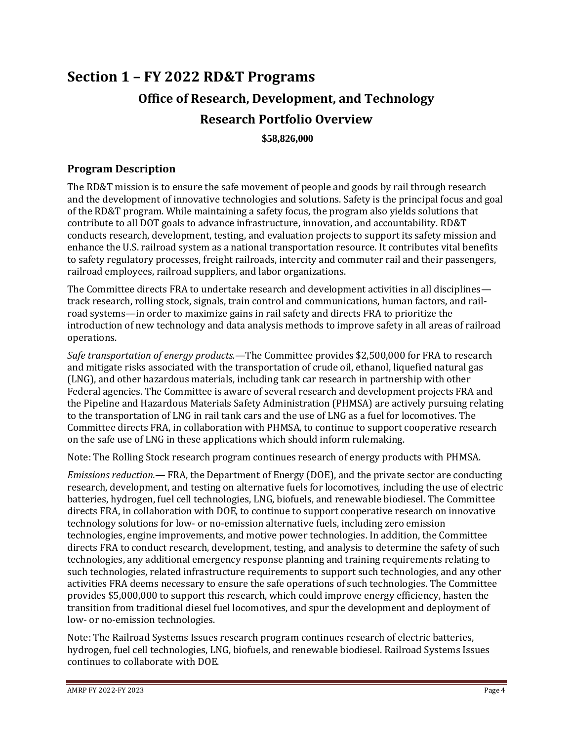# Section 1 – FY 2022 RD&T Programs

## Office of Research, Development, and Technology

## Research Portfolio Overview

**$58,826,000**

### Program Description

The RD&T mission is to ensure the safe movement of people and goods by rail through research and the development of innovative technologies and solutions. Safety is the principal focus and goal of the RD&T program. While maintaining a safety focus, the program also yields solutions that contribute to all DOT goals to advance infrastructure, innovation, and accountability. RD&T conducts research, development, testing, and evaluation projects to support its safety mission and enhance the U.S. railroad system as a national transportation resource. It contributes vital benefits to safety regulatory processes, freight railroads, intercity and commuter rail and their passengers, railroad employees, railroad suppliers, and labor organizations.

The Committee directs FRA to undertake research and development activities in all disciplines—track research, rolling stock, signals, train control and communications, human factors, and rail-road systems—in order to maximize gains in rail safety and directs FRA to prioritize the introduction of new technology and data analysis methods to improve safety in all areas of railroad operations.

*Safe transportation of energy products.*—The Committee provides $2,500,000 for FRA to research and mitigate risks associated with the transportation of crude oil, ethanol, liquefied natural gas (LNG), and other hazardous materials, including tank car research in partnership with other Federal agencies. The Committee is aware of several research and development projects FRA and the Pipeline and Hazardous Materials Safety Administration (PHMSA) are actively pursuing relating to the transportation of LNG in rail tank cars and the use of LNG as a fuel for locomotives. The Committee directs FRA, in collaboration with PHMSA, to continue to support cooperative research on the safe use of LNG in these applications which should inform rulemaking.

Note: The Rolling Stock research program continues research of energy products with PHMSA.

*Emissions reduction.*— FRA, the Department of Energy (DOE), and the private sector are conducting research, development, and testing on alternative fuels for locomotives, including the use of electric batteries, hydrogen, fuel cell technologies, LNG, biofuels, and renewable biodiesel. The Committee directs FRA, in collaboration with DOE, to continue to support cooperative research on innovative technology solutions for low- or no-emission alternative fuels, including zero emission technologies, engine improvements, and motive power technologies. In addition, the Committee directs FRA to conduct research, development, testing, and analysis to determine the safety of such technologies, any additional emergency response planning and training requirements relating to such technologies, related infrastructure requirements to support such technologies, and any other activities FRA deems necessary to ensure the safe operations of such technologies. The Committee provides $5,000,000 to support this research, which could improve energy efficiency, hasten the transition from traditional diesel fuel locomotives, and spur the development and deployment of low- or no-emission technologies.

Note: The Railroad Systems Issues research program continues research of electric batteries, hydrogen, fuel cell technologies, LNG, biofuels, and renewable biodiesel. Railroad Systems Issues continues to collaborate with DOE.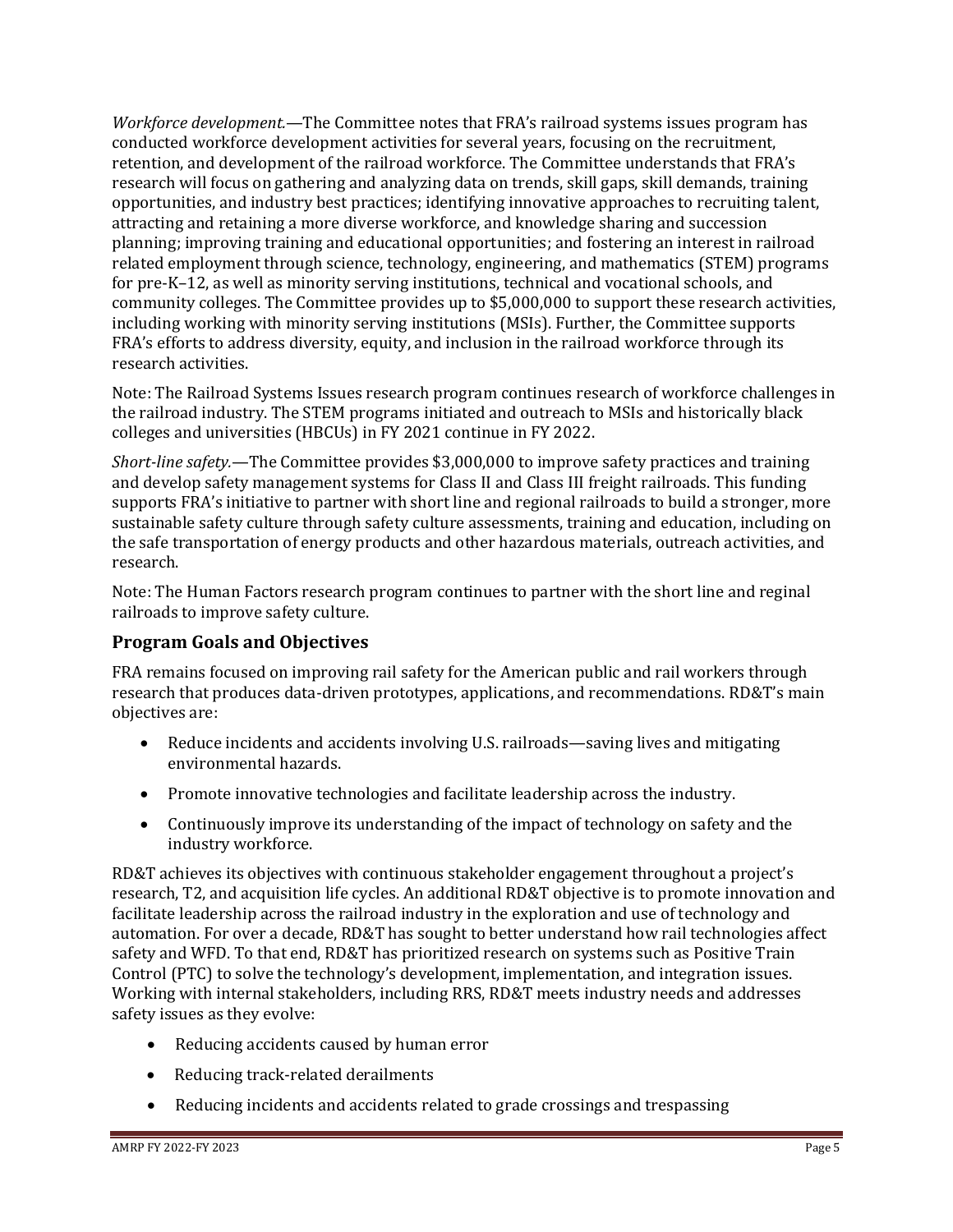*Workforce development.*—The Committee notes that FRA's railroad systems issues program has conducted workforce development activities for several years, focusing on the recruitment, retention, and development of the railroad workforce. The Committee understands that FRA's research will focus on gathering and analyzing data on trends, skill gaps, skill demands, training opportunities, and industry best practices; identifying innovative approaches to recruiting talent, attracting and retaining a more diverse workforce, and knowledge sharing and succession planning; improving training and educational opportunities; and fostering an interest in railroad related employment through science, technology, engineering, and mathematics (STEM) programs for pre-K–12, as well as minority serving institutions, technical and vocational schools, and community colleges. The Committee provides up to $5,000,000 to support these research activities, including working with minority serving institutions (MSIs). Further, the Committee supports FRA's efforts to address diversity, equity, and inclusion in the railroad workforce through its research activities.

Note: The Railroad Systems Issues research program continues research of workforce challenges in the railroad industry. The STEM programs initiated and outreach to MSIs and historically black colleges and universities (HBCUs) in FY 2021 continue in FY 2022.

*Short-line safety.*—The Committee provides $3,000,000 to improve safety practices and training and develop safety management systems for Class II and Class III freight railroads. This funding supports FRA's initiative to partner with short line and regional railroads to build a stronger, more sustainable safety culture through safety culture assessments, training and education, including on the safe transportation of energy products and other hazardous materials, outreach activities, and research.

Note: The Human Factors research program continues to partner with the short line and reginal railroads to improve safety culture.

## Program Goals and Objectives

FRA remains focused on improving rail safety for the American public and rail workers through research that produces data-driven prototypes, applications, and recommendations. RD&T's main objectives are:

- Reduce incidents and accidents involving U.S. railroads—saving lives and mitigating environmental hazards.
- Promote innovative technologies and facilitate leadership across the industry.
- Continuously improve its understanding of the impact of technology on safety and the industry workforce.

RD&T achieves its objectives with continuous stakeholder engagement throughout a project's research, T2, and acquisition life cycles. An additional RD&T objective is to promote innovation and facilitate leadership across the railroad industry in the exploration and use of technology and automation. For over a decade, RD&T has sought to better understand how rail technologies affect safety and WFD. To that end, RD&T has prioritized research on systems such as Positive Train Control (PTC) to solve the technology's development, implementation, and integration issues. Working with internal stakeholders, including RRS, RD&T meets industry needs and addresses safety issues as they evolve:

- Reducing accidents caused by human error
- Reducing track-related derailments
- Reducing incidents and accidents related to grade crossings and trespassing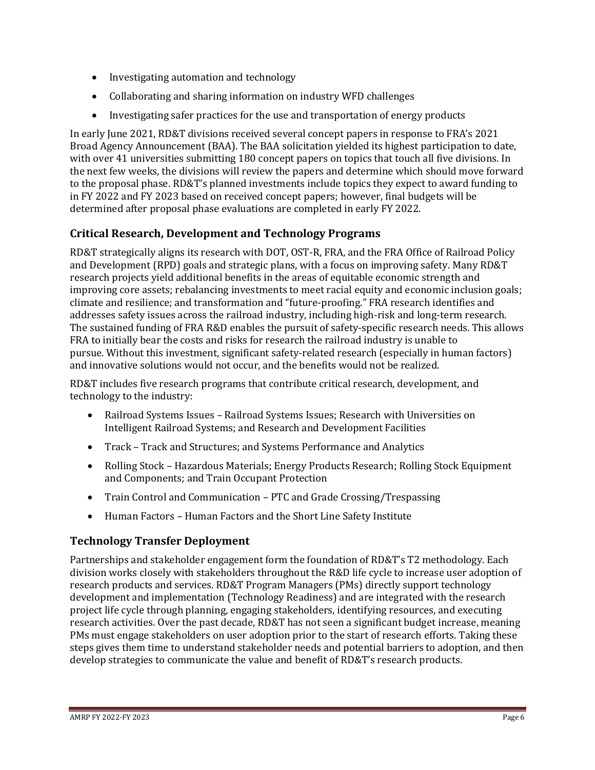- Investigating automation and technology
- Collaborating and sharing information on industry WFD challenges
- Investigating safer practices for the use and transportation of energy products

In early June 2021, RD&T divisions received several concept papers in response to FRA's 2021 Broad Agency Announcement (BAA). The BAA solicitation yielded its highest participation to date, with over 41 universities submitting 180 concept papers on topics that touch all five divisions. In the next few weeks, the divisions will review the papers and determine which should move forward to the proposal phase. RD&T's planned investments include topics they expect to award funding to in FY 2022 and FY 2023 based on received concept papers; however, final budgets will be determined after proposal phase evaluations are completed in early FY 2022.

## Critical Research, Development and Technology Programs

RD&T strategically aligns its research with DOT, OST-R, FRA, and the FRA Office of Railroad Policy and Development (RPD) goals and strategic plans, with a focus on improving safety. Many RD&T research projects yield additional benefits in the areas of equitable economic strength and improving core assets; rebalancing investments to meet racial equity and economic inclusion goals; climate and resilience; and transformation and "future-proofing." FRA research identifies and addresses safety issues across the railroad industry, including high-risk and long-term research. The sustained funding of FRA R&D enables the pursuit of safety-specific research needs. This allows FRA to initially bear the costs and risks for research the railroad industry is unable to pursue. Without this investment, significant safety-related research (especially in human factors) and innovative solutions would not occur, and the benefits would not be realized.

RD&T includes five research programs that contribute critical research, development, and technology to the industry:

- Railroad Systems Issues – Railroad Systems Issues; Research with Universities on Intelligent Railroad Systems; and Research and Development Facilities
- Track – Track and Structures; and Systems Performance and Analytics
- Rolling Stock – Hazardous Materials; Energy Products Research; Rolling Stock Equipment and Components; and Train Occupant Protection
- Train Control and Communication – PTC and Grade Crossing/Trespassing
- Human Factors – Human Factors and the Short Line Safety Institute

## Technology Transfer Deployment

Partnerships and stakeholder engagement form the foundation of RD&T's T2 methodology. Each division works closely with stakeholders throughout the R&D life cycle to increase user adoption of research products and services. RD&T Program Managers (PMs) directly support technology development and implementation (Technology Readiness) and are integrated with the research project life cycle through planning, engaging stakeholders, identifying resources, and executing research activities. Over the past decade, RD&T has not seen a significant budget increase, meaning PMs must engage stakeholders on user adoption prior to the start of research efforts. Taking these steps gives them time to understand stakeholder needs and potential barriers to adoption, and then develop strategies to communicate the value and benefit of RD&T's research products.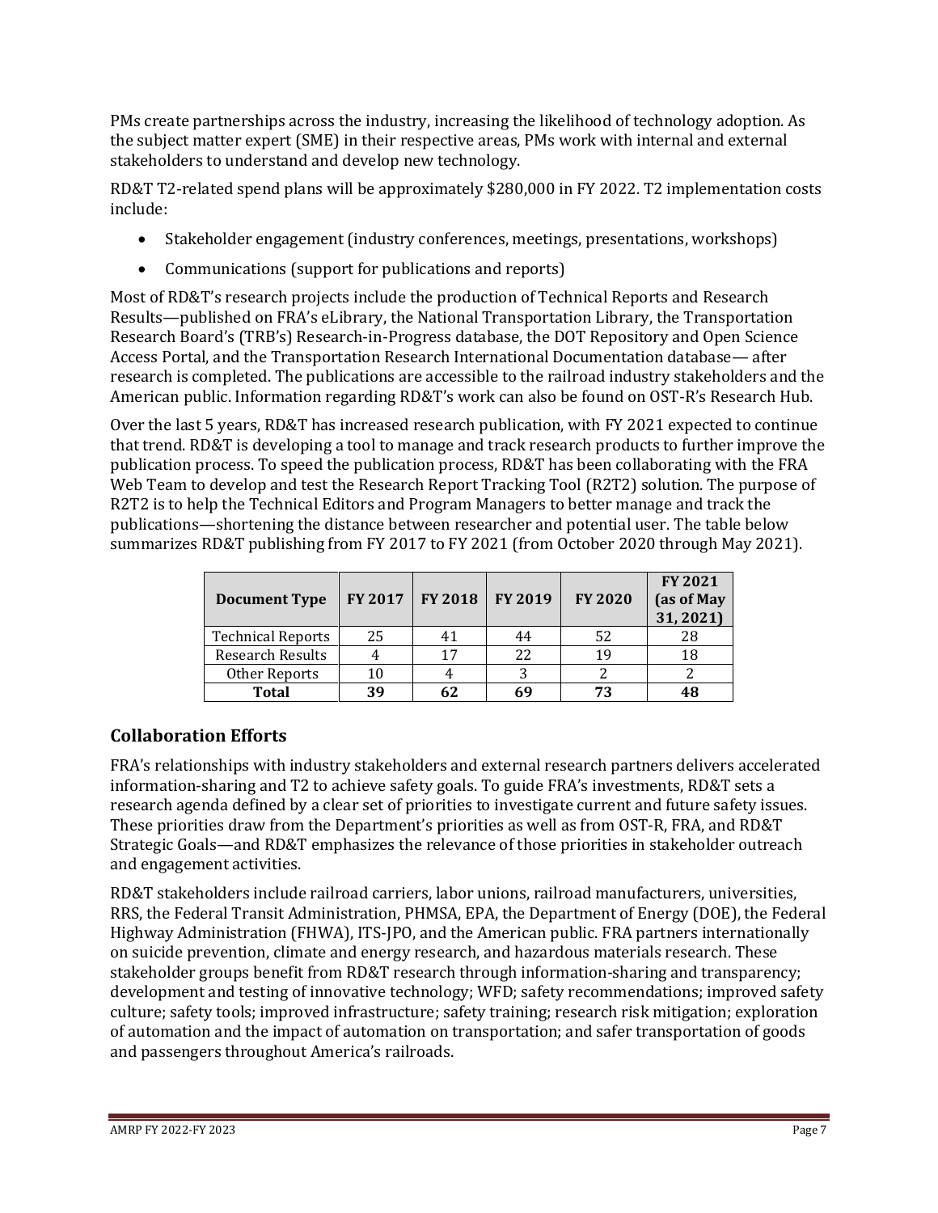PMs create partnerships across the industry, increasing the likelihood of technology adoption. As the subject matter expert (SME) in their respective areas, PMs work with internal and external stakeholders to understand and develop new technology.

RD&T T2-related spend plans will be approximately $280,000 in FY 2022. T2 implementation costs include:

- Stakeholder engagement (industry conferences, meetings, presentations, workshops)
- Communications (support for publications and reports)

Most of RD&T's research projects include the production of Technical Reports and Research Results—published on FRA's eLibrary, the National Transportation Library, the Transportation Research Board's (TRB's) Research-in-Progress database, the DOT Repository and Open Science Access Portal, and the Transportation Research International Documentation database— after research is completed. The publications are accessible to the railroad industry stakeholders and the American public. Information regarding RD&T's work can also be found on OST-R's Research Hub.

Over the last 5 years, RD&T has increased research publication, with FY 2021 expected to continue that trend. RD&T is developing a tool to manage and track research products to further improve the publication process. To speed the publication process, RD&T has been collaborating with the FRA Web Team to develop and test the Research Report Tracking Tool (R2T2) solution. The purpose of R2T2 is to help the Technical Editors and Program Managers to better manage and track the publications—shortening the distance between researcher and potential user. The table below summarizes RD&T publishing from FY 2017 to FY 2021 (from October 2020 through May 2021).

| Document Type | FY 2017 | FY 2018 | FY 2019 | FY 2020 | FY 2021 (as of May 31, 2021) |
|---|---|---|---|---|---|
| Technical Reports | 25 | 41 | 44 | 52 | 28 |
| Research Results | 4 | 17 | 22 | 19 | 18 |
| Other Reports | 10 | 4 | 3 | 2 | 2 |
| **Total** | **39** | **62** | **69** | **73** | **48** |

## Collaboration Efforts

FRA's relationships with industry stakeholders and external research partners delivers accelerated information-sharing and T2 to achieve safety goals. To guide FRA's investments, RD&T sets a research agenda defined by a clear set of priorities to investigate current and future safety issues. These priorities draw from the Department's priorities as well as from OST-R, FRA, and RD&T Strategic Goals—and RD&T emphasizes the relevance of those priorities in stakeholder outreach and engagement activities.

RD&T stakeholders include railroad carriers, labor unions, railroad manufacturers, universities, RRS, the Federal Transit Administration, PHMSA, EPA, the Department of Energy (DOE), the Federal Highway Administration (FHWA), ITS-JPO, and the American public. FRA partners internationally on suicide prevention, climate and energy research, and hazardous materials research. These stakeholder groups benefit from RD&T research through information-sharing and transparency; development and testing of innovative technology; WFD; safety recommendations; improved safety culture; safety tools; improved infrastructure; safety training; research risk mitigation; exploration of automation and the impact of automation on transportation; and safer transportation of goods and passengers throughout America's railroads.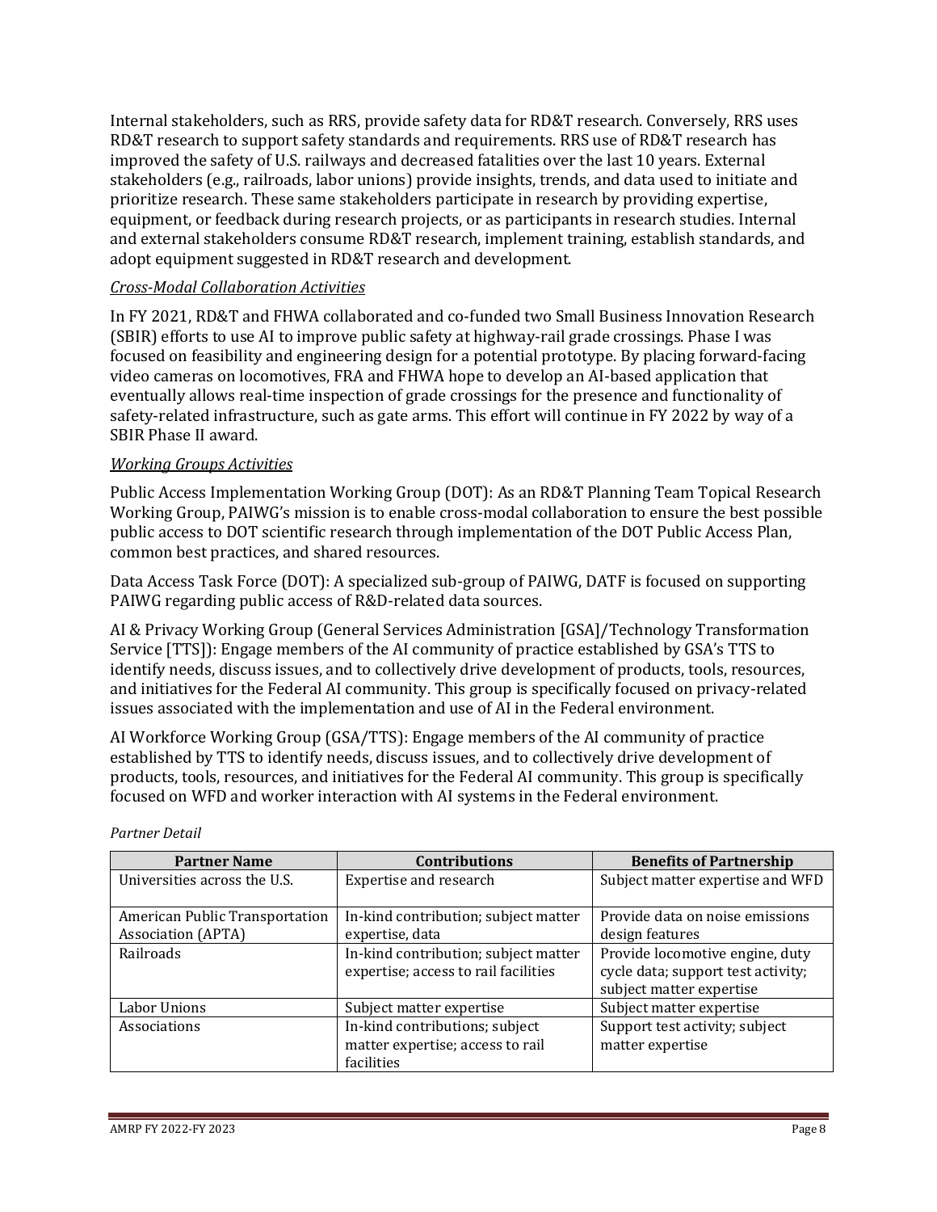Internal stakeholders, such as RRS, provide safety data for RD&T research. Conversely, RRS uses RD&T research to support safety standards and requirements. RRS use of RD&T research has improved the safety of U.S. railways and decreased fatalities over the last 10 years. External stakeholders (e.g., railroads, labor unions) provide insights, trends, and data used to initiate and prioritize research. These same stakeholders participate in research by providing expertise, equipment, or feedback during research projects, or as participants in research studies. Internal and external stakeholders consume RD&T research, implement training, establish standards, and adopt equipment suggested in RD&T research and development.

*Cross-Modal Collaboration Activities*

In FY 2021, RD&T and FHWA collaborated and co-funded two Small Business Innovation Research (SBIR) efforts to use AI to improve public safety at highway-rail grade crossings. Phase I was focused on feasibility and engineering design for a potential prototype. By placing forward-facing video cameras on locomotives, FRA and FHWA hope to develop an AI-based application that eventually allows real-time inspection of grade crossings for the presence and functionality of safety-related infrastructure, such as gate arms. This effort will continue in FY 2022 by way of a SBIR Phase II award.

*Working Groups Activities*

Public Access Implementation Working Group (DOT): As an RD&T Planning Team Topical Research Working Group, PAIWG's mission is to enable cross-modal collaboration to ensure the best possible public access to DOT scientific research through implementation of the DOT Public Access Plan, common best practices, and shared resources.

Data Access Task Force (DOT): A specialized sub-group of PAIWG, DATF is focused on supporting PAIWG regarding public access of R&D-related data sources.

AI & Privacy Working Group (General Services Administration [GSA]/Technology Transformation Service [TTS]): Engage members of the AI community of practice established by GSA's TTS to identify needs, discuss issues, and to collectively drive development of products, tools, resources, and initiatives for the Federal AI community. This group is specifically focused on privacy-related issues associated with the implementation and use of AI in the Federal environment.

AI Workforce Working Group (GSA/TTS): Engage members of the AI community of practice established by TTS to identify needs, discuss issues, and to collectively drive development of products, tools, resources, and initiatives for the Federal AI community. This group is specifically focused on WFD and worker interaction with AI systems in the Federal environment.

*Partner Detail*

| Partner Name | Contributions | Benefits of Partnership |
|---|---|---|
| Universities across the U.S. | Expertise and research | Subject matter expertise and WFD |
| American Public Transportation Association (APTA) | In-kind contribution; subject matter expertise, data | Provide data on noise emissions design features |
| Railroads | In-kind contribution; subject matter expertise; access to rail facilities | Provide locomotive engine, duty cycle data; support test activity; subject matter expertise |
| Labor Unions | Subject matter expertise | Subject matter expertise |
| Associations | In-kind contributions; subject matter expertise; access to rail facilities | Support test activity; subject matter expertise |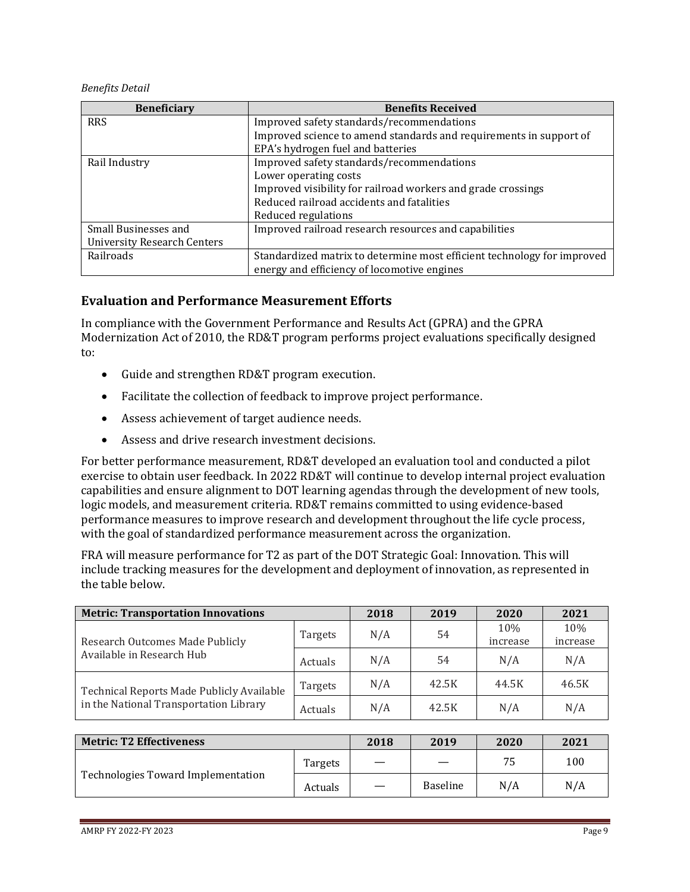*Benefits Detail*

| Beneficiary | Benefits Received |
|---|---|
| RRS | Improved safety standards/recommendations<br>Improved science to amend standards and requirements in support of EPA's hydrogen fuel and batteries |
| Rail Industry | Improved safety standards/recommendations<br>Lower operating costs<br>Improved visibility for railroad workers and grade crossings<br>Reduced railroad accidents and fatalities<br>Reduced regulations |
| Small Businesses and University Research Centers | Improved railroad research resources and capabilities |
| Railroads | Standardized matrix to determine most efficient technology for improved energy and efficiency of locomotive engines |

## Evaluation and Performance Measurement Efforts

In compliance with the Government Performance and Results Act (GPRA) and the GPRA Modernization Act of 2010, the RD&T program performs project evaluations specifically designed to:

- Guide and strengthen RD&T program execution.
- Facilitate the collection of feedback to improve project performance.
- Assess achievement of target audience needs.
- Assess and drive research investment decisions.

For better performance measurement, RD&T developed an evaluation tool and conducted a pilot exercise to obtain user feedback. In 2022 RD&T will continue to develop internal project evaluation capabilities and ensure alignment to DOT learning agendas through the development of new tools, logic models, and measurement criteria. RD&T remains committed to using evidence-based performance measures to improve research and development throughout the life cycle process, with the goal of standardized performance measurement across the organization.

FRA will measure performance for T2 as part of the DOT Strategic Goal: Innovation. This will include tracking measures for the development and deployment of innovation, as represented in the table below.

| Metric: Transportation Innovations | | 2018 | 2019 | 2020 | 2021 |
|---|---|---|---|---|---|
| Research Outcomes Made Publicly Available in Research Hub | Targets | N/A | 54 | 10% increase | 10% increase |
| | Actuals | N/A | 54 | N/A | N/A |
| Technical Reports Made Publicly Available in the National Transportation Library | Targets | N/A | 42.5K | 44.5K | 46.5K |
| | Actuals | N/A | 42.5K | N/A | N/A |

| Metric: T2 Effectiveness | | 2018 | 2019 | 2020 | 2021 |
|---|---|---|---|---|---|
| Technologies Toward Implementation | Targets | — | — | 75 | 100 |
| | Actuals | — | Baseline | N/A | N/A |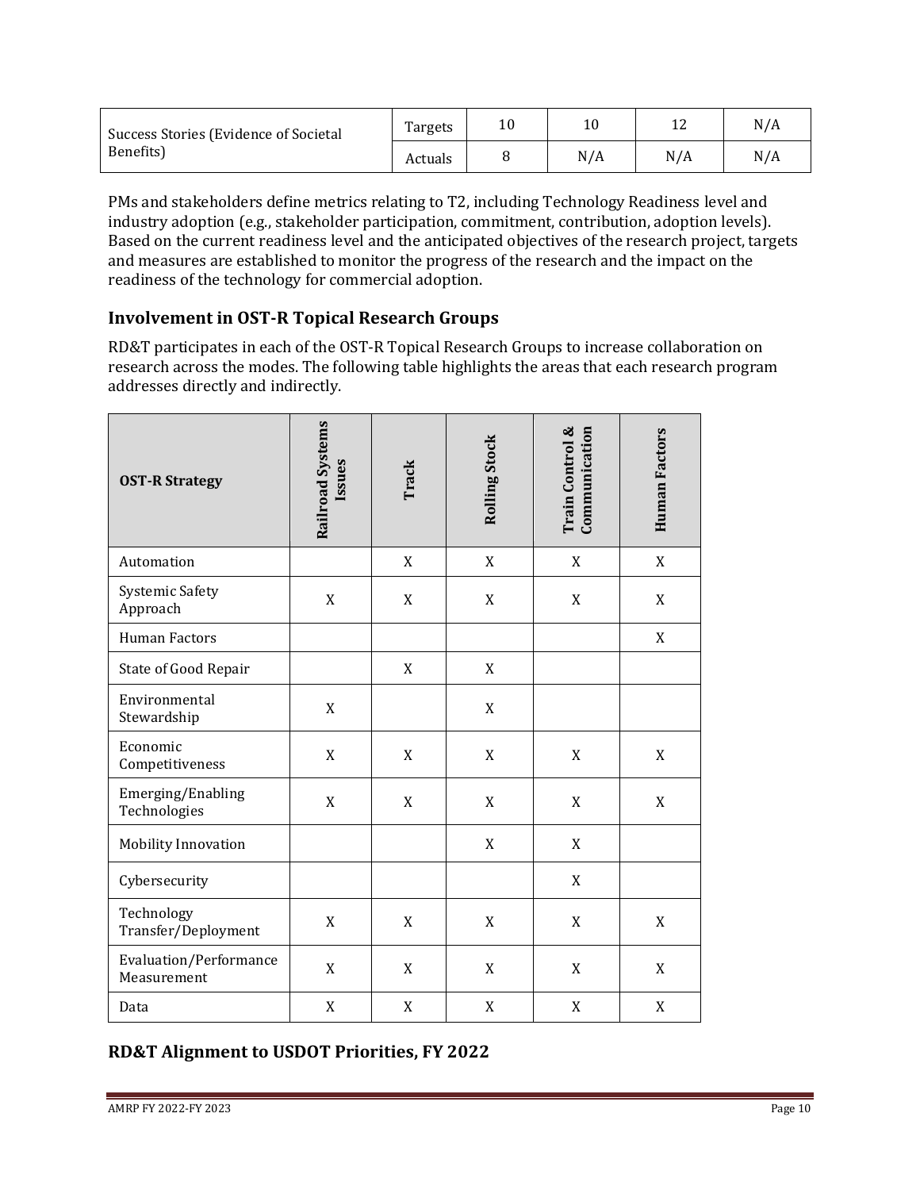| Success Stories (Evidence of Societal Benefits) | Targets | 10 | 10 | 12 | N/A |
|---|---|---|---|---|---|
| | Actuals | 8 | N/A | N/A | N/A |

PMs and stakeholders define metrics relating to T2, including Technology Readiness level and industry adoption (e.g., stakeholder participation, commitment, contribution, adoption levels). Based on the current readiness level and the anticipated objectives of the research project, targets and measures are established to monitor the progress of the research and the impact on the readiness of the technology for commercial adoption.

## Involvement in OST-R Topical Research Groups

RD&T participates in each of the OST-R Topical Research Groups to increase collaboration on research across the modes. The following table highlights the areas that each research program addresses directly and indirectly.

| OST-R Strategy | Railroad Systems Issues | Track | Rolling Stock | Train Control & Communication | Human Factors |
|---|---|---|---|---|---|
| Automation | | X | X | X | X |
| Systemic Safety Approach | X | X | X | X | X |
| Human Factors | | | | | X |
| State of Good Repair | | X | X | | |
| Environmental Stewardship | X | | X | | |
| Economic Competitiveness | X | X | X | X | X |
| Emerging/Enabling Technologies | X | X | X | X | X |
| Mobility Innovation | | | X | X | |
| Cybersecurity | | | | X | |
| Technology Transfer/Deployment | X | X | X | X | X |
| Evaluation/Performance Measurement | X | X | X | X | X |
| Data | X | X | X | X | X |

## RD&T Alignment to USDOT Priorities, FY 2022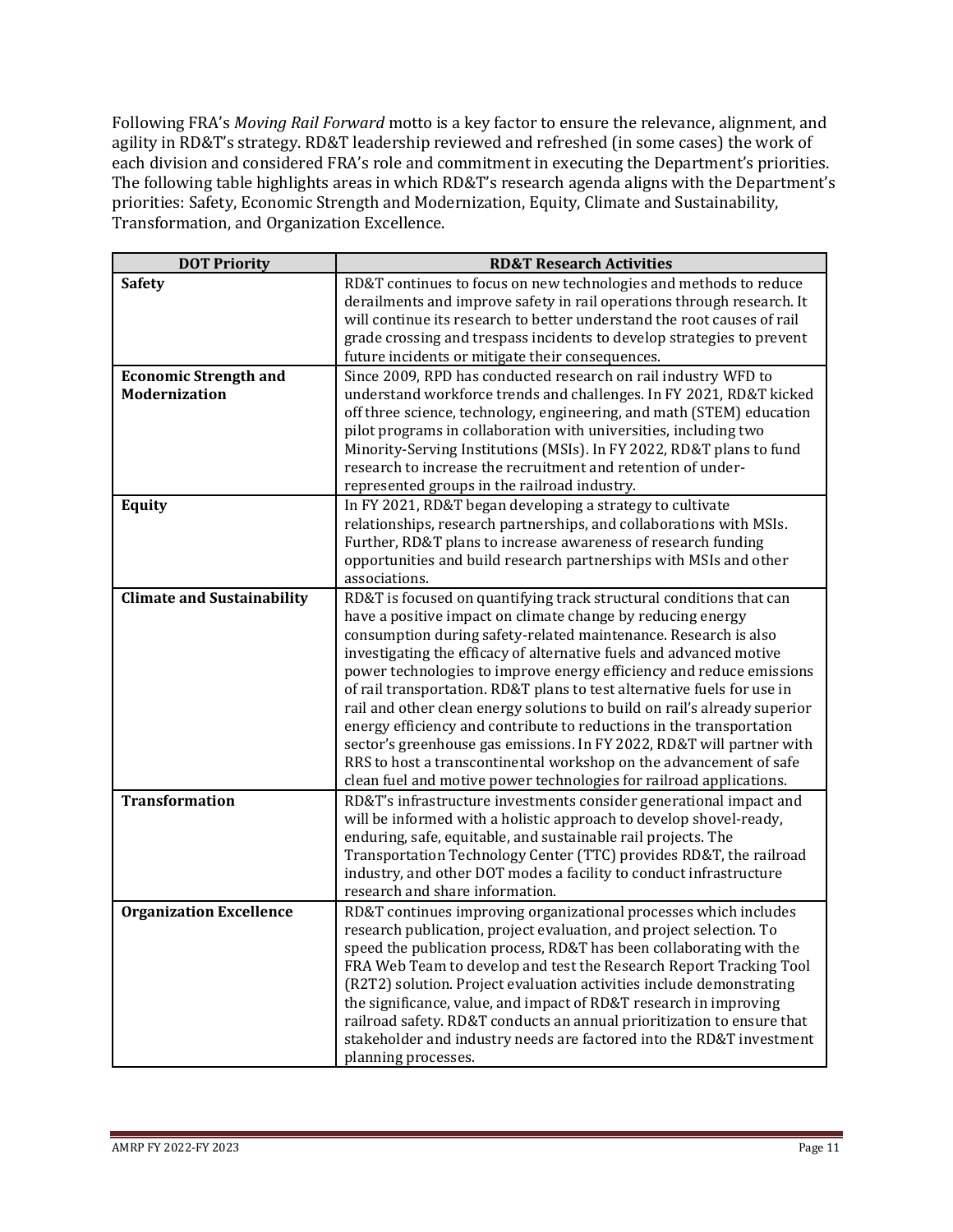Following FRA's *Moving Rail Forward* motto is a key factor to ensure the relevance, alignment, and agility in RD&T's strategy. RD&T leadership reviewed and refreshed (in some cases) the work of each division and considered FRA's role and commitment in executing the Department's priorities. The following table highlights areas in which RD&T's research agenda aligns with the Department's priorities: Safety, Economic Strength and Modernization, Equity, Climate and Sustainability, Transformation, and Organization Excellence.

| DOT Priority | RD&T Research Activities |
|---|---|
| **Safety** | RD&T continues to focus on new technologies and methods to reduce derailments and improve safety in rail operations through research. It will continue its research to better understand the root causes of rail grade crossing and trespass incidents to develop strategies to prevent future incidents or mitigate their consequences. |
| **Economic Strength and Modernization** | Since 2009, RPD has conducted research on rail industry WFD to understand workforce trends and challenges. In FY 2021, RD&T kicked off three science, technology, engineering, and math (STEM) education pilot programs in collaboration with universities, including two Minority-Serving Institutions (MSIs). In FY 2022, RD&T plans to fund research to increase the recruitment and retention of under-represented groups in the railroad industry. |
| **Equity** | In FY 2021, RD&T began developing a strategy to cultivate relationships, research partnerships, and collaborations with MSIs. Further, RD&T plans to increase awareness of research funding opportunities and build research partnerships with MSIs and other associations. |
| **Climate and Sustainability** | RD&T is focused on quantifying track structural conditions that can have a positive impact on climate change by reducing energy consumption during safety-related maintenance. Research is also investigating the efficacy of alternative fuels and advanced motive power technologies to improve energy efficiency and reduce emissions of rail transportation. RD&T plans to test alternative fuels for use in rail and other clean energy solutions to build on rail's already superior energy efficiency and contribute to reductions in the transportation sector's greenhouse gas emissions. In FY 2022, RD&T will partner with RRS to host a transcontinental workshop on the advancement of safe clean fuel and motive power technologies for railroad applications. |
| **Transformation** | RD&T's infrastructure investments consider generational impact and will be informed with a holistic approach to develop shovel-ready, enduring, safe, equitable, and sustainable rail projects. The Transportation Technology Center (TTC) provides RD&T, the railroad industry, and other DOT modes a facility to conduct infrastructure research and share information. |
| **Organization Excellence** | RD&T continues improving organizational processes which includes research publication, project evaluation, and project selection. To speed the publication process, RD&T has been collaborating with the FRA Web Team to develop and test the Research Report Tracking Tool (R2T2) solution. Project evaluation activities include demonstrating the significance, value, and impact of RD&T research in improving railroad safety. RD&T conducts an annual prioritization to ensure that stakeholder and industry needs are factored into the RD&T investment planning processes. |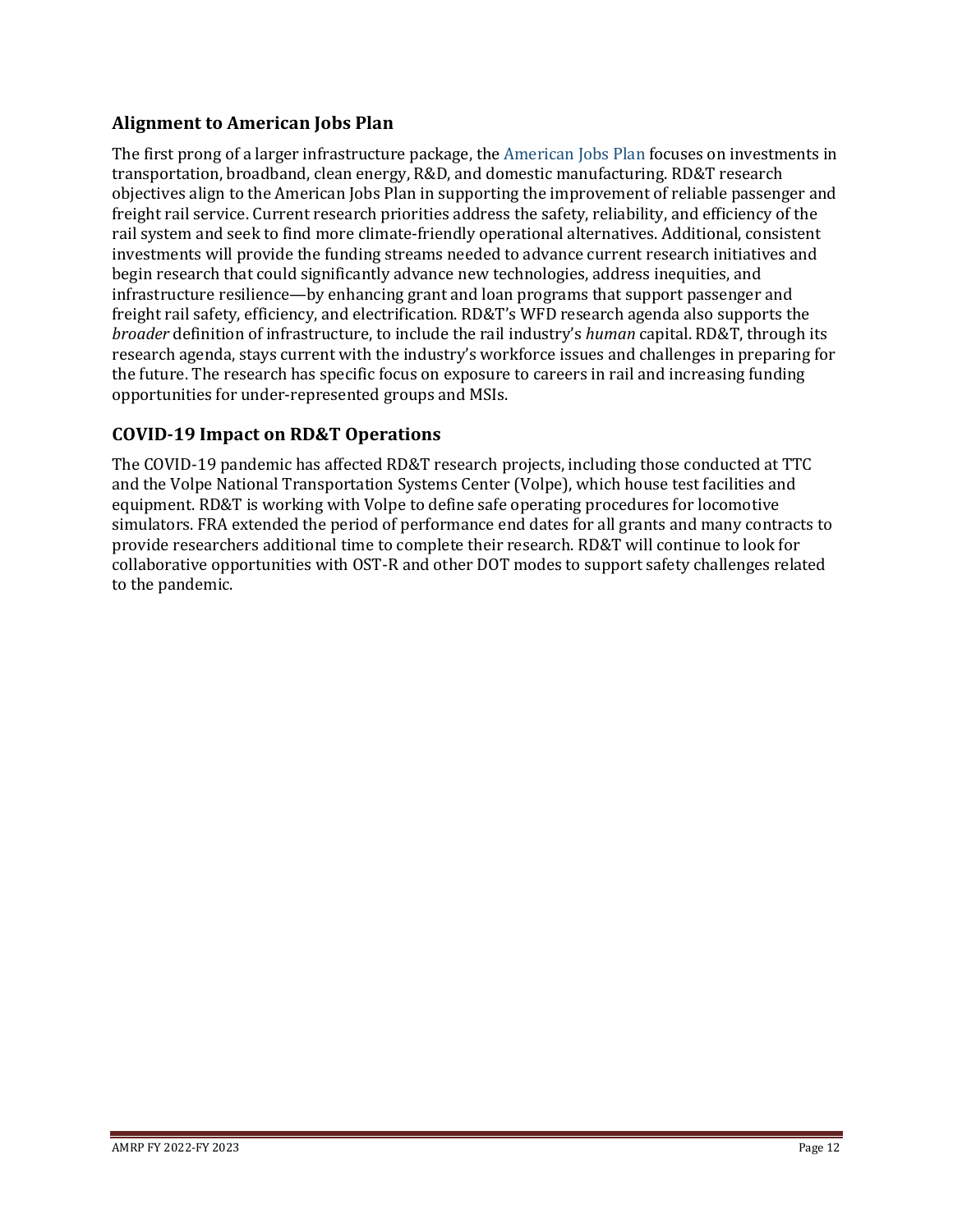## Alignment to American Jobs Plan

The first prong of a larger infrastructure package, the American Jobs Plan focuses on investments in transportation, broadband, clean energy, R&D, and domestic manufacturing. RD&T research objectives align to the American Jobs Plan in supporting the improvement of reliable passenger and freight rail service. Current research priorities address the safety, reliability, and efficiency of the rail system and seek to find more climate-friendly operational alternatives. Additional, consistent investments will provide the funding streams needed to advance current research initiatives and begin research that could significantly advance new technologies, address inequities, and infrastructure resilience—by enhancing grant and loan programs that support passenger and freight rail safety, efficiency, and electrification. RD&T's WFD research agenda also supports the *broader* definition of infrastructure, to include the rail industry's *human* capital. RD&T, through its research agenda, stays current with the industry's workforce issues and challenges in preparing for the future. The research has specific focus on exposure to careers in rail and increasing funding opportunities for under-represented groups and MSIs.

## COVID-19 Impact on RD&T Operations

The COVID-19 pandemic has affected RD&T research projects, including those conducted at TTC and the Volpe National Transportation Systems Center (Volpe), which house test facilities and equipment. RD&T is working with Volpe to define safe operating procedures for locomotive simulators. FRA extended the period of performance end dates for all grants and many contracts to provide researchers additional time to complete their research. RD&T will continue to look for collaborative opportunities with OST-R and other DOT modes to support safety challenges related to the pandemic.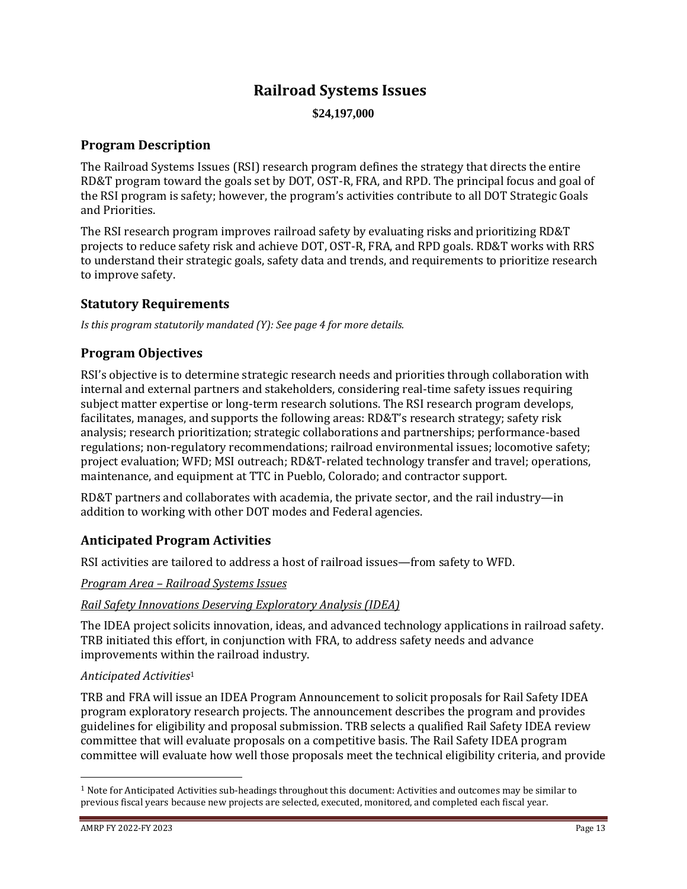# Railroad Systems Issues

**$24,197,000**

## Program Description

The Railroad Systems Issues (RSI) research program defines the strategy that directs the entire RD&T program toward the goals set by DOT, OST-R, FRA, and RPD. The principal focus and goal of the RSI program is safety; however, the program's activities contribute to all DOT Strategic Goals and Priorities.

The RSI research program improves railroad safety by evaluating risks and prioritizing RD&T projects to reduce safety risk and achieve DOT, OST-R, FRA, and RPD goals. RD&T works with RRS to understand their strategic goals, safety data and trends, and requirements to prioritize research to improve safety.

## Statutory Requirements

*Is this program statutorily mandated (Y): See page 4 for more details.*

## Program Objectives

RSI's objective is to determine strategic research needs and priorities through collaboration with internal and external partners and stakeholders, considering real-time safety issues requiring subject matter expertise or long-term research solutions. The RSI research program develops, facilitates, manages, and supports the following areas: RD&T's research strategy; safety risk analysis; research prioritization; strategic collaborations and partnerships; performance-based regulations; non-regulatory recommendations; railroad environmental issues; locomotive safety; project evaluation; WFD; MSI outreach; RD&T-related technology transfer and travel; operations, maintenance, and equipment at TTC in Pueblo, Colorado; and contractor support.

RD&T partners and collaborates with academia, the private sector, and the rail industry—in addition to working with other DOT modes and Federal agencies.

## Anticipated Program Activities

RSI activities are tailored to address a host of railroad issues—from safety to WFD.

<u>*Program Area – Railroad Systems Issues*</u>

<u>*Rail Safety Innovations Deserving Exploratory Analysis (IDEA)*</u>

The IDEA project solicits innovation, ideas, and advanced technology applications in railroad safety. TRB initiated this effort, in conjunction with FRA, to address safety needs and advance improvements within the railroad industry.

*Anticipated Activities*[1]

TRB and FRA will issue an IDEA Program Announcement to solicit proposals for Rail Safety IDEA program exploratory research projects. The announcement describes the program and provides guidelines for eligibility and proposal submission. TRB selects a qualified Rail Safety IDEA review committee that will evaluate proposals on a competitive basis. The Rail Safety IDEA program committee will evaluate how well those proposals meet the technical eligibility criteria, and provide

[1] Note for Anticipated Activities sub-headings throughout this document: Activities and outcomes may be similar to previous fiscal years because new projects are selected, executed, monitored, and completed each fiscal year.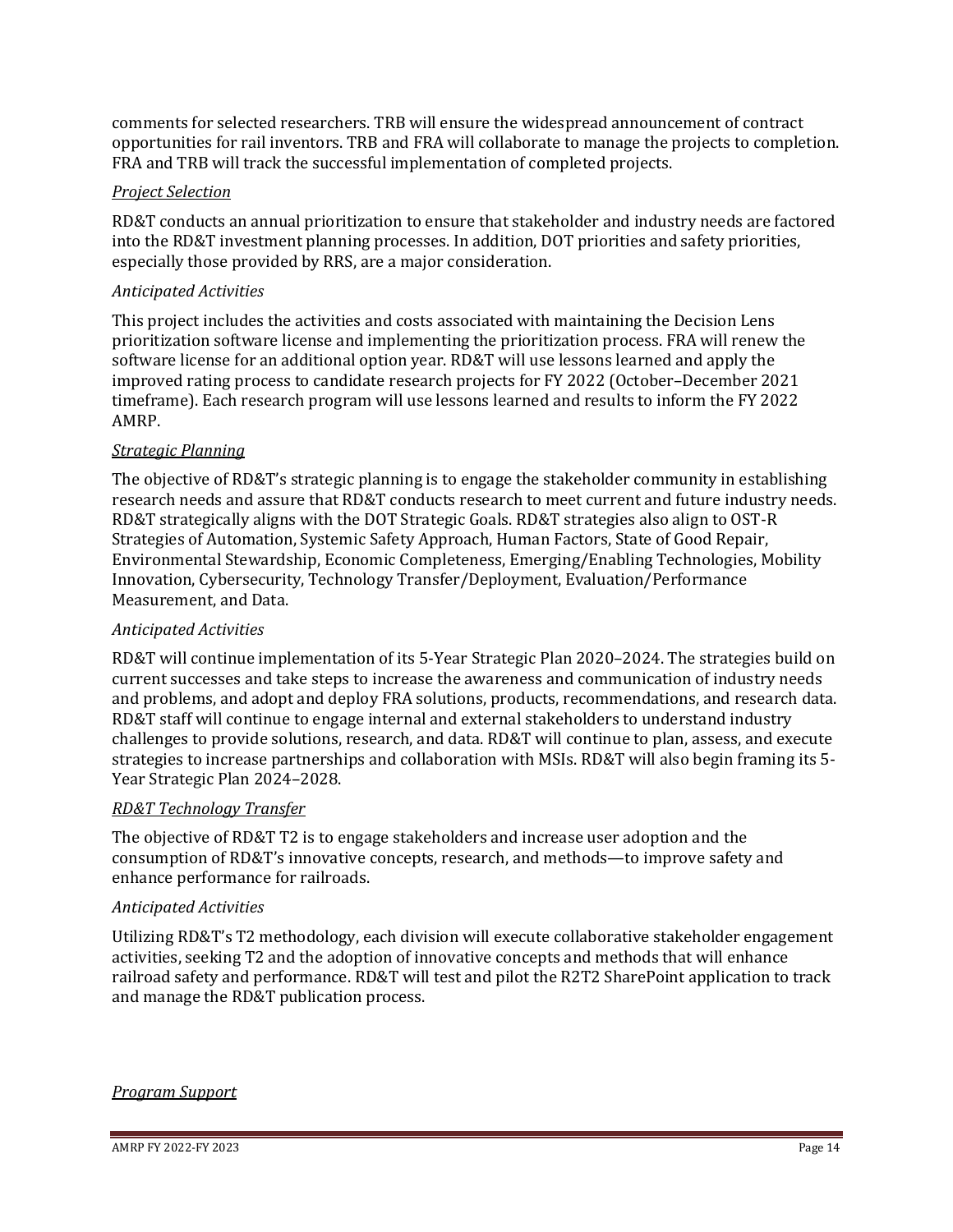comments for selected researchers. TRB will ensure the widespread announcement of contract opportunities for rail inventors. TRB and FRA will collaborate to manage the projects to completion. FRA and TRB will track the successful implementation of completed projects.

*<u>Project Selection</u>*

RD&T conducts an annual prioritization to ensure that stakeholder and industry needs are factored into the RD&T investment planning processes. In addition, DOT priorities and safety priorities, especially those provided by RRS, are a major consideration.

*Anticipated Activities*

This project includes the activities and costs associated with maintaining the Decision Lens prioritization software license and implementing the prioritization process. FRA will renew the software license for an additional option year. RD&T will use lessons learned and apply the improved rating process to candidate research projects for FY 2022 (October–December 2021 timeframe). Each research program will use lessons learned and results to inform the FY 2022 AMRP.

*<u>Strategic Planning</u>*

The objective of RD&T's strategic planning is to engage the stakeholder community in establishing research needs and assure that RD&T conducts research to meet current and future industry needs. RD&T strategically aligns with the DOT Strategic Goals. RD&T strategies also align to OST-R Strategies of Automation, Systemic Safety Approach, Human Factors, State of Good Repair, Environmental Stewardship, Economic Completeness, Emerging/Enabling Technologies, Mobility Innovation, Cybersecurity, Technology Transfer/Deployment, Evaluation/Performance Measurement, and Data.

*Anticipated Activities*

RD&T will continue implementation of its 5-Year Strategic Plan 2020–2024. The strategies build on current successes and take steps to increase the awareness and communication of industry needs and problems, and adopt and deploy FRA solutions, products, recommendations, and research data. RD&T staff will continue to engage internal and external stakeholders to understand industry challenges to provide solutions, research, and data. RD&T will continue to plan, assess, and execute strategies to increase partnerships and collaboration with MSIs. RD&T will also begin framing its 5-Year Strategic Plan 2024–2028.

*<u>RD&T Technology Transfer</u>*

The objective of RD&T T2 is to engage stakeholders and increase user adoption and the consumption of RD&T's innovative concepts, research, and methods—to improve safety and enhance performance for railroads.

*Anticipated Activities*

Utilizing RD&T's T2 methodology, each division will execute collaborative stakeholder engagement activities, seeking T2 and the adoption of innovative concepts and methods that will enhance railroad safety and performance. RD&T will test and pilot the R2T2 SharePoint application to track and manage the RD&T publication process.

*<u>Program Support</u>*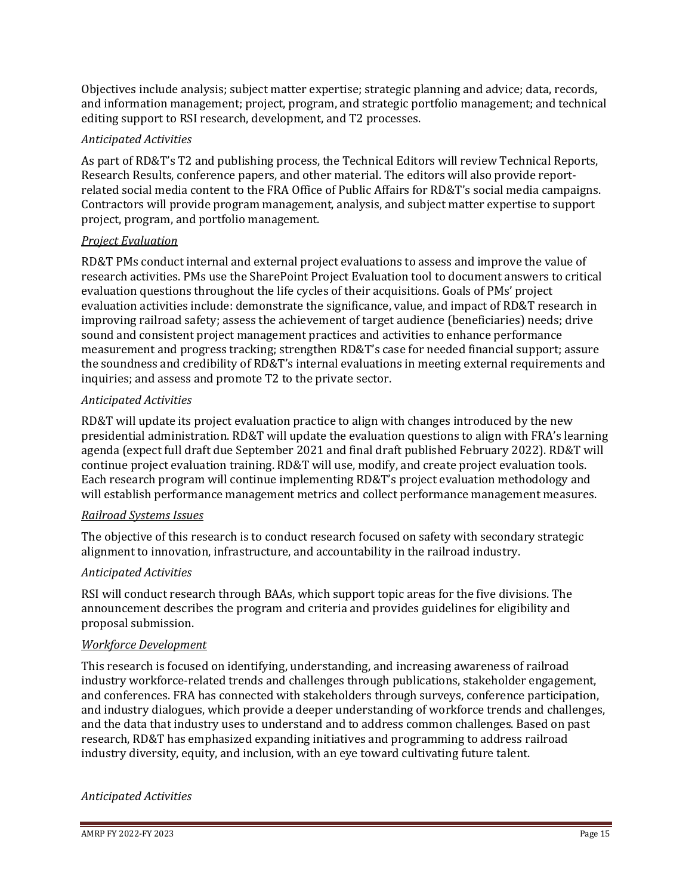Objectives include analysis; subject matter expertise; strategic planning and advice; data, records, and information management; project, program, and strategic portfolio management; and technical editing support to RSI research, development, and T2 processes.

*Anticipated Activities*

As part of RD&T's T2 and publishing process, the Technical Editors will review Technical Reports, Research Results, conference papers, and other material. The editors will also provide report-related social media content to the FRA Office of Public Affairs for RD&T's social media campaigns. Contractors will provide program management, analysis, and subject matter expertise to support project, program, and portfolio management.

*<u>Project Evaluation</u>*

RD&T PMs conduct internal and external project evaluations to assess and improve the value of research activities. PMs use the SharePoint Project Evaluation tool to document answers to critical evaluation questions throughout the life cycles of their acquisitions. Goals of PMs' project evaluation activities include: demonstrate the significance, value, and impact of RD&T research in improving railroad safety; assess the achievement of target audience (beneficiaries) needs; drive sound and consistent project management practices and activities to enhance performance measurement and progress tracking; strengthen RD&T's case for needed financial support; assure the soundness and credibility of RD&T's internal evaluations in meeting external requirements and inquiries; and assess and promote T2 to the private sector.

*Anticipated Activities*

RD&T will update its project evaluation practice to align with changes introduced by the new presidential administration. RD&T will update the evaluation questions to align with FRA's learning agenda (expect full draft due September 2021 and final draft published February 2022). RD&T will continue project evaluation training. RD&T will use, modify, and create project evaluation tools. Each research program will continue implementing RD&T's project evaluation methodology and will establish performance management metrics and collect performance management measures.

*<u>Railroad Systems Issues</u>*

The objective of this research is to conduct research focused on safety with secondary strategic alignment to innovation, infrastructure, and accountability in the railroad industry.

*Anticipated Activities*

RSI will conduct research through BAAs, which support topic areas for the five divisions. The announcement describes the program and criteria and provides guidelines for eligibility and proposal submission.

*<u>Workforce Development</u>*

This research is focused on identifying, understanding, and increasing awareness of railroad industry workforce-related trends and challenges through publications, stakeholder engagement, and conferences. FRA has connected with stakeholders through surveys, conference participation, and industry dialogues, which provide a deeper understanding of workforce trends and challenges, and the data that industry uses to understand and to address common challenges. Based on past research, RD&T has emphasized expanding initiatives and programming to address railroad industry diversity, equity, and inclusion, with an eye toward cultivating future talent.

*Anticipated Activities*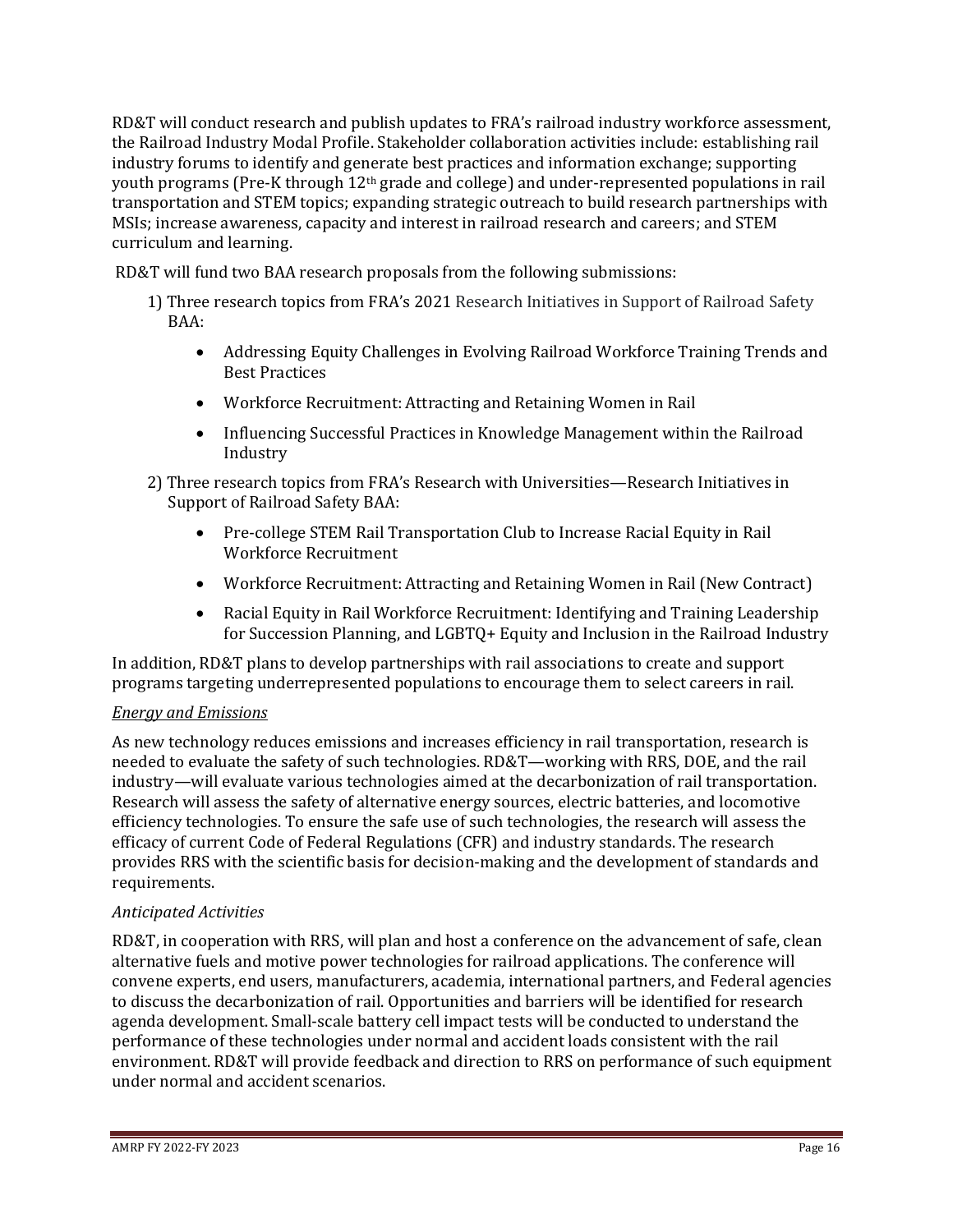RD&T will conduct research and publish updates to FRA's railroad industry workforce assessment, the Railroad Industry Modal Profile. Stakeholder collaboration activities include: establishing rail industry forums to identify and generate best practices and information exchange; supporting youth programs (Pre-K through 12th grade and college) and under-represented populations in rail transportation and STEM topics; expanding strategic outreach to build research partnerships with MSIs; increase awareness, capacity and interest in railroad research and careers; and STEM curriculum and learning.

RD&T will fund two BAA research proposals from the following submissions:

1) Three research topics from FRA's 2021 Research Initiatives in Support of Railroad Safety BAA:
    - Addressing Equity Challenges in Evolving Railroad Workforce Training Trends and Best Practices
    - Workforce Recruitment: Attracting and Retaining Women in Rail
    - Influencing Successful Practices in Knowledge Management within the Railroad Industry
2) Three research topics from FRA's Research with Universities—Research Initiatives in Support of Railroad Safety BAA:
    - Pre-college STEM Rail Transportation Club to Increase Racial Equity in Rail Workforce Recruitment
    - Workforce Recruitment: Attracting and Retaining Women in Rail (New Contract)
    - Racial Equity in Rail Workforce Recruitment: Identifying and Training Leadership for Succession Planning, and LGBTQ+ Equity and Inclusion in the Railroad Industry

In addition, RD&T plans to develop partnerships with rail associations to create and support programs targeting underrepresented populations to encourage them to select careers in rail.

*Energy and Emissions*

As new technology reduces emissions and increases efficiency in rail transportation, research is needed to evaluate the safety of such technologies. RD&T—working with RRS, DOE, and the rail industry—will evaluate various technologies aimed at the decarbonization of rail transportation. Research will assess the safety of alternative energy sources, electric batteries, and locomotive efficiency technologies. To ensure the safe use of such technologies, the research will assess the efficacy of current Code of Federal Regulations (CFR) and industry standards. The research provides RRS with the scientific basis for decision-making and the development of standards and requirements.

*Anticipated Activities*

RD&T, in cooperation with RRS, will plan and host a conference on the advancement of safe, clean alternative fuels and motive power technologies for railroad applications. The conference will convene experts, end users, manufacturers, academia, international partners, and Federal agencies to discuss the decarbonization of rail. Opportunities and barriers will be identified for research agenda development. Small-scale battery cell impact tests will be conducted to understand the performance of these technologies under normal and accident loads consistent with the rail environment. RD&T will provide feedback and direction to RRS on performance of such equipment under normal and accident scenarios.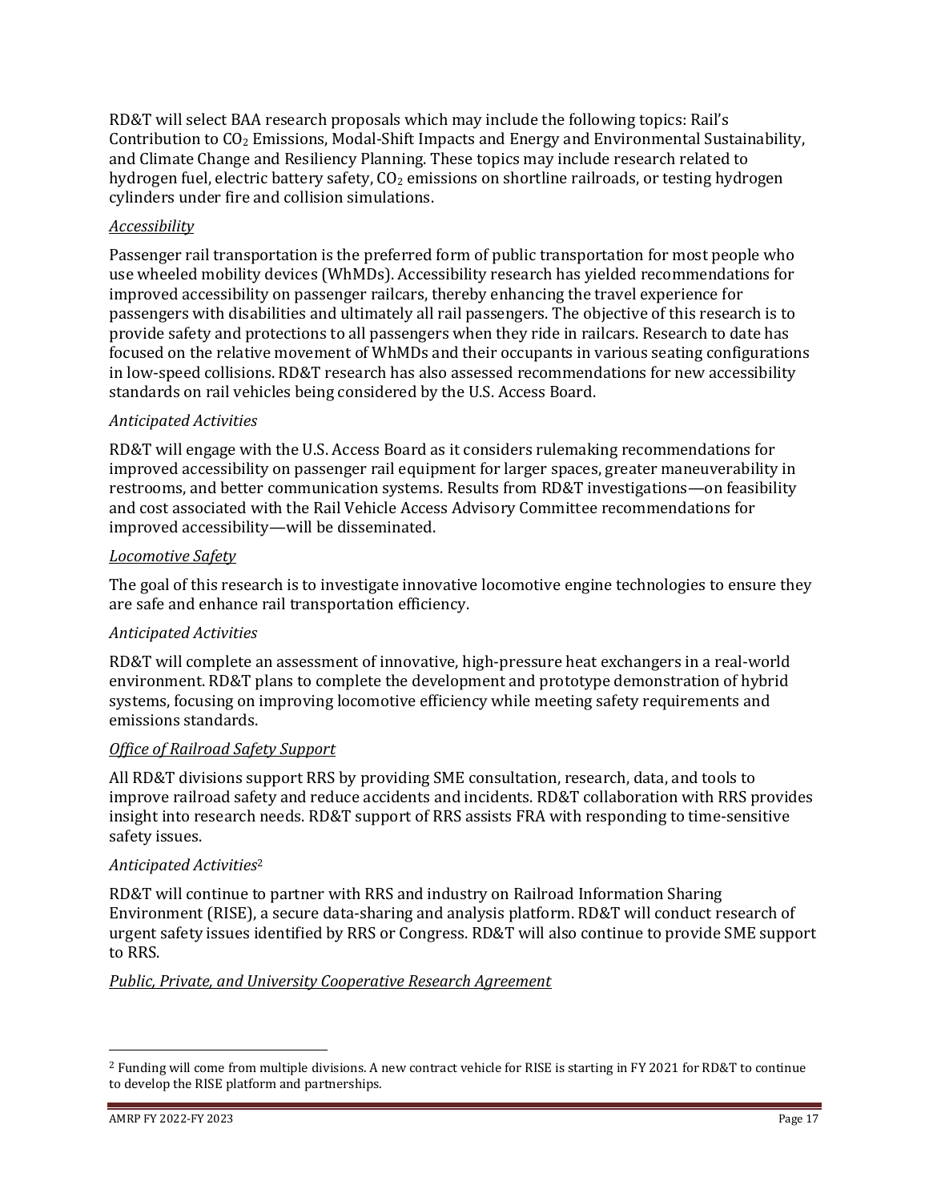RD&T will select BAA research proposals which may include the following topics: Rail's Contribution to $CO_2$ Emissions, Modal-Shift Impacts and Energy and Environmental Sustainability, and Climate Change and Resiliency Planning. These topics may include research related to hydrogen fuel, electric battery safety, $CO_2$ emissions on shortline railroads, or testing hydrogen cylinders under fire and collision simulations.

*Accessibility*

Passenger rail transportation is the preferred form of public transportation for most people who use wheeled mobility devices (WhMDs). Accessibility research has yielded recommendations for improved accessibility on passenger railcars, thereby enhancing the travel experience for passengers with disabilities and ultimately all rail passengers. The objective of this research is to provide safety and protections to all passengers when they ride in railcars. Research to date has focused on the relative movement of WhMDs and their occupants in various seating configurations in low-speed collisions. RD&T research has also assessed recommendations for new accessibility standards on rail vehicles being considered by the U.S. Access Board.

*Anticipated Activities*

RD&T will engage with the U.S. Access Board as it considers rulemaking recommendations for improved accessibility on passenger rail equipment for larger spaces, greater maneuverability in restrooms, and better communication systems. Results from RD&T investigations—on feasibility and cost associated with the Rail Vehicle Access Advisory Committee recommendations for improved accessibility—will be disseminated.

*Locomotive Safety*

The goal of this research is to investigate innovative locomotive engine technologies to ensure they are safe and enhance rail transportation efficiency.

*Anticipated Activities*

RD&T will complete an assessment of innovative, high-pressure heat exchangers in a real-world environment. RD&T plans to complete the development and prototype demonstration of hybrid systems, focusing on improving locomotive efficiency while meeting safety requirements and emissions standards.

*Office of Railroad Safety Support*

All RD&T divisions support RRS by providing SME consultation, research, data, and tools to improve railroad safety and reduce accidents and incidents. RD&T collaboration with RRS provides insight into research needs. RD&T support of RRS assists FRA with responding to time-sensitive safety issues.

*Anticipated Activities*[2]

RD&T will continue to partner with RRS and industry on Railroad Information Sharing Environment (RISE), a secure data-sharing and analysis platform. RD&T will conduct research of urgent safety issues identified by RRS or Congress. RD&T will also continue to provide SME support to RRS.

*Public, Private, and University Cooperative Research Agreement*

---

[2] Funding will come from multiple divisions. A new contract vehicle for RISE is starting in FY 2021 for RD&T to continue to develop the RISE platform and partnerships.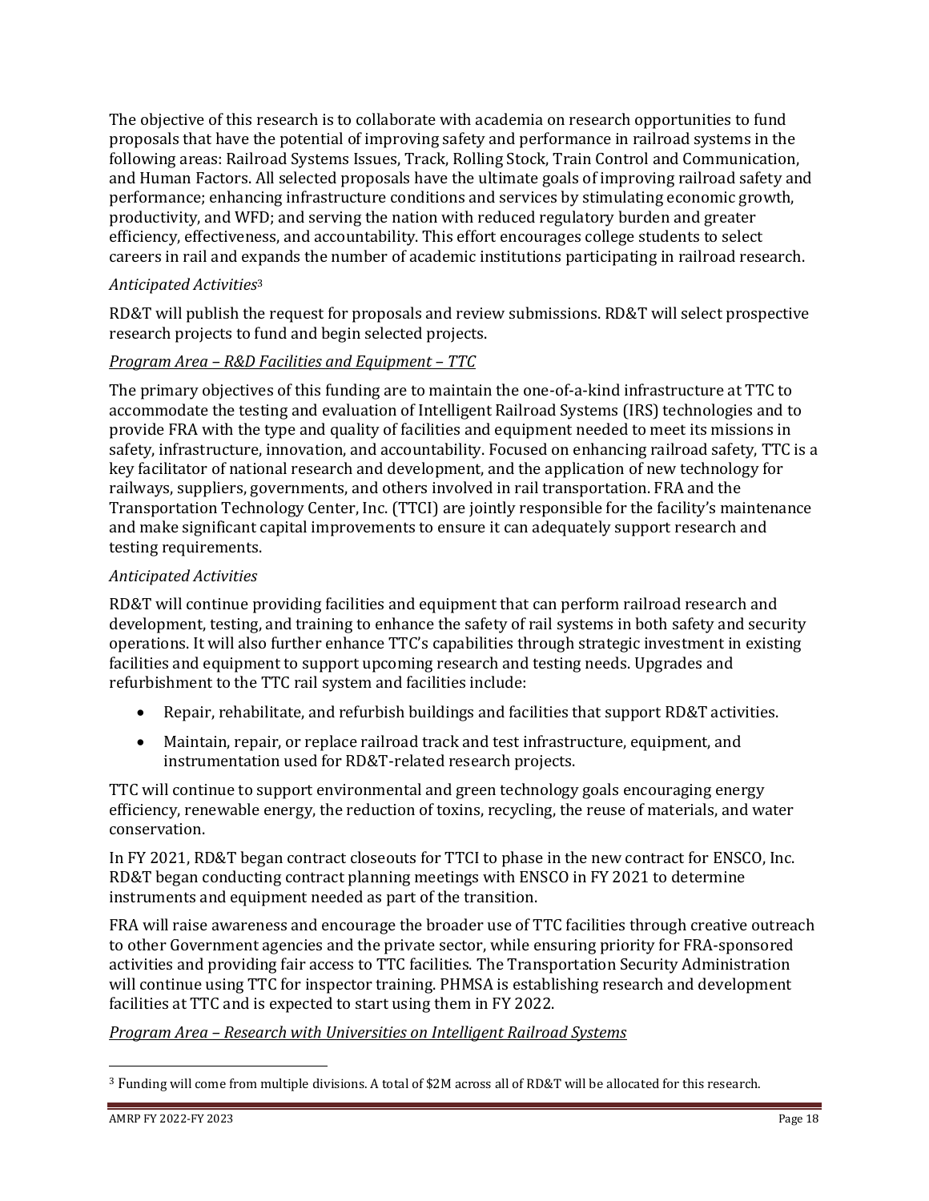The objective of this research is to collaborate with academia on research opportunities to fund proposals that have the potential of improving safety and performance in railroad systems in the following areas: Railroad Systems Issues, Track, Rolling Stock, Train Control and Communication, and Human Factors. All selected proposals have the ultimate goals of improving railroad safety and performance; enhancing infrastructure conditions and services by stimulating economic growth, productivity, and WFD; and serving the nation with reduced regulatory burden and greater efficiency, effectiveness, and accountability. This effort encourages college students to select careers in rail and expands the number of academic institutions participating in railroad research.

*Anticipated Activities*[3]

RD&T will publish the request for proposals and review submissions. RD&T will select prospective research projects to fund and begin selected projects.

*Program Area – R&D Facilities and Equipment – TTC*

The primary objectives of this funding are to maintain the one-of-a-kind infrastructure at TTC to accommodate the testing and evaluation of Intelligent Railroad Systems (IRS) technologies and to provide FRA with the type and quality of facilities and equipment needed to meet its missions in safety, infrastructure, innovation, and accountability. Focused on enhancing railroad safety, TTC is a key facilitator of national research and development, and the application of new technology for railways, suppliers, governments, and others involved in rail transportation. FRA and the Transportation Technology Center, Inc. (TTCI) are jointly responsible for the facility's maintenance and make significant capital improvements to ensure it can adequately support research and testing requirements.

*Anticipated Activities*

RD&T will continue providing facilities and equipment that can perform railroad research and development, testing, and training to enhance the safety of rail systems in both safety and security operations. It will also further enhance TTC's capabilities through strategic investment in existing facilities and equipment to support upcoming research and testing needs. Upgrades and refurbishment to the TTC rail system and facilities include:

- Repair, rehabilitate, and refurbish buildings and facilities that support RD&T activities.
- Maintain, repair, or replace railroad track and test infrastructure, equipment, and instrumentation used for RD&T-related research projects.

TTC will continue to support environmental and green technology goals encouraging energy efficiency, renewable energy, the reduction of toxins, recycling, the reuse of materials, and water conservation.

In FY 2021, RD&T began contract closeouts for TTCI to phase in the new contract for ENSCO, Inc. RD&T began conducting contract planning meetings with ENSCO in FY 2021 to determine instruments and equipment needed as part of the transition.

FRA will raise awareness and encourage the broader use of TTC facilities through creative outreach to other Government agencies and the private sector, while ensuring priority for FRA-sponsored activities and providing fair access to TTC facilities. The Transportation Security Administration will continue using TTC for inspector training. PHMSA is establishing research and development facilities at TTC and is expected to start using them in FY 2022.

*Program Area – Research with Universities on Intelligent Railroad Systems*

[3] Funding will come from multiple divisions. A total of $2M across all of RD&T will be allocated for this research.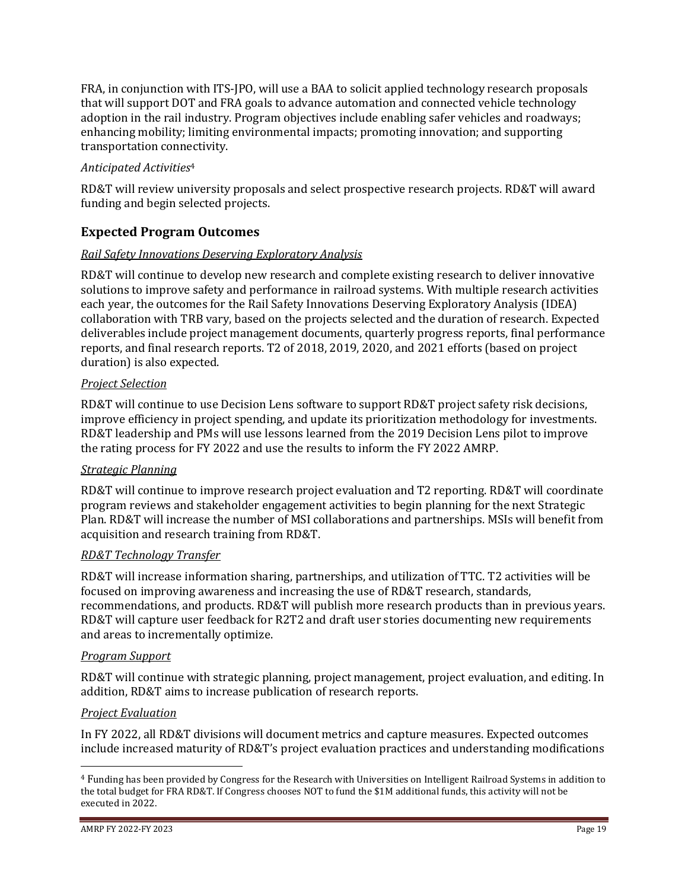FRA, in conjunction with ITS-JPO, will use a BAA to solicit applied technology research proposals that will support DOT and FRA goals to advance automation and connected vehicle technology adoption in the rail industry. Program objectives include enabling safer vehicles and roadways; enhancing mobility; limiting environmental impacts; promoting innovation; and supporting transportation connectivity.

*Anticipated Activities*[4]

RD&T will review university proposals and select prospective research projects. RD&T will award funding and begin selected projects.

## Expected Program Outcomes

*Rail Safety Innovations Deserving Exploratory Analysis*

RD&T will continue to develop new research and complete existing research to deliver innovative solutions to improve safety and performance in railroad systems. With multiple research activities each year, the outcomes for the Rail Safety Innovations Deserving Exploratory Analysis (IDEA) collaboration with TRB vary, based on the projects selected and the duration of research. Expected deliverables include project management documents, quarterly progress reports, final performance reports, and final research reports. T2 of 2018, 2019, 2020, and 2021 efforts (based on project duration) is also expected.

*Project Selection*

RD&T will continue to use Decision Lens software to support RD&T project safety risk decisions, improve efficiency in project spending, and update its prioritization methodology for investments. RD&T leadership and PMs will use lessons learned from the 2019 Decision Lens pilot to improve the rating process for FY 2022 and use the results to inform the FY 2022 AMRP.

*Strategic Planning*

RD&T will continue to improve research project evaluation and T2 reporting. RD&T will coordinate program reviews and stakeholder engagement activities to begin planning for the next Strategic Plan. RD&T will increase the number of MSI collaborations and partnerships. MSIs will benefit from acquisition and research training from RD&T.

*RD&T Technology Transfer*

RD&T will increase information sharing, partnerships, and utilization of TTC. T2 activities will be focused on improving awareness and increasing the use of RD&T research, standards, recommendations, and products. RD&T will publish more research products than in previous years. RD&T will capture user feedback for R2T2 and draft user stories documenting new requirements and areas to incrementally optimize.

*Program Support*

RD&T will continue with strategic planning, project management, project evaluation, and editing. In addition, RD&T aims to increase publication of research reports.

*Project Evaluation*

In FY 2022, all RD&T divisions will document metrics and capture measures. Expected outcomes include increased maturity of RD&T's project evaluation practices and understanding modifications

[4] Funding has been provided by Congress for the Research with Universities on Intelligent Railroad Systems in addition to the total budget for FRA RD&T. If Congress chooses NOT to fund the $1M additional funds, this activity will not be executed in 2022.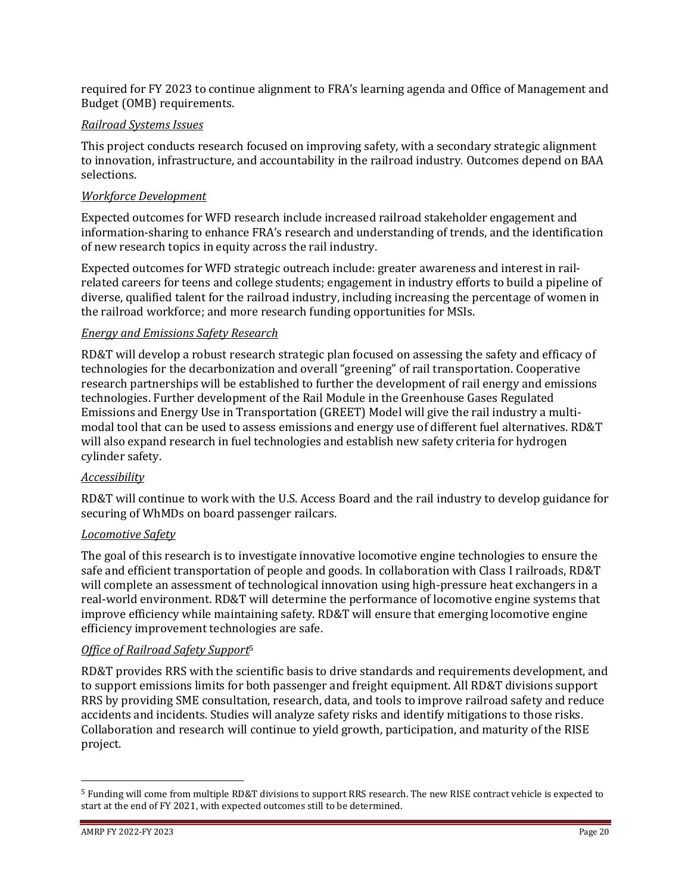required for FY 2023 to continue alignment to FRA's learning agenda and Office of Management and Budget (OMB) requirements.

*Railroad Systems Issues*

This project conducts research focused on improving safety, with a secondary strategic alignment to innovation, infrastructure, and accountability in the railroad industry. Outcomes depend on BAA selections.

*Workforce Development*

Expected outcomes for WFD research include increased railroad stakeholder engagement and information-sharing to enhance FRA's research and understanding of trends, and the identification of new research topics in equity across the rail industry.

Expected outcomes for WFD strategic outreach include: greater awareness and interest in rail-related careers for teens and college students; engagement in industry efforts to build a pipeline of diverse, qualified talent for the railroad industry, including increasing the percentage of women in the railroad workforce; and more research funding opportunities for MSIs.

*Energy and Emissions Safety Research*

RD&T will develop a robust research strategic plan focused on assessing the safety and efficacy of technologies for the decarbonization and overall "greening" of rail transportation. Cooperative research partnerships will be established to further the development of rail energy and emissions technologies. Further development of the Rail Module in the Greenhouse Gases Regulated Emissions and Energy Use in Transportation (GREET) Model will give the rail industry a multi-modal tool that can be used to assess emissions and energy use of different fuel alternatives. RD&T will also expand research in fuel technologies and establish new safety criteria for hydrogen cylinder safety.

*Accessibility*

RD&T will continue to work with the U.S. Access Board and the rail industry to develop guidance for securing of WhMDs on board passenger railcars.

*Locomotive Safety*

The goal of this research is to investigate innovative locomotive engine technologies to ensure the safe and efficient transportation of people and goods. In collaboration with Class I railroads, RD&T will complete an assessment of technological innovation using high-pressure heat exchangers in a real-world environment. RD&T will determine the performance of locomotive engine systems that improve efficiency while maintaining safety. RD&T will ensure that emerging locomotive engine efficiency improvement technologies are safe.

*Office of Railroad Safety Support*[5]

RD&T provides RRS with the scientific basis to drive standards and requirements development, and to support emissions limits for both passenger and freight equipment. All RD&T divisions support RRS by providing SME consultation, research, data, and tools to improve railroad safety and reduce accidents and incidents. Studies will analyze safety risks and identify mitigations to those risks. Collaboration and research will continue to yield growth, participation, and maturity of the RISE project.

---

[5] Funding will come from multiple RD&T divisions to support RRS research. The new RISE contract vehicle is expected to start at the end of FY 2021, with expected outcomes still to be determined.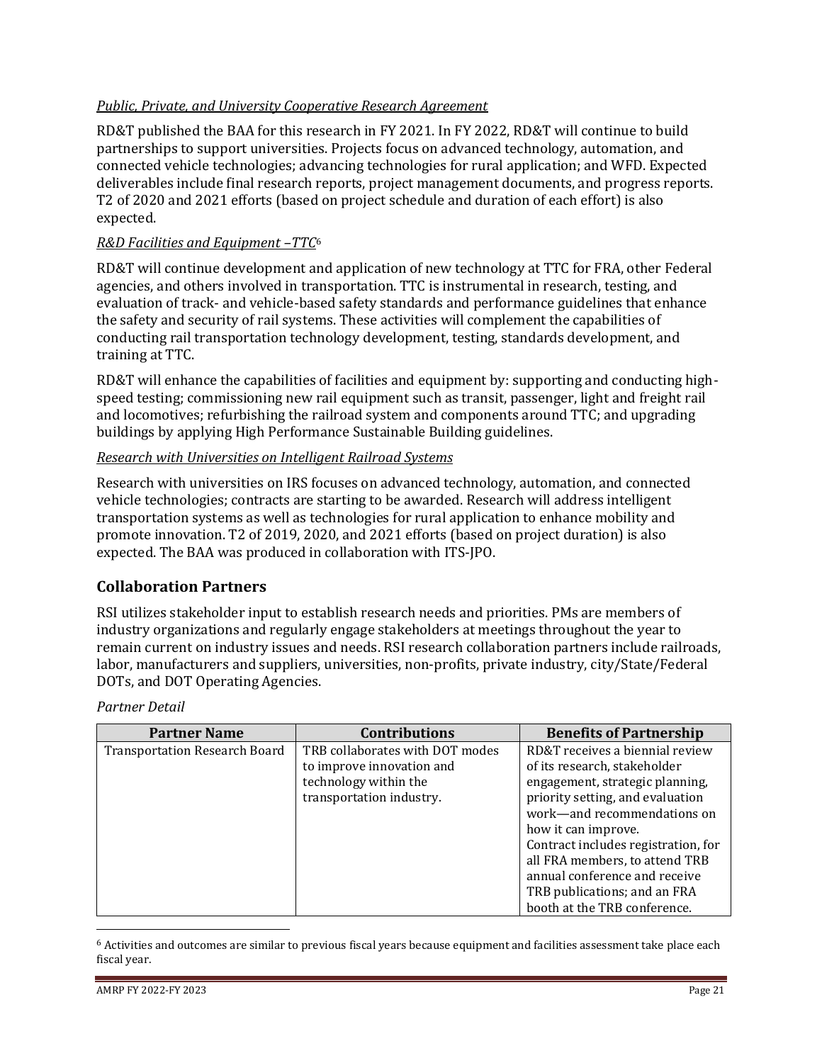*Public, Private, and University Cooperative Research Agreement*

RD&T published the BAA for this research in FY 2021. In FY 2022, RD&T will continue to build partnerships to support universities. Projects focus on advanced technology, automation, and connected vehicle technologies; advancing technologies for rural application; and WFD. Expected deliverables include final research reports, project management documents, and progress reports. T2 of 2020 and 2021 efforts (based on project schedule and duration of each effort) is also expected.

*R&D Facilities and Equipment –TTC*[6]

RD&T will continue development and application of new technology at TTC for FRA, other Federal agencies, and others involved in transportation. TTC is instrumental in research, testing, and evaluation of track- and vehicle-based safety standards and performance guidelines that enhance the safety and security of rail systems. These activities will complement the capabilities of conducting rail transportation technology development, testing, standards development, and training at TTC.

RD&T will enhance the capabilities of facilities and equipment by: supporting and conducting high-speed testing; commissioning new rail equipment such as transit, passenger, light and freight rail and locomotives; refurbishing the railroad system and components around TTC; and upgrading buildings by applying High Performance Sustainable Building guidelines.

*Research with Universities on Intelligent Railroad Systems*

Research with universities on IRS focuses on advanced technology, automation, and connected vehicle technologies; contracts are starting to be awarded. Research will address intelligent transportation systems as well as technologies for rural application to enhance mobility and promote innovation. T2 of 2019, 2020, and 2021 efforts (based on project duration) is also expected. The BAA was produced in collaboration with ITS-JPO.

## Collaboration Partners

RSI utilizes stakeholder input to establish research needs and priorities. PMs are members of industry organizations and regularly engage stakeholders at meetings throughout the year to remain current on industry issues and needs. RSI research collaboration partners include railroads, labor, manufacturers and suppliers, universities, non-profits, private industry, city/State/Federal DOTs, and DOT Operating Agencies.

*Partner Detail*

| Partner Name | Contributions | Benefits of Partnership |
|---|---|---|
| Transportation Research Board | TRB collaborates with DOT modes to improve innovation and technology within the transportation industry. | RD&T receives a biennial review of its research, stakeholder engagement, strategic planning, priority setting, and evaluation work—and recommendations on how it can improve.<br>Contract includes registration, for all FRA members, to attend TRB annual conference and receive TRB publications; and an FRA booth at the TRB conference. |

[6] Activities and outcomes are similar to previous fiscal years because equipment and facilities assessment take place each fiscal year.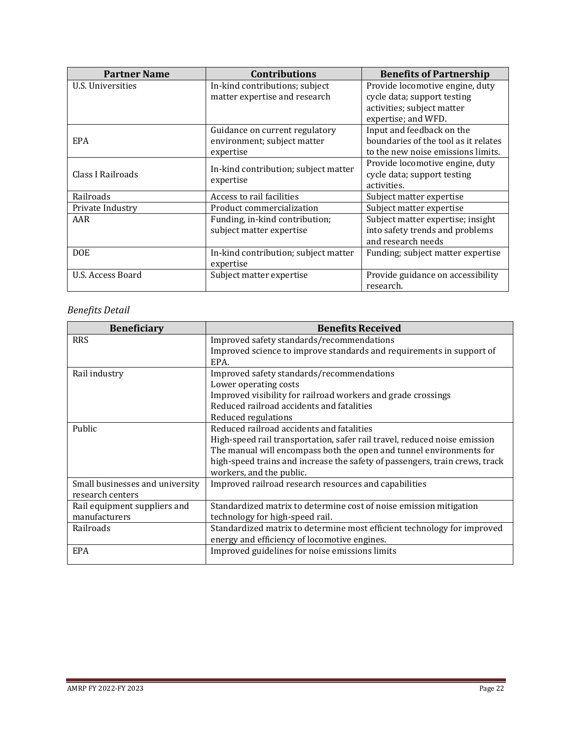| Partner Name | Contributions | Benefits of Partnership |
|---|---|---|
| U.S. Universities | In-kind contributions; subject matter expertise and research | Provide locomotive engine, duty cycle data; support testing activities; subject matter expertise; and WFD. |
| EPA | Guidance on current regulatory environment; subject matter expertise | Input and feedback on the boundaries of the tool as it relates to the new noise emissions limits. |
| Class I Railroads | In-kind contribution; subject matter expertise | Provide locomotive engine, duty cycle data; support testing activities. |
| Railroads | Access to rail facilities | Subject matter expertise |
| Private Industry | Product commercialization | Subject matter expertise |
| AAR | Funding, in-kind contribution; subject matter expertise | Subject matter expertise; insight into safety trends and problems and research needs |
| DOE | In-kind contribution; subject matter expertise | Funding; subject matter expertise |
| U.S. Access Board | Subject matter expertise | Provide guidance on accessibility research. |

*Benefits Detail*

| Beneficiary | Benefits Received |
|---|---|
| RRS | Improved safety standards/recommendations<br>Improved science to improve standards and requirements in support of EPA. |
| Rail industry | Improved safety standards/recommendations<br>Lower operating costs<br>Improved visibility for railroad workers and grade crossings<br>Reduced railroad accidents and fatalities<br>Reduced regulations |
| Public | Reduced railroad accidents and fatalities<br>High-speed rail transportation, safer rail travel, reduced noise emission<br>The manual will encompass both the open and tunnel environments for high-speed trains and increase the safety of passengers, train crews, track workers, and the public. |
| Small businesses and university research centers | Improved railroad research resources and capabilities |
| Rail equipment suppliers and manufacturers | Standardized matrix to determine cost of noise emission mitigation technology for high-speed rail. |
| Railroads | Standardized matrix to determine most efficient technology for improved energy and efficiency of locomotive engines. |
| EPA | Improved guidelines for noise emissions limits |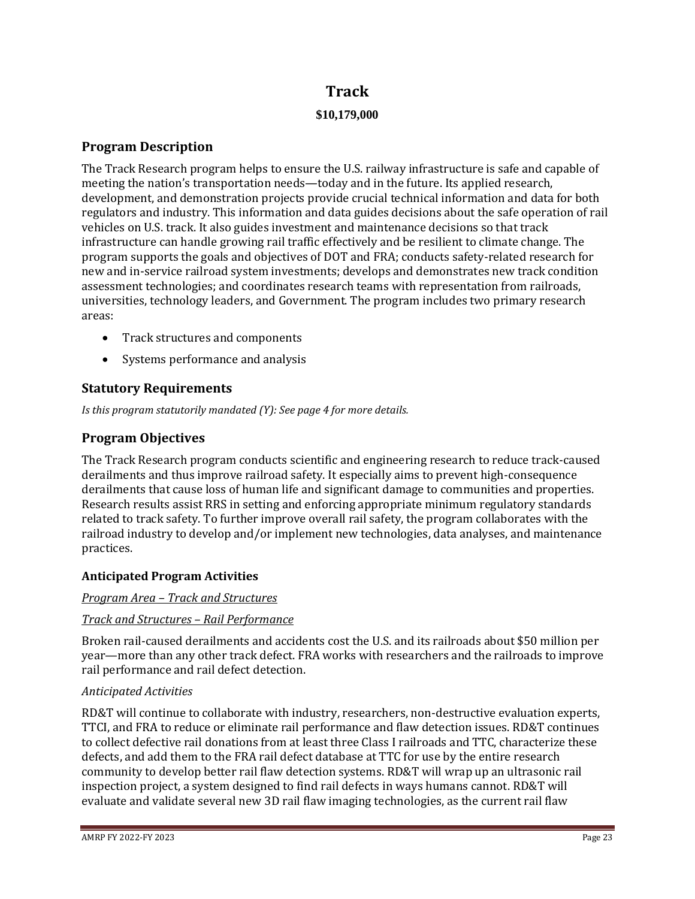# Track

**$10,179,000**

## Program Description

The Track Research program helps to ensure the U.S. railway infrastructure is safe and capable of meeting the nation's transportation needs—today and in the future. Its applied research, development, and demonstration projects provide crucial technical information and data for both regulators and industry. This information and data guides decisions about the safe operation of rail vehicles on U.S. track. It also guides investment and maintenance decisions so that track infrastructure can handle growing rail traffic effectively and be resilient to climate change. The program supports the goals and objectives of DOT and FRA; conducts safety-related research for new and in-service railroad system investments; develops and demonstrates new track condition assessment technologies; and coordinates research teams with representation from railroads, universities, technology leaders, and Government. The program includes two primary research areas:

- Track structures and components
- Systems performance and analysis

## Statutory Requirements

*Is this program statutorily mandated (Y): See page 4 for more details.*

## Program Objectives

The Track Research program conducts scientific and engineering research to reduce track-caused derailments and thus improve railroad safety. It especially aims to prevent high-consequence derailments that cause loss of human life and significant damage to communities and properties. Research results assist RRS in setting and enforcing appropriate minimum regulatory standards related to track safety. To further improve overall rail safety, the program collaborates with the railroad industry to develop and/or implement new technologies, data analyses, and maintenance practices.

### Anticipated Program Activities

*Program Area – Track and Structures*

*Track and Structures – Rail Performance*

Broken rail-caused derailments and accidents cost the U.S. and its railroads about $50 million per year—more than any other track defect. FRA works with researchers and the railroads to improve rail performance and rail defect detection.

*Anticipated Activities*

RD&T will continue to collaborate with industry, researchers, non-destructive evaluation experts, TTCI, and FRA to reduce or eliminate rail performance and flaw detection issues. RD&T continues to collect defective rail donations from at least three Class I railroads and TTC, characterize these defects, and add them to the FRA rail defect database at TTC for use by the entire research community to develop better rail flaw detection systems. RD&T will wrap up an ultrasonic rail inspection project, a system designed to find rail defects in ways humans cannot. RD&T will evaluate and validate several new 3D rail flaw imaging technologies, as the current rail flaw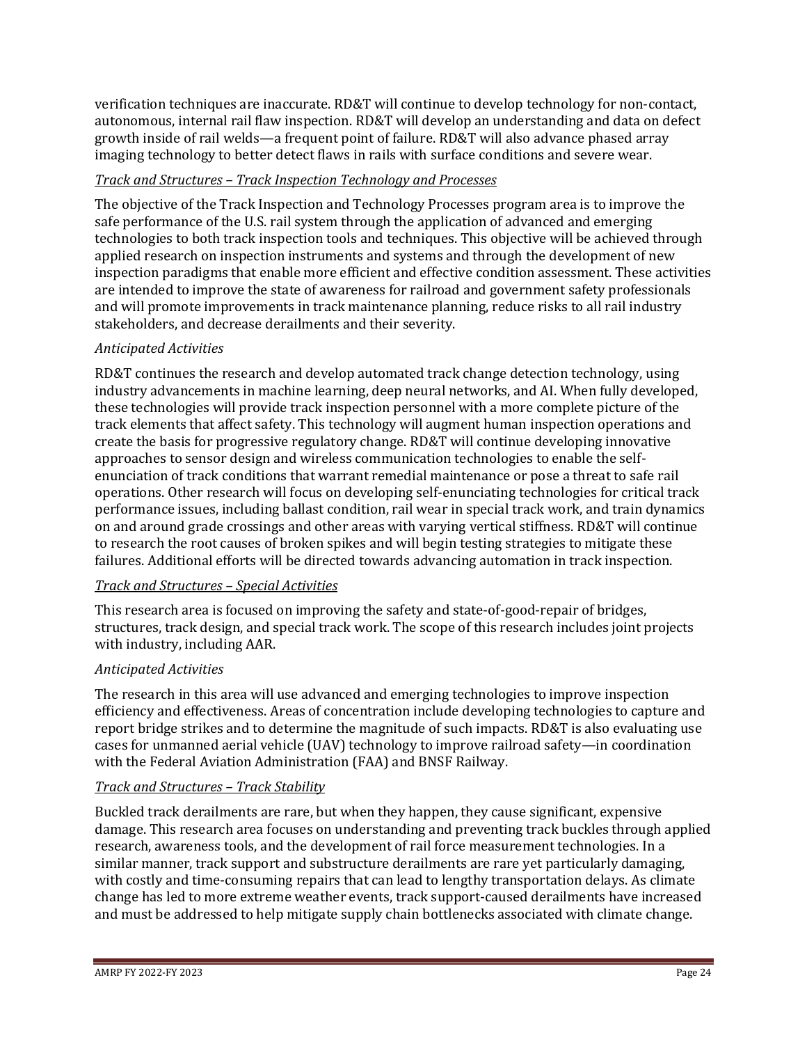verification techniques are inaccurate. RD&T will continue to develop technology for non-contact, autonomous, internal rail flaw inspection. RD&T will develop an understanding and data on defect growth inside of rail welds—a frequent point of failure. RD&T will also advance phased array imaging technology to better detect flaws in rails with surface conditions and severe wear.

<u>*Track and Structures – Track Inspection Technology and Processes*</u>

The objective of the Track Inspection and Technology Processes program area is to improve the safe performance of the U.S. rail system through the application of advanced and emerging technologies to both track inspection tools and techniques. This objective will be achieved through applied research on inspection instruments and systems and through the development of new inspection paradigms that enable more efficient and effective condition assessment. These activities are intended to improve the state of awareness for railroad and government safety professionals and will promote improvements in track maintenance planning, reduce risks to all rail industry stakeholders, and decrease derailments and their severity.

*Anticipated Activities*

RD&T continues the research and develop automated track change detection technology, using industry advancements in machine learning, deep neural networks, and AI. When fully developed, these technologies will provide track inspection personnel with a more complete picture of the track elements that affect safety. This technology will augment human inspection operations and create the basis for progressive regulatory change. RD&T will continue developing innovative approaches to sensor design and wireless communication technologies to enable the self-enunciation of track conditions that warrant remedial maintenance or pose a threat to safe rail operations. Other research will focus on developing self-enunciating technologies for critical track performance issues, including ballast condition, rail wear in special track work, and train dynamics on and around grade crossings and other areas with varying vertical stiffness. RD&T will continue to research the root causes of broken spikes and will begin testing strategies to mitigate these failures. Additional efforts will be directed towards advancing automation in track inspection.

<u>*Track and Structures – Special Activities*</u>

This research area is focused on improving the safety and state-of-good-repair of bridges, structures, track design, and special track work. The scope of this research includes joint projects with industry, including AAR.

*Anticipated Activities*

The research in this area will use advanced and emerging technologies to improve inspection efficiency and effectiveness. Areas of concentration include developing technologies to capture and report bridge strikes and to determine the magnitude of such impacts. RD&T is also evaluating use cases for unmanned aerial vehicle (UAV) technology to improve railroad safety—in coordination with the Federal Aviation Administration (FAA) and BNSF Railway.

<u>*Track and Structures – Track Stability*</u>

Buckled track derailments are rare, but when they happen, they cause significant, expensive damage. This research area focuses on understanding and preventing track buckles through applied research, awareness tools, and the development of rail force measurement technologies. In a similar manner, track support and substructure derailments are rare yet particularly damaging, with costly and time-consuming repairs that can lead to lengthy transportation delays. As climate change has led to more extreme weather events, track support-caused derailments have increased and must be addressed to help mitigate supply chain bottlenecks associated with climate change.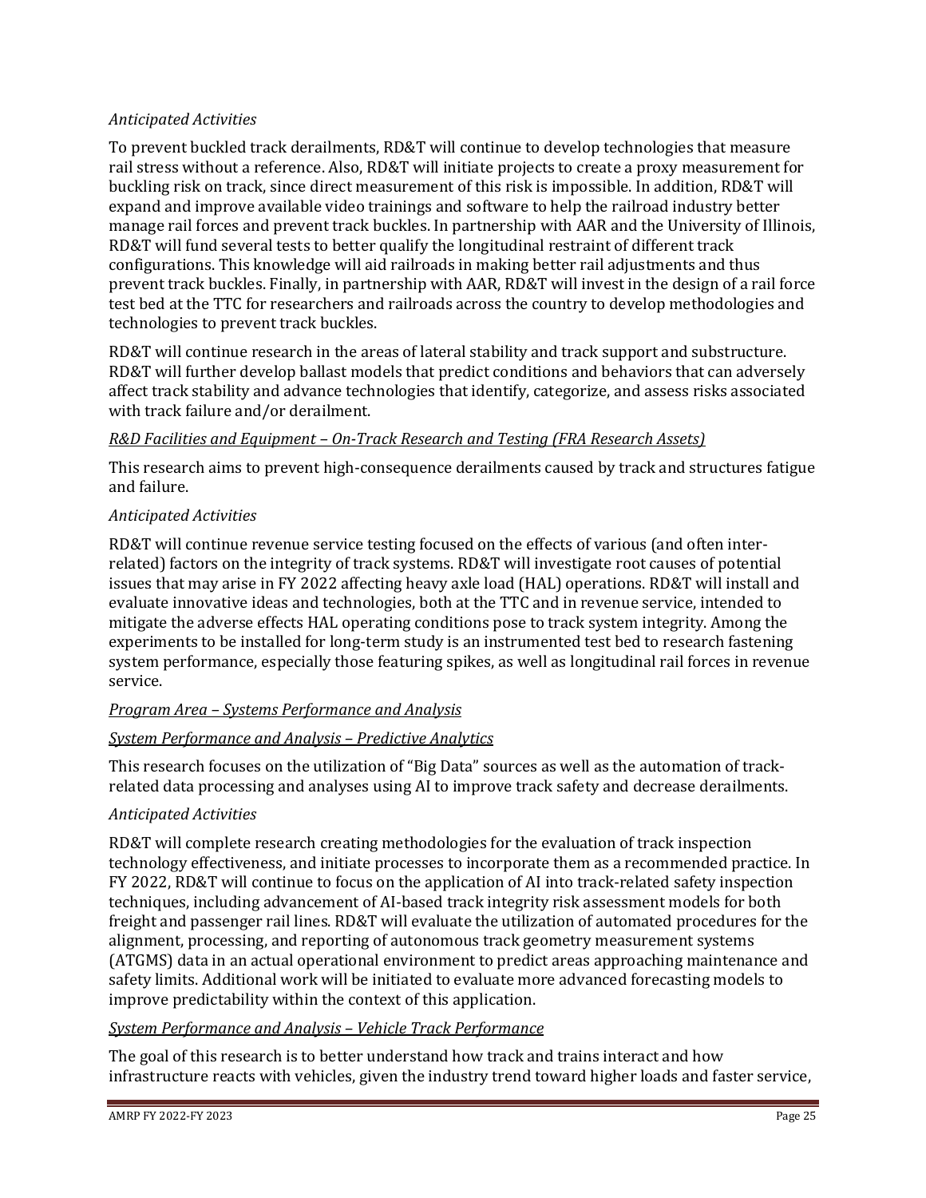*Anticipated Activities*

To prevent buckled track derailments, RD&T will continue to develop technologies that measure rail stress without a reference. Also, RD&T will initiate projects to create a proxy measurement for buckling risk on track, since direct measurement of this risk is impossible. In addition, RD&T will expand and improve available video trainings and software to help the railroad industry better manage rail forces and prevent track buckles. In partnership with AAR and the University of Illinois, RD&T will fund several tests to better qualify the longitudinal restraint of different track configurations. This knowledge will aid railroads in making better rail adjustments and thus prevent track buckles. Finally, in partnership with AAR, RD&T will invest in the design of a rail force test bed at the TTC for researchers and railroads across the country to develop methodologies and technologies to prevent track buckles.

RD&T will continue research in the areas of lateral stability and track support and substructure. RD&T will further develop ballast models that predict conditions and behaviors that can adversely affect track stability and advance technologies that identify, categorize, and assess risks associated with track failure and/or derailment.

*R&D Facilities and Equipment – On-Track Research and Testing (FRA Research Assets)*

This research aims to prevent high-consequence derailments caused by track and structures fatigue and failure.

*Anticipated Activities*

RD&T will continue revenue service testing focused on the effects of various (and often inter-related) factors on the integrity of track systems. RD&T will investigate root causes of potential issues that may arise in FY 2022 affecting heavy axle load (HAL) operations. RD&T will install and evaluate innovative ideas and technologies, both at the TTC and in revenue service, intended to mitigate the adverse effects HAL operating conditions pose to track system integrity. Among the experiments to be installed for long-term study is an instrumented test bed to research fastening system performance, especially those featuring spikes, as well as longitudinal rail forces in revenue service.

*Program Area – Systems Performance and Analysis*

*System Performance and Analysis – Predictive Analytics*

This research focuses on the utilization of "Big Data" sources as well as the automation of track-related data processing and analyses using AI to improve track safety and decrease derailments.

*Anticipated Activities*

RD&T will complete research creating methodologies for the evaluation of track inspection technology effectiveness, and initiate processes to incorporate them as a recommended practice. In FY 2022, RD&T will continue to focus on the application of AI into track-related safety inspection techniques, including advancement of AI-based track integrity risk assessment models for both freight and passenger rail lines. RD&T will evaluate the utilization of automated procedures for the alignment, processing, and reporting of autonomous track geometry measurement systems (ATGMS) data in an actual operational environment to predict areas approaching maintenance and safety limits. Additional work will be initiated to evaluate more advanced forecasting models to improve predictability within the context of this application.

*System Performance and Analysis – Vehicle Track Performance*

The goal of this research is to better understand how track and trains interact and how infrastructure reacts with vehicles, given the industry trend toward higher loads and faster service,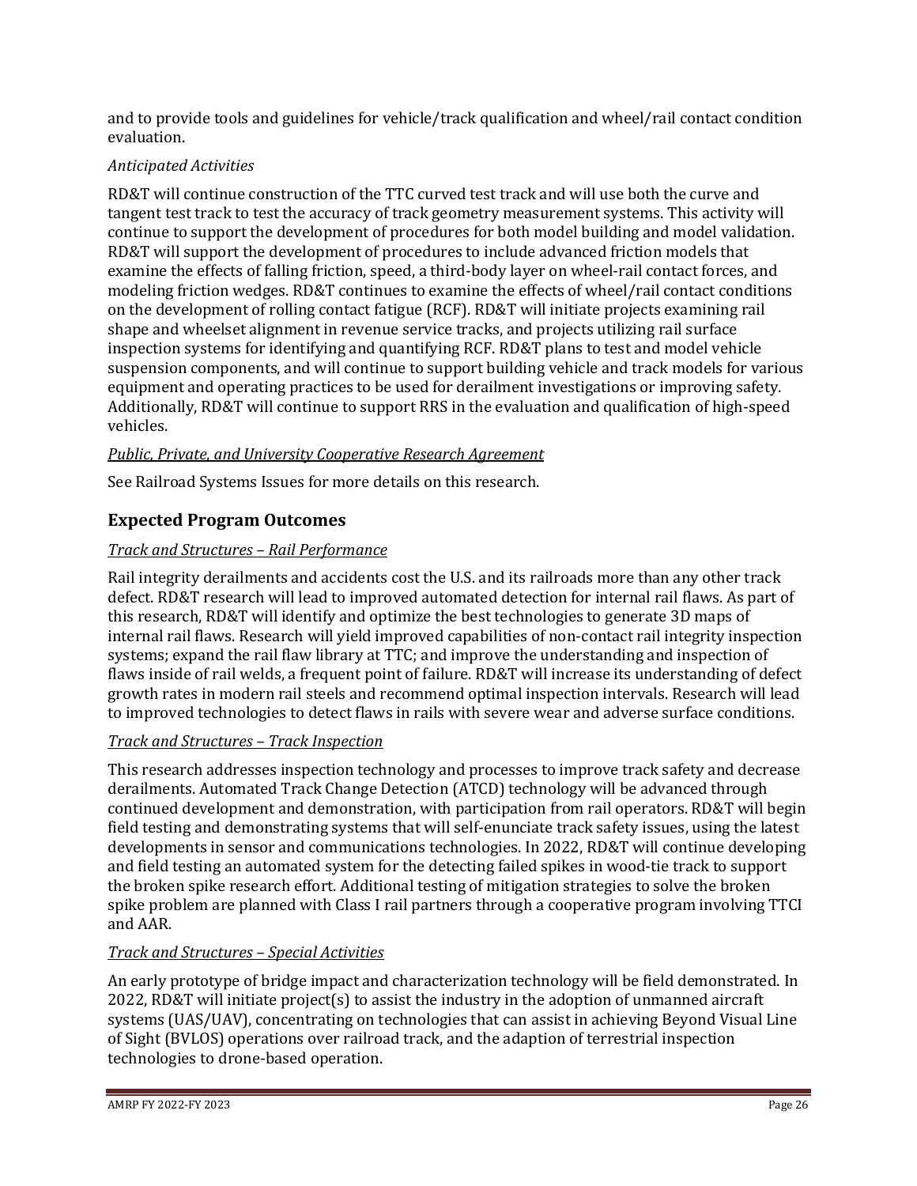and to provide tools and guidelines for vehicle/track qualification and wheel/rail contact condition evaluation.

*Anticipated Activities*

RD&T will continue construction of the TTC curved test track and will use both the curve and tangent test track to test the accuracy of track geometry measurement systems. This activity will continue to support the development of procedures for both model building and model validation. RD&T will support the development of procedures to include advanced friction models that examine the effects of falling friction, speed, a third-body layer on wheel-rail contact forces, and modeling friction wedges. RD&T continues to examine the effects of wheel/rail contact conditions on the development of rolling contact fatigue (RCF). RD&T will initiate projects examining rail shape and wheelset alignment in revenue service tracks, and projects utilizing rail surface inspection systems for identifying and quantifying RCF. RD&T plans to test and model vehicle suspension components, and will continue to support building vehicle and track models for various equipment and operating practices to be used for derailment investigations or improving safety. Additionally, RD&T will continue to support RRS in the evaluation and qualification of high-speed vehicles.

*Public, Private, and University Cooperative Research Agreement*

See Railroad Systems Issues for more details on this research.

## Expected Program Outcomes

*Track and Structures – Rail Performance*

Rail integrity derailments and accidents cost the U.S. and its railroads more than any other track defect. RD&T research will lead to improved automated detection for internal rail flaws. As part of this research, RD&T will identify and optimize the best technologies to generate 3D maps of internal rail flaws. Research will yield improved capabilities of non-contact rail integrity inspection systems; expand the rail flaw library at TTC; and improve the understanding and inspection of flaws inside of rail welds, a frequent point of failure. RD&T will increase its understanding of defect growth rates in modern rail steels and recommend optimal inspection intervals. Research will lead to improved technologies to detect flaws in rails with severe wear and adverse surface conditions.

*Track and Structures – Track Inspection*

This research addresses inspection technology and processes to improve track safety and decrease derailments. Automated Track Change Detection (ATCD) technology will be advanced through continued development and demonstration, with participation from rail operators. RD&T will begin field testing and demonstrating systems that will self-enunciate track safety issues, using the latest developments in sensor and communications technologies. In 2022, RD&T will continue developing and field testing an automated system for the detecting failed spikes in wood-tie track to support the broken spike research effort. Additional testing of mitigation strategies to solve the broken spike problem are planned with Class I rail partners through a cooperative program involving TTCI and AAR.

*Track and Structures – Special Activities*

An early prototype of bridge impact and characterization technology will be field demonstrated. In 2022, RD&T will initiate project(s) to assist the industry in the adoption of unmanned aircraft systems (UAS/UAV), concentrating on technologies that can assist in achieving Beyond Visual Line of Sight (BVLOS) operations over railroad track, and the adaption of terrestrial inspection technologies to drone-based operation.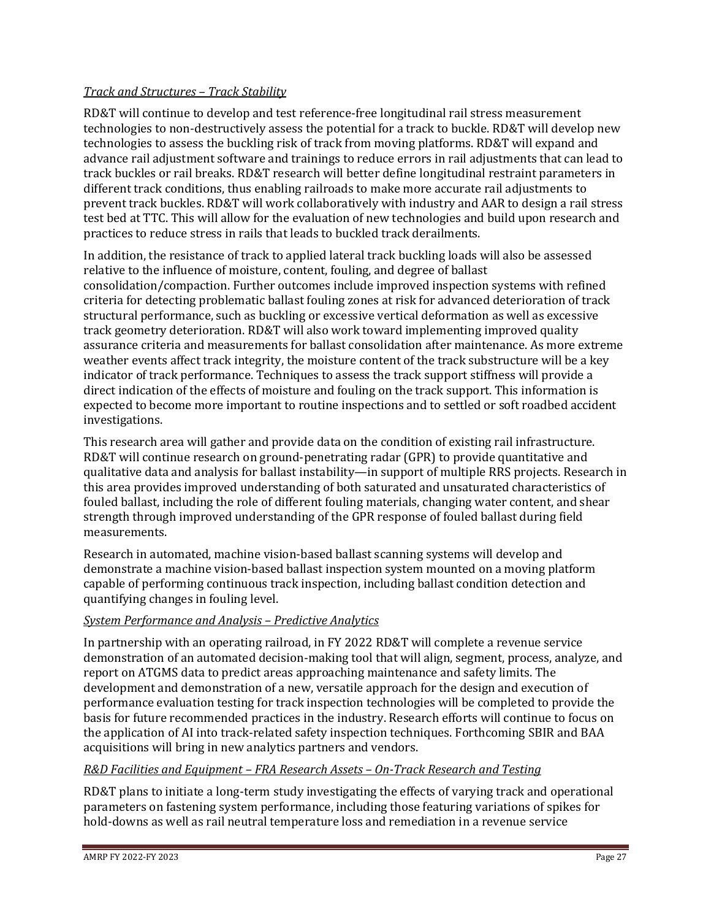*Track and Structures – Track Stability*

RD&T will continue to develop and test reference-free longitudinal rail stress measurement technologies to non-destructively assess the potential for a track to buckle. RD&T will develop new technologies to assess the buckling risk of track from moving platforms. RD&T will expand and advance rail adjustment software and trainings to reduce errors in rail adjustments that can lead to track buckles or rail breaks. RD&T research will better define longitudinal restraint parameters in different track conditions, thus enabling railroads to make more accurate rail adjustments to prevent track buckles. RD&T will work collaboratively with industry and AAR to design a rail stress test bed at TTC. This will allow for the evaluation of new technologies and build upon research and practices to reduce stress in rails that leads to buckled track derailments.

In addition, the resistance of track to applied lateral track buckling loads will also be assessed relative to the influence of moisture, content, fouling, and degree of ballast consolidation/compaction. Further outcomes include improved inspection systems with refined criteria for detecting problematic ballast fouling zones at risk for advanced deterioration of track structural performance, such as buckling or excessive vertical deformation as well as excessive track geometry deterioration. RD&T will also work toward implementing improved quality assurance criteria and measurements for ballast consolidation after maintenance. As more extreme weather events affect track integrity, the moisture content of the track substructure will be a key indicator of track performance. Techniques to assess the track support stiffness will provide a direct indication of the effects of moisture and fouling on the track support. This information is expected to become more important to routine inspections and to settled or soft roadbed accident investigations.

This research area will gather and provide data on the condition of existing rail infrastructure. RD&T will continue research on ground-penetrating radar (GPR) to provide quantitative and qualitative data and analysis for ballast instability—in support of multiple RRS projects. Research in this area provides improved understanding of both saturated and unsaturated characteristics of fouled ballast, including the role of different fouling materials, changing water content, and shear strength through improved understanding of the GPR response of fouled ballast during field measurements.

Research in automated, machine vision-based ballast scanning systems will develop and demonstrate a machine vision-based ballast inspection system mounted on a moving platform capable of performing continuous track inspection, including ballast condition detection and quantifying changes in fouling level.

*System Performance and Analysis – Predictive Analytics*

In partnership with an operating railroad, in FY 2022 RD&T will complete a revenue service demonstration of an automated decision-making tool that will align, segment, process, analyze, and report on ATGMS data to predict areas approaching maintenance and safety limits. The development and demonstration of a new, versatile approach for the design and execution of performance evaluation testing for track inspection technologies will be completed to provide the basis for future recommended practices in the industry. Research efforts will continue to focus on the application of AI into track-related safety inspection techniques. Forthcoming SBIR and BAA acquisitions will bring in new analytics partners and vendors.

*R&D Facilities and Equipment – FRA Research Assets – On-Track Research and Testing*

RD&T plans to initiate a long-term study investigating the effects of varying track and operational parameters on fastening system performance, including those featuring variations of spikes for hold-downs as well as rail neutral temperature loss and remediation in a revenue service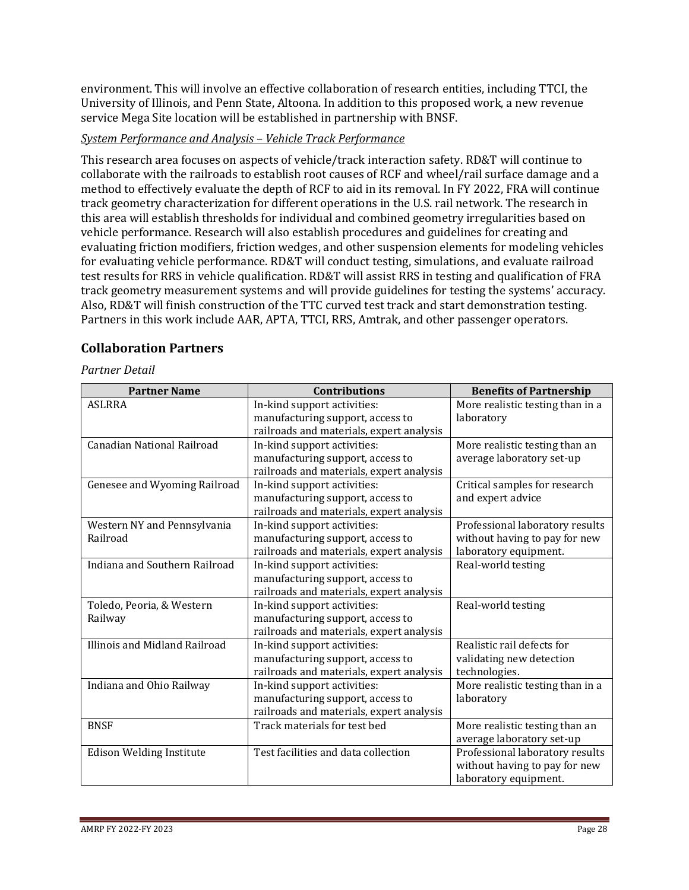environment. This will involve an effective collaboration of research entities, including TTCI, the University of Illinois, and Penn State, Altoona. In addition to this proposed work, a new revenue service Mega Site location will be established in partnership with BNSF.

*System Performance and Analysis – Vehicle Track Performance*

This research area focuses on aspects of vehicle/track interaction safety. RD&T will continue to collaborate with the railroads to establish root causes of RCF and wheel/rail surface damage and a method to effectively evaluate the depth of RCF to aid in its removal. In FY 2022, FRA will continue track geometry characterization for different operations in the U.S. rail network. The research in this area will establish thresholds for individual and combined geometry irregularities based on vehicle performance. Research will also establish procedures and guidelines for creating and evaluating friction modifiers, friction wedges, and other suspension elements for modeling vehicles for evaluating vehicle performance. RD&T will conduct testing, simulations, and evaluate railroad test results for RRS in vehicle qualification. RD&T will assist RRS in testing and qualification of FRA track geometry measurement systems and will provide guidelines for testing the systems' accuracy. Also, RD&T will finish construction of the TTC curved test track and start demonstration testing. Partners in this work include AAR, APTA, TTCI, RRS, Amtrak, and other passenger operators.

## Collaboration Partners

*Partner Detail*

| Partner Name | Contributions | Benefits of Partnership |
|---|---|---|
| ASLRRA | In-kind support activities: manufacturing support, access to railroads and materials, expert analysis | More realistic testing than in a laboratory |
| Canadian National Railroad | In-kind support activities: manufacturing support, access to railroads and materials, expert analysis | More realistic testing than an average laboratory set-up |
| Genesee and Wyoming Railroad | In-kind support activities: manufacturing support, access to railroads and materials, expert analysis | Critical samples for research and expert advice |
| Western NY and Pennsylvania Railroad | In-kind support activities: manufacturing support, access to railroads and materials, expert analysis | Professional laboratory results without having to pay for new laboratory equipment. |
| Indiana and Southern Railroad | In-kind support activities: manufacturing support, access to railroads and materials, expert analysis | Real-world testing |
| Toledo, Peoria, & Western Railway | In-kind support activities: manufacturing support, access to railroads and materials, expert analysis | Real-world testing |
| Illinois and Midland Railroad | In-kind support activities: manufacturing support, access to railroads and materials, expert analysis | Realistic rail defects for validating new detection technologies. |
| Indiana and Ohio Railway | In-kind support activities: manufacturing support, access to railroads and materials, expert analysis | More realistic testing than in a laboratory |
| BNSF | Track materials for test bed | More realistic testing than an average laboratory set-up |
| Edison Welding Institute | Test facilities and data collection | Professional laboratory results without having to pay for new laboratory equipment. |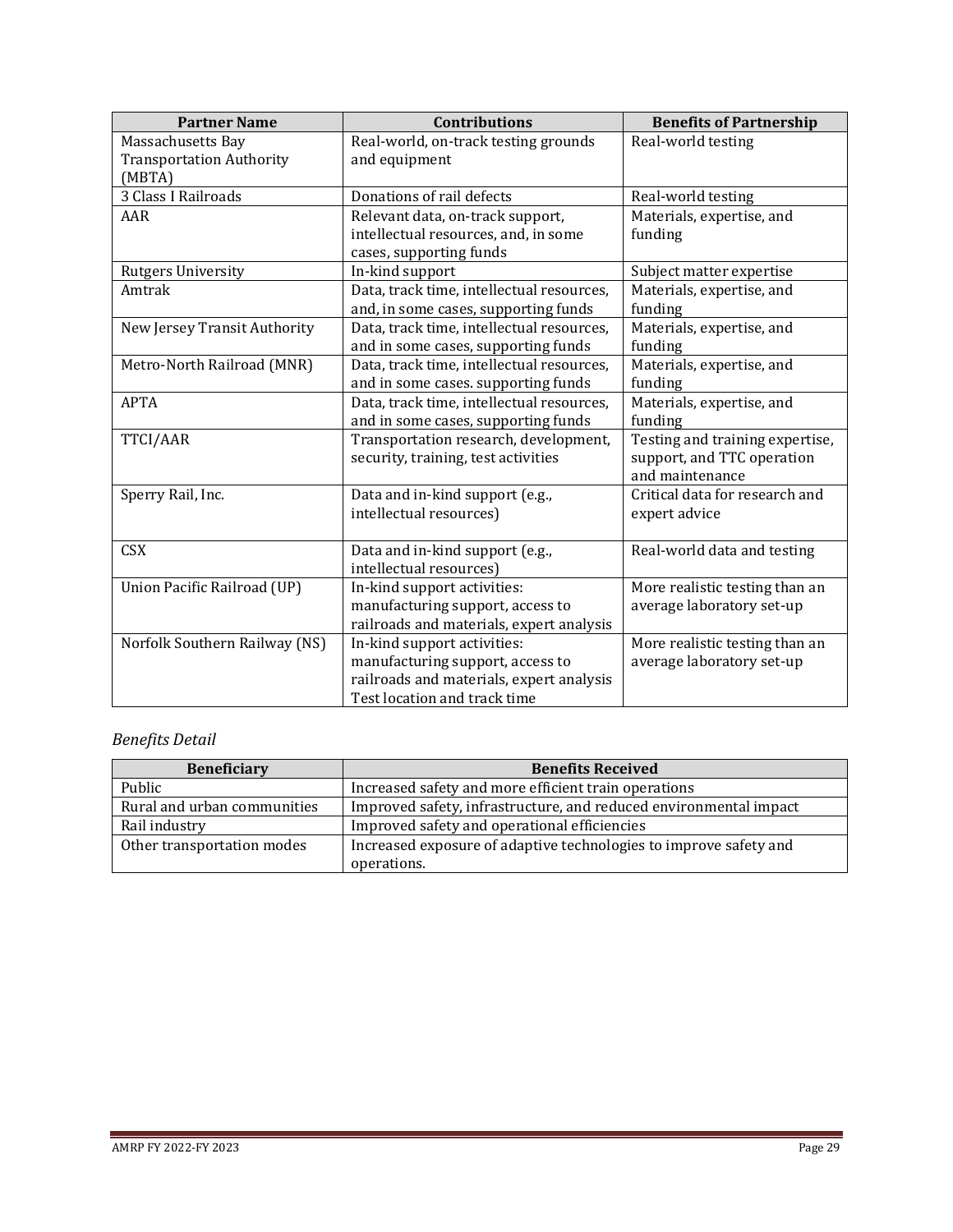| Partner Name | Contributions | Benefits of Partnership |
|---|---|---|
| Massachusetts Bay Transportation Authority (MBTA) | Real-world, on-track testing grounds and equipment | Real-world testing |
| 3 Class I Railroads | Donations of rail defects | Real-world testing |
| AAR | Relevant data, on-track support, intellectual resources, and, in some cases, supporting funds | Materials, expertise, and funding |
| Rutgers University | In-kind support | Subject matter expertise |
| Amtrak | Data, track time, intellectual resources, and, in some cases, supporting funds | Materials, expertise, and funding |
| New Jersey Transit Authority | Data, track time, intellectual resources, and in some cases, supporting funds | Materials, expertise, and funding |
| Metro-North Railroad (MNR) | Data, track time, intellectual resources, and in some cases. supporting funds | Materials, expertise, and funding |
| APTA | Data, track time, intellectual resources, and in some cases, supporting funds | Materials, expertise, and funding |
| TTCI/AAR | Transportation research, development, security, training, test activities | Testing and training expertise, support, and TTC operation and maintenance |
| Sperry Rail, Inc. | Data and in-kind support (e.g., intellectual resources) | Critical data for research and expert advice |
| CSX | Data and in-kind support (e.g., intellectual resources) | Real-world data and testing |
| Union Pacific Railroad (UP) | In-kind support activities: manufacturing support, access to railroads and materials, expert analysis | More realistic testing than an average laboratory set-up |
| Norfolk Southern Railway (NS) | In-kind support activities: manufacturing support, access to railroads and materials, expert analysis Test location and track time | More realistic testing than an average laboratory set-up |

*Benefits Detail*

| Beneficiary | Benefits Received |
|---|---|
| Public | Increased safety and more efficient train operations |
| Rural and urban communities | Improved safety, infrastructure, and reduced environmental impact |
| Rail industry | Improved safety and operational efficiencies |
| Other transportation modes | Increased exposure of adaptive technologies to improve safety and operations. |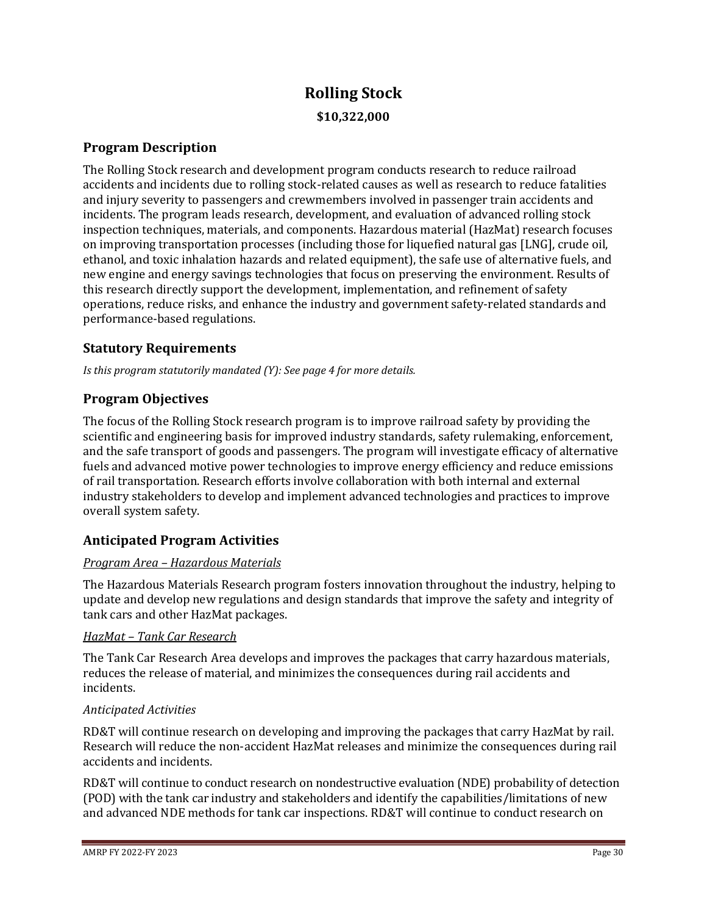# Rolling Stock

**$10,322,000**

## Program Description

The Rolling Stock research and development program conducts research to reduce railroad accidents and incidents due to rolling stock-related causes as well as research to reduce fatalities and injury severity to passengers and crewmembers involved in passenger train accidents and incidents. The program leads research, development, and evaluation of advanced rolling stock inspection techniques, materials, and components. Hazardous material (HazMat) research focuses on improving transportation processes (including those for liquefied natural gas [LNG], crude oil, ethanol, and toxic inhalation hazards and related equipment), the safe use of alternative fuels, and new engine and energy savings technologies that focus on preserving the environment. Results of this research directly support the development, implementation, and refinement of safety operations, reduce risks, and enhance the industry and government safety-related standards and performance-based regulations.

## Statutory Requirements

*Is this program statutorily mandated (Y): See page 4 for more details.*

## Program Objectives

The focus of the Rolling Stock research program is to improve railroad safety by providing the scientific and engineering basis for improved industry standards, safety rulemaking, enforcement, and the safe transport of goods and passengers. The program will investigate efficacy of alternative fuels and advanced motive power technologies to improve energy efficiency and reduce emissions of rail transportation. Research efforts involve collaboration with both internal and external industry stakeholders to develop and implement advanced technologies and practices to improve overall system safety.

## Anticipated Program Activities

*Program Area – Hazardous Materials*

The Hazardous Materials Research program fosters innovation throughout the industry, helping to update and develop new regulations and design standards that improve the safety and integrity of tank cars and other HazMat packages.

*HazMat – Tank Car Research*

The Tank Car Research Area develops and improves the packages that carry hazardous materials, reduces the release of material, and minimizes the consequences during rail accidents and incidents.

*Anticipated Activities*

RD&T will continue research on developing and improving the packages that carry HazMat by rail. Research will reduce the non-accident HazMat releases and minimize the consequences during rail accidents and incidents.

RD&T will continue to conduct research on nondestructive evaluation (NDE) probability of detection (POD) with the tank car industry and stakeholders and identify the capabilities/limitations of new and advanced NDE methods for tank car inspections. RD&T will continue to conduct research on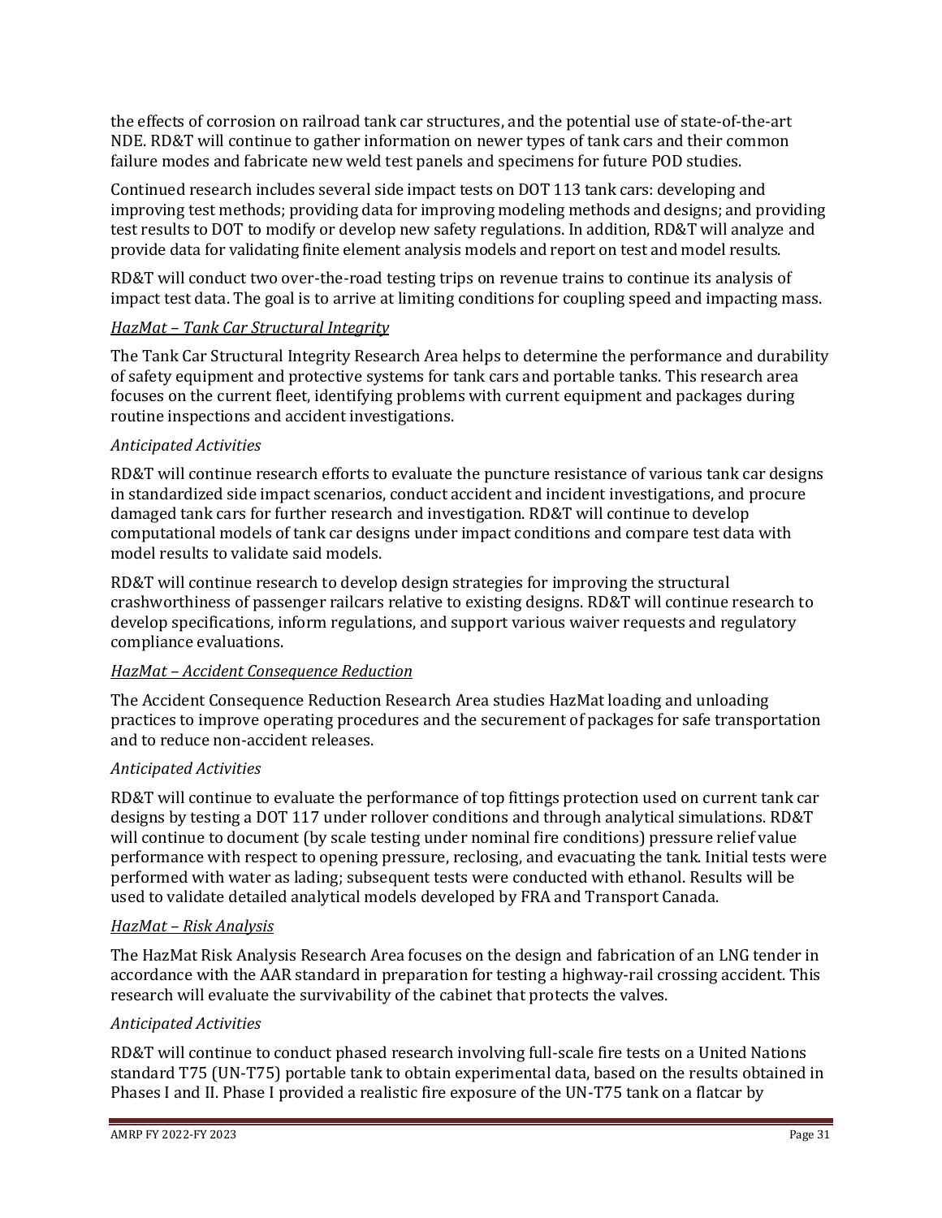the effects of corrosion on railroad tank car structures, and the potential use of state-of-the-art NDE. RD&T will continue to gather information on newer types of tank cars and their common failure modes and fabricate new weld test panels and specimens for future POD studies.

Continued research includes several side impact tests on DOT 113 tank cars: developing and improving test methods; providing data for improving modeling methods and designs; and providing test results to DOT to modify or develop new safety regulations. In addition, RD&T will analyze and provide data for validating finite element analysis models and report on test and model results.

RD&T will conduct two over-the-road testing trips on revenue trains to continue its analysis of impact test data. The goal is to arrive at limiting conditions for coupling speed and impacting mass.

*<u>HazMat – Tank Car Structural Integrity</u>*

The Tank Car Structural Integrity Research Area helps to determine the performance and durability of safety equipment and protective systems for tank cars and portable tanks. This research area focuses on the current fleet, identifying problems with current equipment and packages during routine inspections and accident investigations.

*Anticipated Activities*

RD&T will continue research efforts to evaluate the puncture resistance of various tank car designs in standardized side impact scenarios, conduct accident and incident investigations, and procure damaged tank cars for further research and investigation. RD&T will continue to develop computational models of tank car designs under impact conditions and compare test data with model results to validate said models.

RD&T will continue research to develop design strategies for improving the structural crashworthiness of passenger railcars relative to existing designs. RD&T will continue research to develop specifications, inform regulations, and support various waiver requests and regulatory compliance evaluations.

*<u>HazMat – Accident Consequence Reduction</u>*

The Accident Consequence Reduction Research Area studies HazMat loading and unloading practices to improve operating procedures and the securement of packages for safe transportation and to reduce non-accident releases.

*Anticipated Activities*

RD&T will continue to evaluate the performance of top fittings protection used on current tank car designs by testing a DOT 117 under rollover conditions and through analytical simulations. RD&T will continue to document (by scale testing under nominal fire conditions) pressure relief value performance with respect to opening pressure, reclosing, and evacuating the tank. Initial tests were performed with water as lading; subsequent tests were conducted with ethanol. Results will be used to validate detailed analytical models developed by FRA and Transport Canada.

*<u>HazMat – Risk Analysis</u>*

The HazMat Risk Analysis Research Area focuses on the design and fabrication of an LNG tender in accordance with the AAR standard in preparation for testing a highway-rail crossing accident. This research will evaluate the survivability of the cabinet that protects the valves.

*Anticipated Activities*

RD&T will continue to conduct phased research involving full-scale fire tests on a United Nations standard T75 (UN-T75) portable tank to obtain experimental data, based on the results obtained in Phases I and II. Phase I provided a realistic fire exposure of the UN-T75 tank on a flatcar by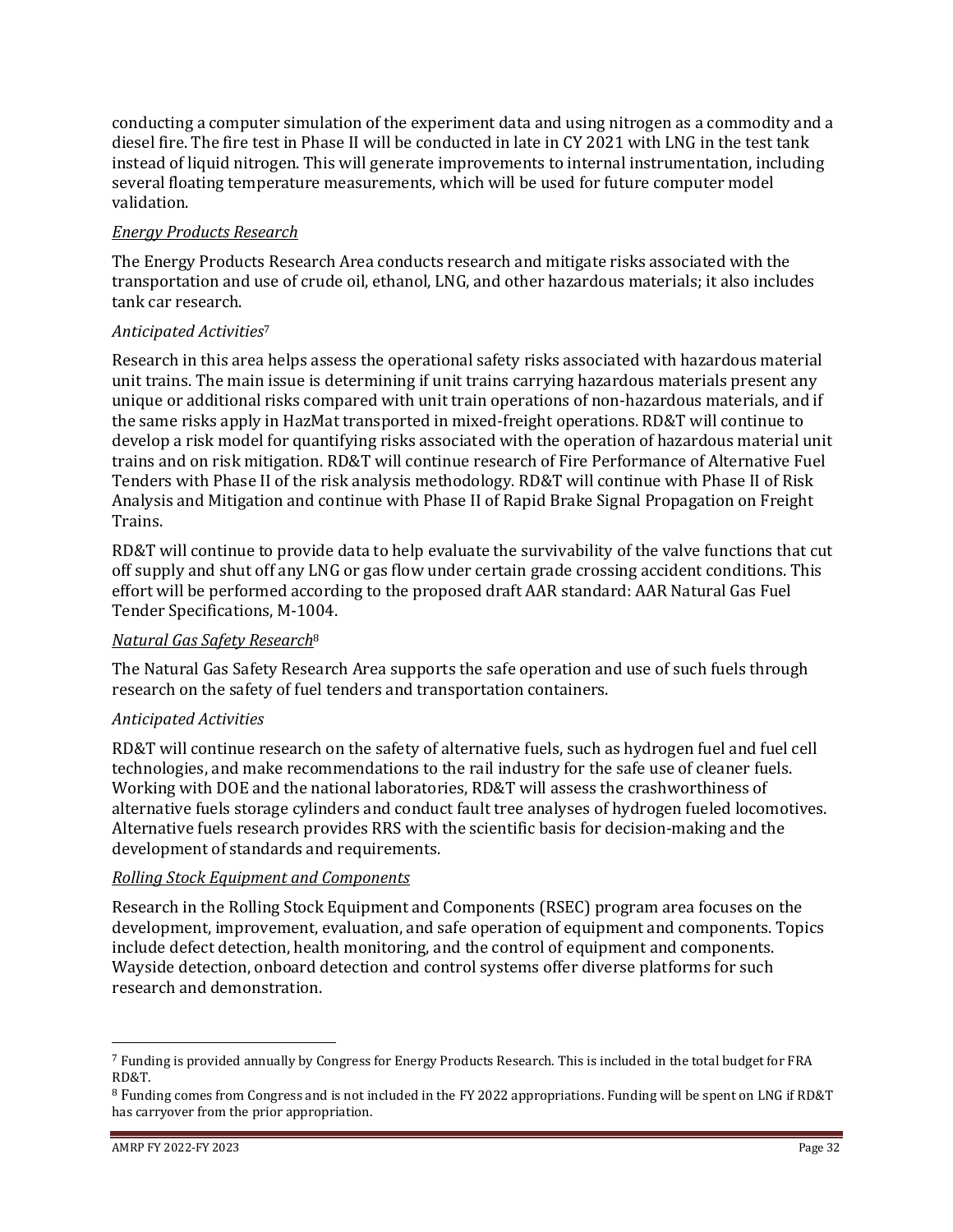conducting a computer simulation of the experiment data and using nitrogen as a commodity and a diesel fire. The fire test in Phase II will be conducted in late in CY 2021 with LNG in the test tank instead of liquid nitrogen. This will generate improvements to internal instrumentation, including several floating temperature measurements, which will be used for future computer model validation.

<u>*Energy Products Research*</u>

The Energy Products Research Area conducts research and mitigate risks associated with the transportation and use of crude oil, ethanol, LNG, and other hazardous materials; it also includes tank car research.

*Anticipated Activities*[7]

Research in this area helps assess the operational safety risks associated with hazardous material unit trains. The main issue is determining if unit trains carrying hazardous materials present any unique or additional risks compared with unit train operations of non-hazardous materials, and if the same risks apply in HazMat transported in mixed-freight operations. RD&T will continue to develop a risk model for quantifying risks associated with the operation of hazardous material unit trains and on risk mitigation. RD&T will continue research of Fire Performance of Alternative Fuel Tenders with Phase II of the risk analysis methodology. RD&T will continue with Phase II of Risk Analysis and Mitigation and continue with Phase II of Rapid Brake Signal Propagation on Freight Trains.

RD&T will continue to provide data to help evaluate the survivability of the valve functions that cut off supply and shut off any LNG or gas flow under certain grade crossing accident conditions. This effort will be performed according to the proposed draft AAR standard: AAR Natural Gas Fuel Tender Specifications, M-1004.

<u>*Natural Gas Safety Research*</u>[8]

The Natural Gas Safety Research Area supports the safe operation and use of such fuels through research on the safety of fuel tenders and transportation containers.

*Anticipated Activities*

RD&T will continue research on the safety of alternative fuels, such as hydrogen fuel and fuel cell technologies, and make recommendations to the rail industry for the safe use of cleaner fuels. Working with DOE and the national laboratories, RD&T will assess the crashworthiness of alternative fuels storage cylinders and conduct fault tree analyses of hydrogen fueled locomotives. Alternative fuels research provides RRS with the scientific basis for decision-making and the development of standards and requirements.

<u>*Rolling Stock Equipment and Components*</u>

Research in the Rolling Stock Equipment and Components (RSEC) program area focuses on the development, improvement, evaluation, and safe operation of equipment and components. Topics include defect detection, health monitoring, and the control of equipment and components. Wayside detection, onboard detection and control systems offer diverse platforms for such research and demonstration.

---

[7] Funding is provided annually by Congress for Energy Products Research. This is included in the total budget for FRA RD&T.

[8] Funding comes from Congress and is not included in the FY 2022 appropriations. Funding will be spent on LNG if RD&T has carryover from the prior appropriation.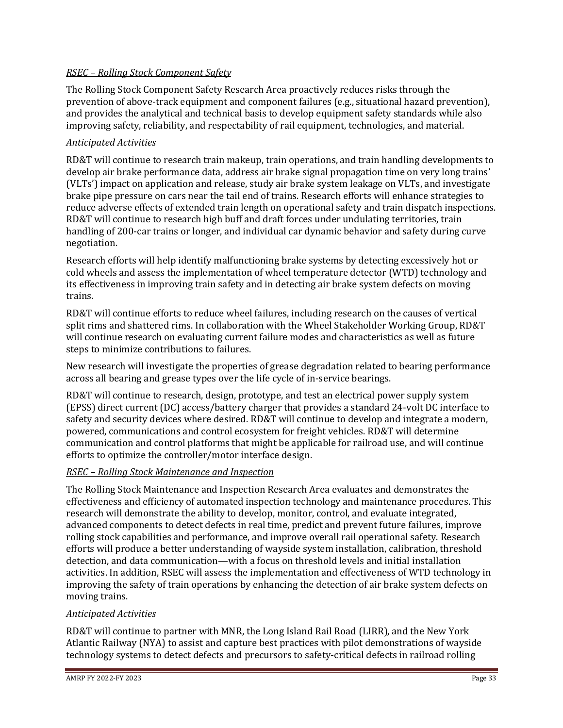*RSEC – Rolling Stock Component Safety*

The Rolling Stock Component Safety Research Area proactively reduces risks through the prevention of above-track equipment and component failures (e.g., situational hazard prevention), and provides the analytical and technical basis to develop equipment safety standards while also improving safety, reliability, and respectability of rail equipment, technologies, and material.

*Anticipated Activities*

RD&T will continue to research train makeup, train operations, and train handling developments to develop air brake performance data, address air brake signal propagation time on very long trains' (VLTs') impact on application and release, study air brake system leakage on VLTs, and investigate brake pipe pressure on cars near the tail end of trains. Research efforts will enhance strategies to reduce adverse effects of extended train length on operational safety and train dispatch inspections. RD&T will continue to research high buff and draft forces under undulating territories, train handling of 200-car trains or longer, and individual car dynamic behavior and safety during curve negotiation.

Research efforts will help identify malfunctioning brake systems by detecting excessively hot or cold wheels and assess the implementation of wheel temperature detector (WTD) technology and its effectiveness in improving train safety and in detecting air brake system defects on moving trains.

RD&T will continue efforts to reduce wheel failures, including research on the causes of vertical split rims and shattered rims. In collaboration with the Wheel Stakeholder Working Group, RD&T will continue research on evaluating current failure modes and characteristics as well as future steps to minimize contributions to failures.

New research will investigate the properties of grease degradation related to bearing performance across all bearing and grease types over the life cycle of in-service bearings.

RD&T will continue to research, design, prototype, and test an electrical power supply system (EPSS) direct current (DC) access/battery charger that provides a standard 24-volt DC interface to safety and security devices where desired. RD&T will continue to develop and integrate a modern, powered, communications and control ecosystem for freight vehicles. RD&T will determine communication and control platforms that might be applicable for railroad use, and will continue efforts to optimize the controller/motor interface design.

*RSEC – Rolling Stock Maintenance and Inspection*

The Rolling Stock Maintenance and Inspection Research Area evaluates and demonstrates the effectiveness and efficiency of automated inspection technology and maintenance procedures. This research will demonstrate the ability to develop, monitor, control, and evaluate integrated, advanced components to detect defects in real time, predict and prevent future failures, improve rolling stock capabilities and performance, and improve overall rail operational safety. Research efforts will produce a better understanding of wayside system installation, calibration, threshold detection, and data communication—with a focus on threshold levels and initial installation activities. In addition, RSEC will assess the implementation and effectiveness of WTD technology in improving the safety of train operations by enhancing the detection of air brake system defects on moving trains.

*Anticipated Activities*

RD&T will continue to partner with MNR, the Long Island Rail Road (LIRR), and the New York Atlantic Railway (NYA) to assist and capture best practices with pilot demonstrations of wayside technology systems to detect defects and precursors to safety-critical defects in railroad rolling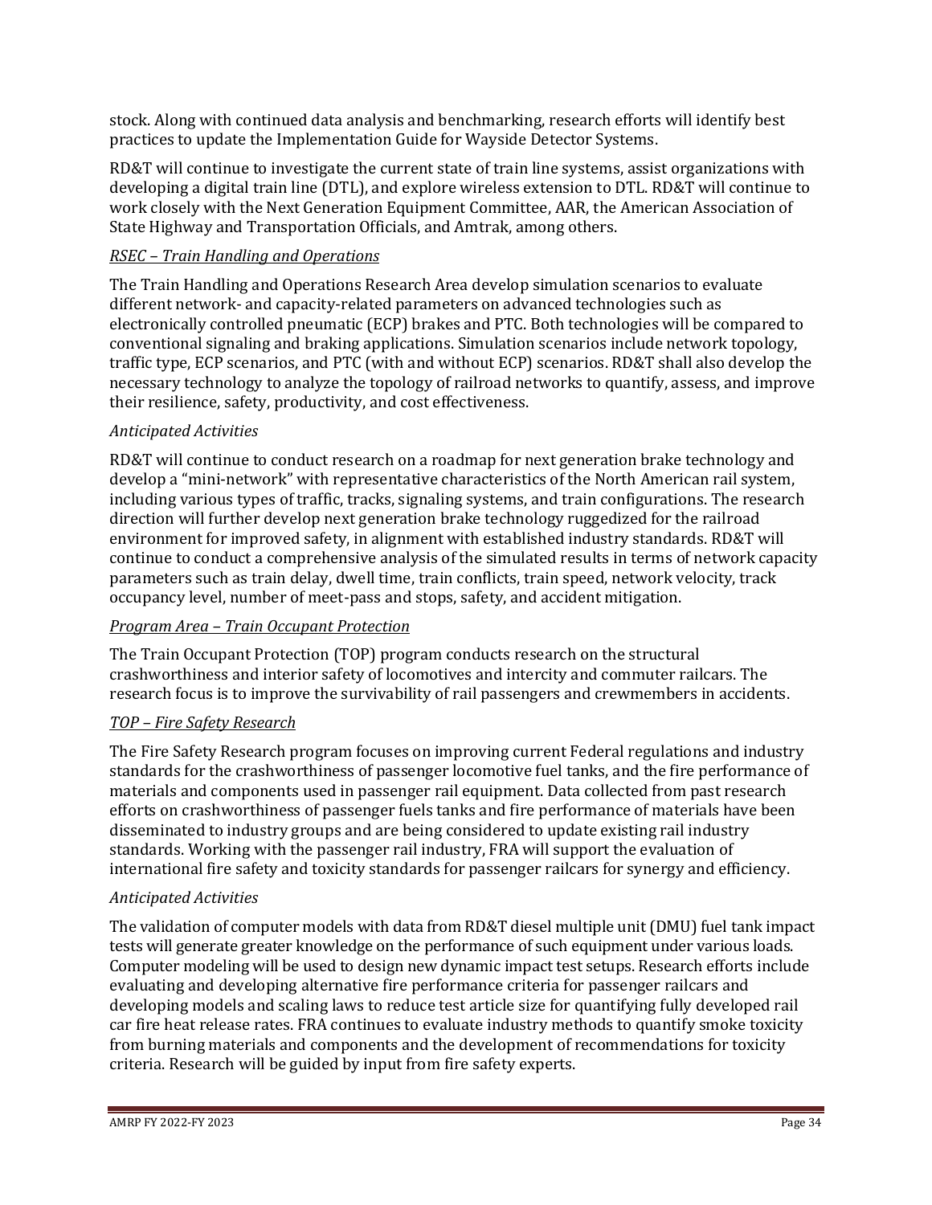stock. Along with continued data analysis and benchmarking, research efforts will identify best practices to update the Implementation Guide for Wayside Detector Systems.

RD&T will continue to investigate the current state of train line systems, assist organizations with developing a digital train line (DTL), and explore wireless extension to DTL. RD&T will continue to work closely with the Next Generation Equipment Committee, AAR, the American Association of State Highway and Transportation Officials, and Amtrak, among others.

*<u>RSEC – Train Handling and Operations</u>*

The Train Handling and Operations Research Area develop simulation scenarios to evaluate different network- and capacity-related parameters on advanced technologies such as electronically controlled pneumatic (ECP) brakes and PTC. Both technologies will be compared to conventional signaling and braking applications. Simulation scenarios include network topology, traffic type, ECP scenarios, and PTC (with and without ECP) scenarios. RD&T shall also develop the necessary technology to analyze the topology of railroad networks to quantify, assess, and improve their resilience, safety, productivity, and cost effectiveness.

*Anticipated Activities*

RD&T will continue to conduct research on a roadmap for next generation brake technology and develop a "mini-network" with representative characteristics of the North American rail system, including various types of traffic, tracks, signaling systems, and train configurations. The research direction will further develop next generation brake technology ruggedized for the railroad environment for improved safety, in alignment with established industry standards. RD&T will continue to conduct a comprehensive analysis of the simulated results in terms of network capacity parameters such as train delay, dwell time, train conflicts, train speed, network velocity, track occupancy level, number of meet-pass and stops, safety, and accident mitigation.

*<u>Program Area – Train Occupant Protection</u>*

The Train Occupant Protection (TOP) program conducts research on the structural crashworthiness and interior safety of locomotives and intercity and commuter railcars. The research focus is to improve the survivability of rail passengers and crewmembers in accidents.

*<u>TOP – Fire Safety Research</u>*

The Fire Safety Research program focuses on improving current Federal regulations and industry standards for the crashworthiness of passenger locomotive fuel tanks, and the fire performance of materials and components used in passenger rail equipment. Data collected from past research efforts on crashworthiness of passenger fuels tanks and fire performance of materials have been disseminated to industry groups and are being considered to update existing rail industry standards. Working with the passenger rail industry, FRA will support the evaluation of international fire safety and toxicity standards for passenger railcars for synergy and efficiency.

*Anticipated Activities*

The validation of computer models with data from RD&T diesel multiple unit (DMU) fuel tank impact tests will generate greater knowledge on the performance of such equipment under various loads. Computer modeling will be used to design new dynamic impact test setups. Research efforts include evaluating and developing alternative fire performance criteria for passenger railcars and developing models and scaling laws to reduce test article size for quantifying fully developed rail car fire heat release rates. FRA continues to evaluate industry methods to quantify smoke toxicity from burning materials and components and the development of recommendations for toxicity criteria. Research will be guided by input from fire safety experts.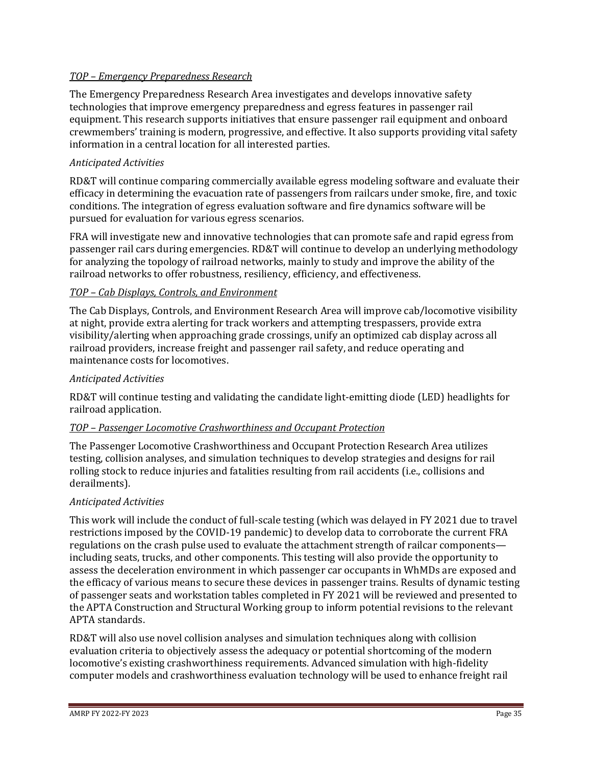*TOP – Emergency Preparedness Research*

The Emergency Preparedness Research Area investigates and develops innovative safety technologies that improve emergency preparedness and egress features in passenger rail equipment. This research supports initiatives that ensure passenger rail equipment and onboard crewmembers' training is modern, progressive, and effective. It also supports providing vital safety information in a central location for all interested parties.

*Anticipated Activities*

RD&T will continue comparing commercially available egress modeling software and evaluate their efficacy in determining the evacuation rate of passengers from railcars under smoke, fire, and toxic conditions. The integration of egress evaluation software and fire dynamics software will be pursued for evaluation for various egress scenarios.

FRA will investigate new and innovative technologies that can promote safe and rapid egress from passenger rail cars during emergencies. RD&T will continue to develop an underlying methodology for analyzing the topology of railroad networks, mainly to study and improve the ability of the railroad networks to offer robustness, resiliency, efficiency, and effectiveness.

*TOP – Cab Displays, Controls, and Environment*

The Cab Displays, Controls, and Environment Research Area will improve cab/locomotive visibility at night, provide extra alerting for track workers and attempting trespassers, provide extra visibility/alerting when approaching grade crossings, unify an optimized cab display across all railroad providers, increase freight and passenger rail safety, and reduce operating and maintenance costs for locomotives.

*Anticipated Activities*

RD&T will continue testing and validating the candidate light-emitting diode (LED) headlights for railroad application.

*TOP – Passenger Locomotive Crashworthiness and Occupant Protection*

The Passenger Locomotive Crashworthiness and Occupant Protection Research Area utilizes testing, collision analyses, and simulation techniques to develop strategies and designs for rail rolling stock to reduce injuries and fatalities resulting from rail accidents (i.e., collisions and derailments).

*Anticipated Activities*

This work will include the conduct of full-scale testing (which was delayed in FY 2021 due to travel restrictions imposed by the COVID-19 pandemic) to develop data to corroborate the current FRA regulations on the crash pulse used to evaluate the attachment strength of railcar components—including seats, trucks, and other components. This testing will also provide the opportunity to assess the deceleration environment in which passenger car occupants in WhMDs are exposed and the efficacy of various means to secure these devices in passenger trains. Results of dynamic testing of passenger seats and workstation tables completed in FY 2021 will be reviewed and presented to the APTA Construction and Structural Working group to inform potential revisions to the relevant APTA standards.

RD&T will also use novel collision analyses and simulation techniques along with collision evaluation criteria to objectively assess the adequacy or potential shortcoming of the modern locomotive's existing crashworthiness requirements. Advanced simulation with high-fidelity computer models and crashworthiness evaluation technology will be used to enhance freight rail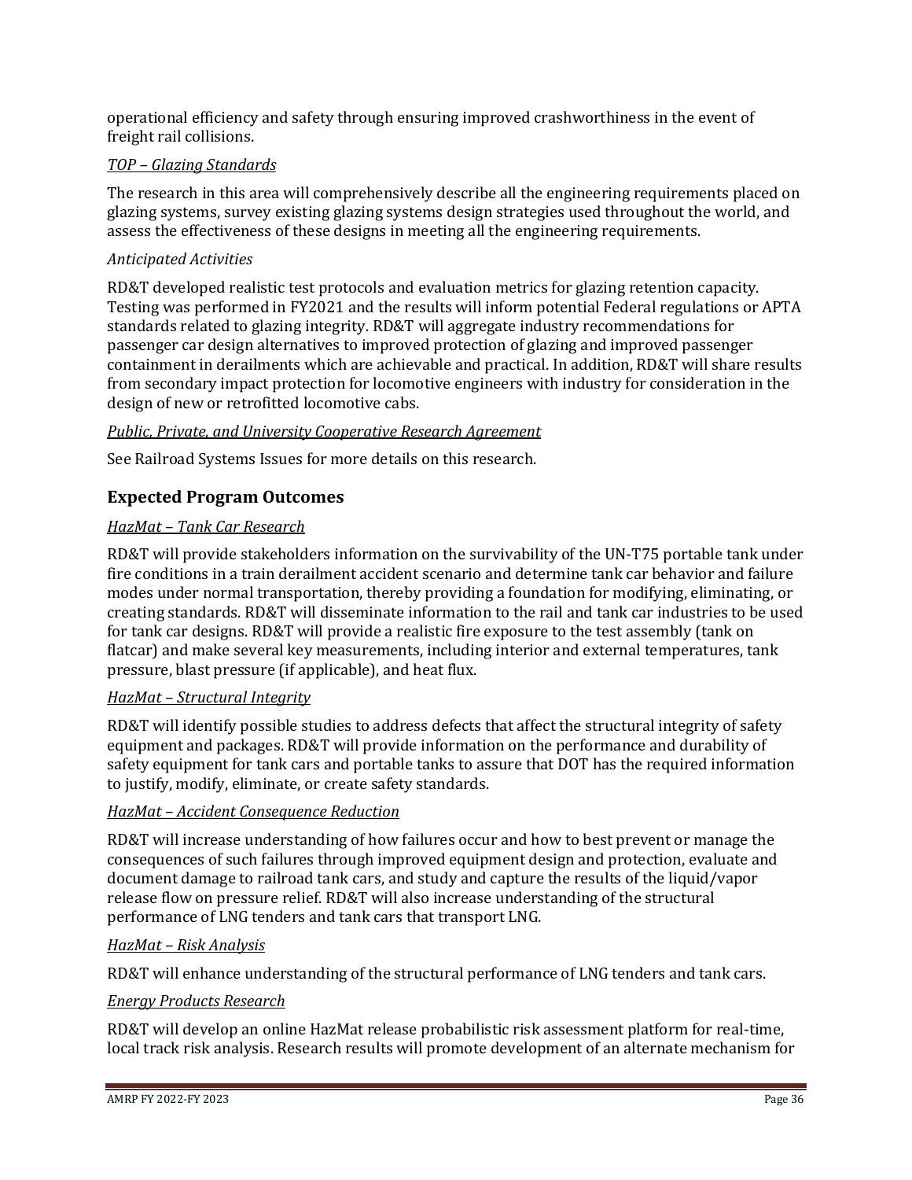operational efficiency and safety through ensuring improved crashworthiness in the event of freight rail collisions.

*TOP – Glazing Standards*

The research in this area will comprehensively describe all the engineering requirements placed on glazing systems, survey existing glazing systems design strategies used throughout the world, and assess the effectiveness of these designs in meeting all the engineering requirements.

*Anticipated Activities*

RD&T developed realistic test protocols and evaluation metrics for glazing retention capacity. Testing was performed in FY2021 and the results will inform potential Federal regulations or APTA standards related to glazing integrity. RD&T will aggregate industry recommendations for passenger car design alternatives to improved protection of glazing and improved passenger containment in derailments which are achievable and practical. In addition, RD&T will share results from secondary impact protection for locomotive engineers with industry for consideration in the design of new or retrofitted locomotive cabs.

*Public, Private, and University Cooperative Research Agreement*

See Railroad Systems Issues for more details on this research.

## Expected Program Outcomes

*HazMat – Tank Car Research*

RD&T will provide stakeholders information on the survivability of the UN-T75 portable tank under fire conditions in a train derailment accident scenario and determine tank car behavior and failure modes under normal transportation, thereby providing a foundation for modifying, eliminating, or creating standards. RD&T will disseminate information to the rail and tank car industries to be used for tank car designs. RD&T will provide a realistic fire exposure to the test assembly (tank on flatcar) and make several key measurements, including interior and external temperatures, tank pressure, blast pressure (if applicable), and heat flux.

*HazMat – Structural Integrity*

RD&T will identify possible studies to address defects that affect the structural integrity of safety equipment and packages. RD&T will provide information on the performance and durability of safety equipment for tank cars and portable tanks to assure that DOT has the required information to justify, modify, eliminate, or create safety standards.

*HazMat – Accident Consequence Reduction*

RD&T will increase understanding of how failures occur and how to best prevent or manage the consequences of such failures through improved equipment design and protection, evaluate and document damage to railroad tank cars, and study and capture the results of the liquid/vapor release flow on pressure relief. RD&T will also increase understanding of the structural performance of LNG tenders and tank cars that transport LNG.

*HazMat – Risk Analysis*

RD&T will enhance understanding of the structural performance of LNG tenders and tank cars.

*Energy Products Research*

RD&T will develop an online HazMat release probabilistic risk assessment platform for real-time, local track risk analysis. Research results will promote development of an alternate mechanism for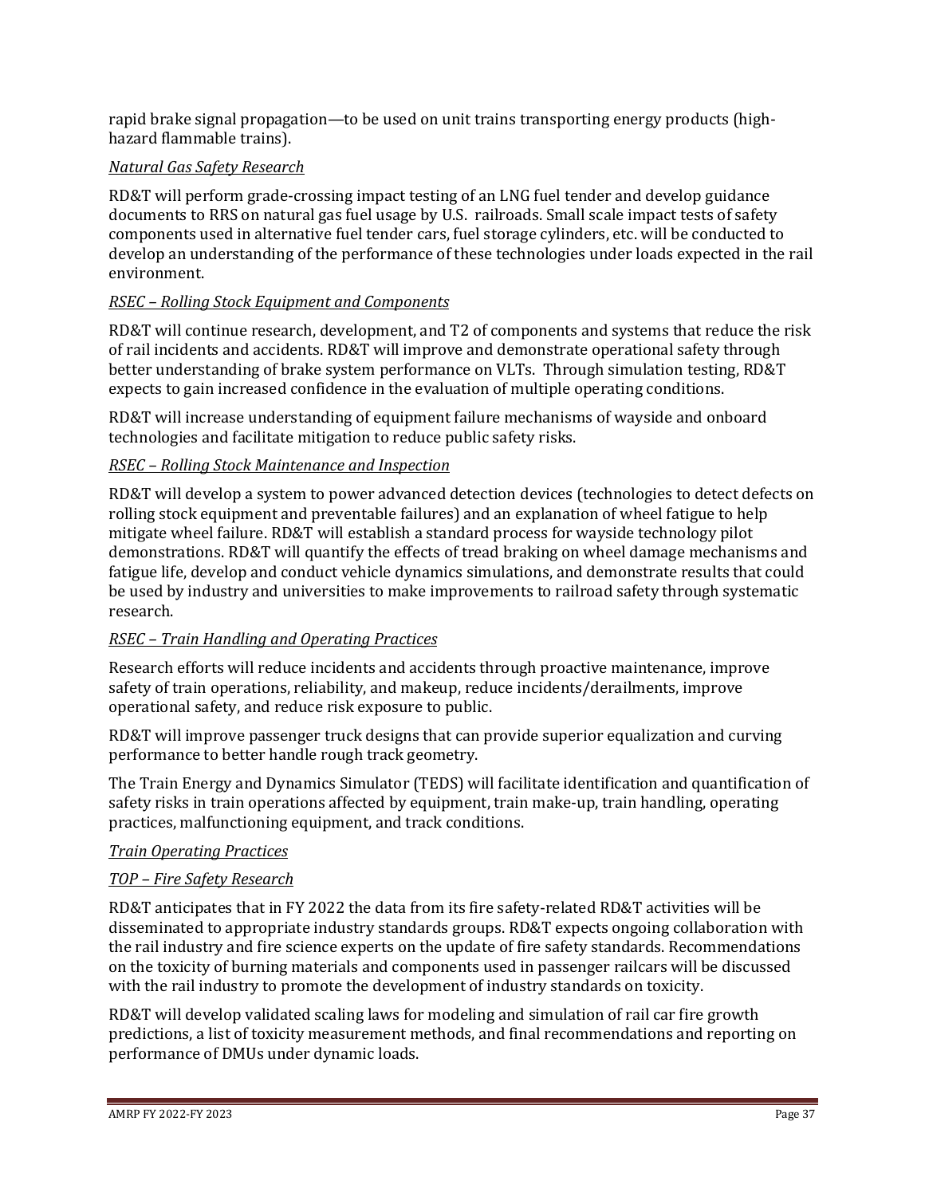rapid brake signal propagation—to be used on unit trains transporting energy products (high-hazard flammable trains).

*Natural Gas Safety Research*

RD&T will perform grade-crossing impact testing of an LNG fuel tender and develop guidance documents to RRS on natural gas fuel usage by U.S. railroads. Small scale impact tests of safety components used in alternative fuel tender cars, fuel storage cylinders, etc. will be conducted to develop an understanding of the performance of these technologies under loads expected in the rail environment.

*RSEC – Rolling Stock Equipment and Components*

RD&T will continue research, development, and T2 of components and systems that reduce the risk of rail incidents and accidents. RD&T will improve and demonstrate operational safety through better understanding of brake system performance on VLTs. Through simulation testing, RD&T expects to gain increased confidence in the evaluation of multiple operating conditions.

RD&T will increase understanding of equipment failure mechanisms of wayside and onboard technologies and facilitate mitigation to reduce public safety risks.

*RSEC – Rolling Stock Maintenance and Inspection*

RD&T will develop a system to power advanced detection devices (technologies to detect defects on rolling stock equipment and preventable failures) and an explanation of wheel fatigue to help mitigate wheel failure. RD&T will establish a standard process for wayside technology pilot demonstrations. RD&T will quantify the effects of tread braking on wheel damage mechanisms and fatigue life, develop and conduct vehicle dynamics simulations, and demonstrate results that could be used by industry and universities to make improvements to railroad safety through systematic research.

*RSEC – Train Handling and Operating Practices*

Research efforts will reduce incidents and accidents through proactive maintenance, improve safety of train operations, reliability, and makeup, reduce incidents/derailments, improve operational safety, and reduce risk exposure to public.

RD&T will improve passenger truck designs that can provide superior equalization and curving performance to better handle rough track geometry.

The Train Energy and Dynamics Simulator (TEDS) will facilitate identification and quantification of safety risks in train operations affected by equipment, train make-up, train handling, operating practices, malfunctioning equipment, and track conditions.

*Train Operating Practices*

*TOP – Fire Safety Research*

RD&T anticipates that in FY 2022 the data from its fire safety-related RD&T activities will be disseminated to appropriate industry standards groups. RD&T expects ongoing collaboration with the rail industry and fire science experts on the update of fire safety standards. Recommendations on the toxicity of burning materials and components used in passenger railcars will be discussed with the rail industry to promote the development of industry standards on toxicity.

RD&T will develop validated scaling laws for modeling and simulation of rail car fire growth predictions, a list of toxicity measurement methods, and final recommendations and reporting on performance of DMUs under dynamic loads.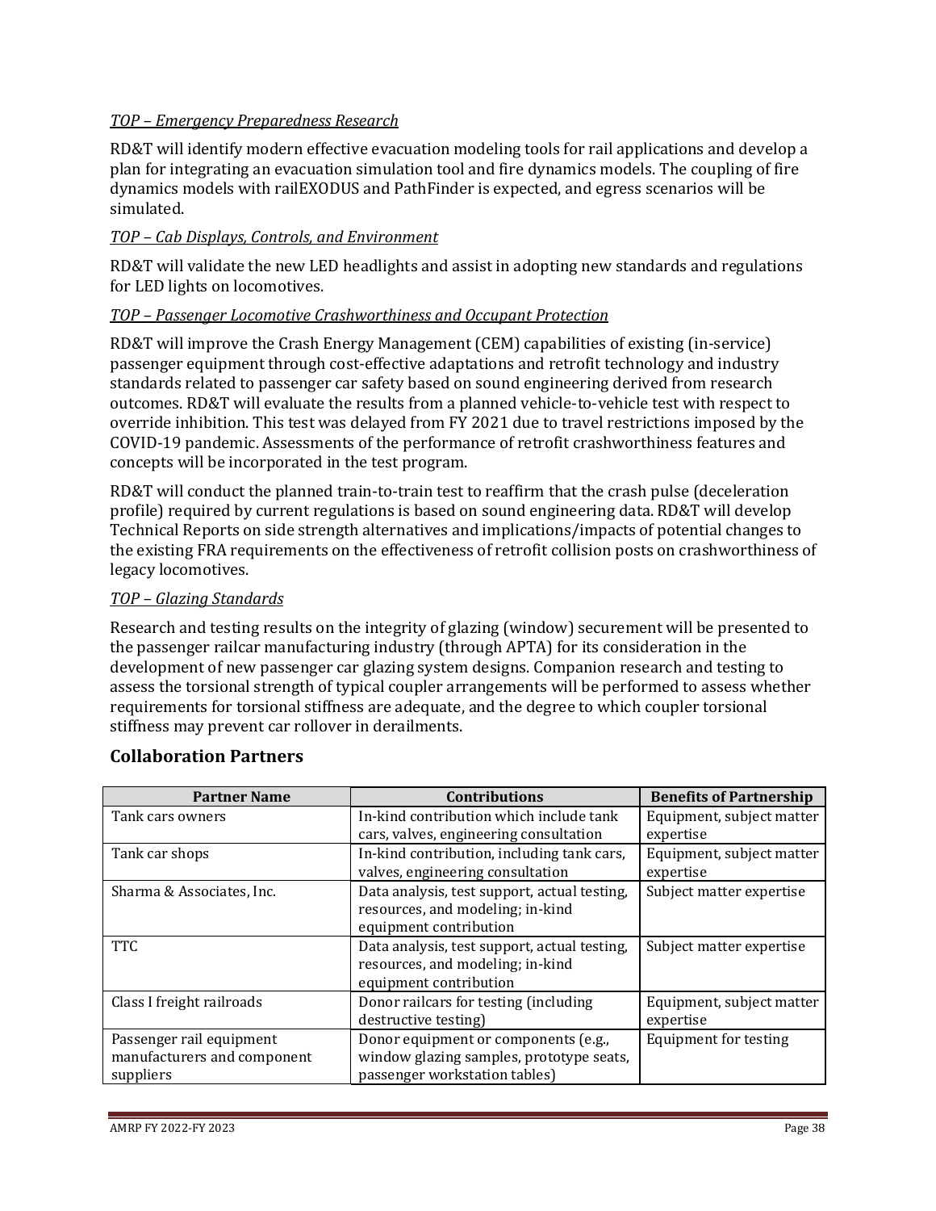*TOP – Emergency Preparedness Research*

RD&T will identify modern effective evacuation modeling tools for rail applications and develop a plan for integrating an evacuation simulation tool and fire dynamics models. The coupling of fire dynamics models with railEXODUS and PathFinder is expected, and egress scenarios will be simulated.

*TOP – Cab Displays, Controls, and Environment*

RD&T will validate the new LED headlights and assist in adopting new standards and regulations for LED lights on locomotives.

*TOP – Passenger Locomotive Crashworthiness and Occupant Protection*

RD&T will improve the Crash Energy Management (CEM) capabilities of existing (in-service) passenger equipment through cost-effective adaptations and retrofit technology and industry standards related to passenger car safety based on sound engineering derived from research outcomes. RD&T will evaluate the results from a planned vehicle-to-vehicle test with respect to override inhibition. This test was delayed from FY 2021 due to travel restrictions imposed by the COVID-19 pandemic. Assessments of the performance of retrofit crashworthiness features and concepts will be incorporated in the test program.

RD&T will conduct the planned train-to-train test to reaffirm that the crash pulse (deceleration profile) required by current regulations is based on sound engineering data. RD&T will develop Technical Reports on side strength alternatives and implications/impacts of potential changes to the existing FRA requirements on the effectiveness of retrofit collision posts on crashworthiness of legacy locomotives.

*TOP – Glazing Standards*

Research and testing results on the integrity of glazing (window) securement will be presented to the passenger railcar manufacturing industry (through APTA) for its consideration in the development of new passenger car glazing system designs. Companion research and testing to assess the torsional strength of typical coupler arrangements will be performed to assess whether requirements for torsional stiffness are adequate, and the degree to which coupler torsional stiffness may prevent car rollover in derailments.

## Collaboration Partners

| Partner Name | Contributions | Benefits of Partnership |
|---|---|---|
| Tank cars owners | In-kind contribution which include tank cars, valves, engineering consultation | Equipment, subject matter expertise |
| Tank car shops | In-kind contribution, including tank cars, valves, engineering consultation | Equipment, subject matter expertise |
| Sharma & Associates, Inc. | Data analysis, test support, actual testing, resources, and modeling; in-kind equipment contribution | Subject matter expertise |
| TTC | Data analysis, test support, actual testing, resources, and modeling; in-kind equipment contribution | Subject matter expertise |
| Class I freight railroads | Donor railcars for testing (including destructive testing) | Equipment, subject matter expertise |
| Passenger rail equipment manufacturers and component suppliers | Donor equipment or components (e.g., window glazing samples, prototype seats, passenger workstation tables) | Equipment for testing |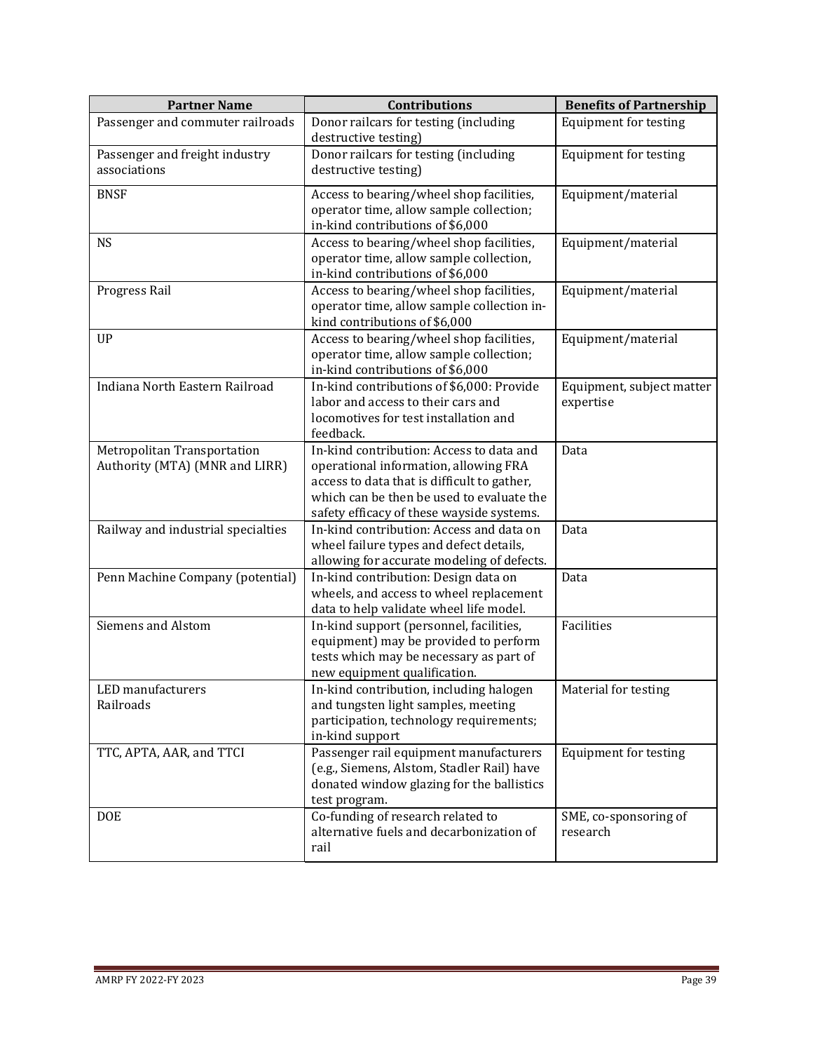| Partner Name | Contributions | Benefits of Partnership |
|---|---|---|
| Passenger and commuter railroads | Donor railcars for testing (including destructive testing) | Equipment for testing |
| Passenger and freight industry associations | Donor railcars for testing (including destructive testing) | Equipment for testing |
| BNSF | Access to bearing/wheel shop facilities, operator time, allow sample collection; in-kind contributions of $6,000 | Equipment/material |
| NS | Access to bearing/wheel shop facilities, operator time, allow sample collection, in-kind contributions of $6,000 | Equipment/material |
| Progress Rail | Access to bearing/wheel shop facilities, operator time, allow sample collection in-kind contributions of $6,000 | Equipment/material |
| UP | Access to bearing/wheel shop facilities, operator time, allow sample collection; in-kind contributions of $6,000 | Equipment/material |
| Indiana North Eastern Railroad | In-kind contributions of $6,000: Provide labor and access to their cars and locomotives for test installation and feedback. | Equipment, subject matter expertise |
| Metropolitan Transportation Authority (MTA) (MNR and LIRR) | In-kind contribution: Access to data and operational information, allowing FRA access to data that is difficult to gather, which can be then be used to evaluate the safety efficacy of these wayside systems. | Data |
| Railway and industrial specialties | In-kind contribution: Access and data on wheel failure types and defect details, allowing for accurate modeling of defects. | Data |
| Penn Machine Company (potential) | In-kind contribution: Design data on wheels, and access to wheel replacement data to help validate wheel life model. | Data |
| Siemens and Alstom | In-kind support (personnel, facilities, equipment) may be provided to perform tests which may be necessary as part of new equipment qualification. | Facilities |
| LED manufacturers Railroads | In-kind contribution, including halogen and tungsten light samples, meeting participation, technology requirements; in-kind support | Material for testing |
| TTC, APTA, AAR, and TTCI | Passenger rail equipment manufacturers (e.g., Siemens, Alstom, Stadler Rail) have donated window glazing for the ballistics test program. | Equipment for testing |
| DOE | Co-funding of research related to alternative fuels and decarbonization of rail | SME, co-sponsoring of research |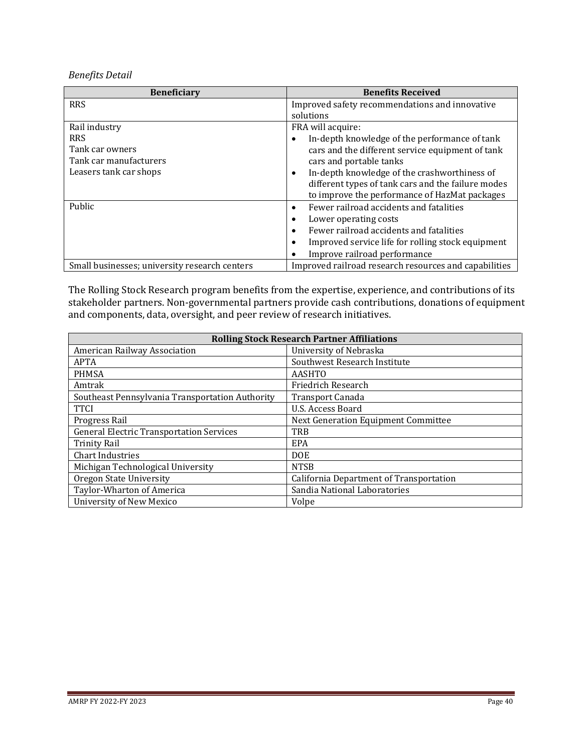*Benefits Detail*

| Beneficiary | Benefits Received |
|---|---|
| RRS | Improved safety recommendations and innovative solutions |
| Rail industry<br>RRS<br>Tank car owners<br>Tank car manufacturers<br>Leasers tank car shops | FRA will acquire:<br>• In-depth knowledge of the performance of tank cars and the different service equipment of tank cars and portable tanks<br>• In-depth knowledge of the crashworthiness of different types of tank cars and the failure modes to improve the performance of HazMat packages |
| Public | • Fewer railroad accidents and fatalities<br>• Lower operating costs<br>• Fewer railroad accidents and fatalities<br>• Improved service life for rolling stock equipment<br>• Improve railroad performance |
| Small businesses; university research centers | Improved railroad research resources and capabilities |

The Rolling Stock Research program benefits from the expertise, experience, and contributions of its stakeholder partners. Non-governmental partners provide cash contributions, donations of equipment and components, data, oversight, and peer review of research initiatives.

| Rolling Stock Research Partner Affiliations | |
|---|---|
| American Railway Association | University of Nebraska |
| APTA | Southwest Research Institute |
| PHMSA | AASHTO |
| Amtrak | Friedrich Research |
| Southeast Pennsylvania Transportation Authority | Transport Canada |
| TTCI | U.S. Access Board |
| Progress Rail | Next Generation Equipment Committee |
| General Electric Transportation Services | TRB |
| Trinity Rail | EPA |
| Chart Industries | DOE |
| Michigan Technological University | NTSB |
| Oregon State University | California Department of Transportation |
| Taylor-Wharton of America | Sandia National Laboratories |
| University of New Mexico | Volpe |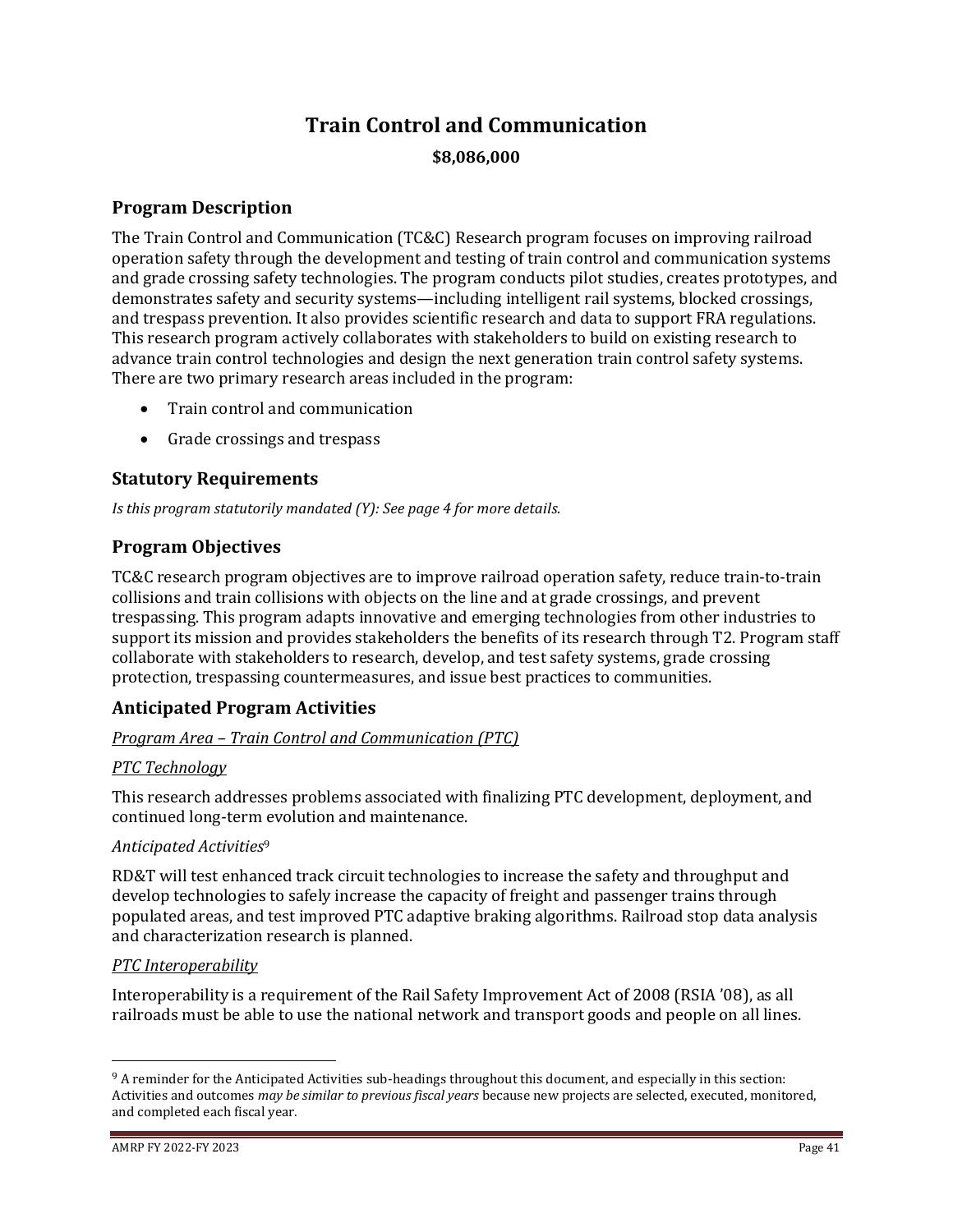# Train Control and Communication

**$8,086,000**

## Program Description

The Train Control and Communication (TC&C) Research program focuses on improving railroad operation safety through the development and testing of train control and communication systems and grade crossing safety technologies. The program conducts pilot studies, creates prototypes, and demonstrates safety and security systems—including intelligent rail systems, blocked crossings, and trespass prevention. It also provides scientific research and data to support FRA regulations. This research program actively collaborates with stakeholders to build on existing research to advance train control technologies and design the next generation train control safety systems. There are two primary research areas included in the program:

- Train control and communication
- Grade crossings and trespass

## Statutory Requirements

*Is this program statutorily mandated (Y): See page 4 for more details.*

## Program Objectives

TC&C research program objectives are to improve railroad operation safety, reduce train-to-train collisions and train collisions with objects on the line and at grade crossings, and prevent trespassing. This program adapts innovative and emerging technologies from other industries to support its mission and provides stakeholders the benefits of its research through T2. Program staff collaborate with stakeholders to research, develop, and test safety systems, grade crossing protection, trespassing countermeasures, and issue best practices to communities.

## Anticipated Program Activities

*Program Area – Train Control and Communication (PTC)*

*PTC Technology*

This research addresses problems associated with finalizing PTC development, deployment, and continued long-term evolution and maintenance.

*Anticipated Activities*[9]

RD&T will test enhanced track circuit technologies to increase the safety and throughput and develop technologies to safely increase the capacity of freight and passenger trains through populated areas, and test improved PTC adaptive braking algorithms. Railroad stop data analysis and characterization research is planned.

*PTC Interoperability*

Interoperability is a requirement of the Rail Safety Improvement Act of 2008 (RSIA '08), as all railroads must be able to use the national network and transport goods and people on all lines.

---

[9] A reminder for the Anticipated Activities sub-headings throughout this document, and especially in this section: Activities and outcomes *may be similar to previous fiscal years* because new projects are selected, executed, monitored, and completed each fiscal year.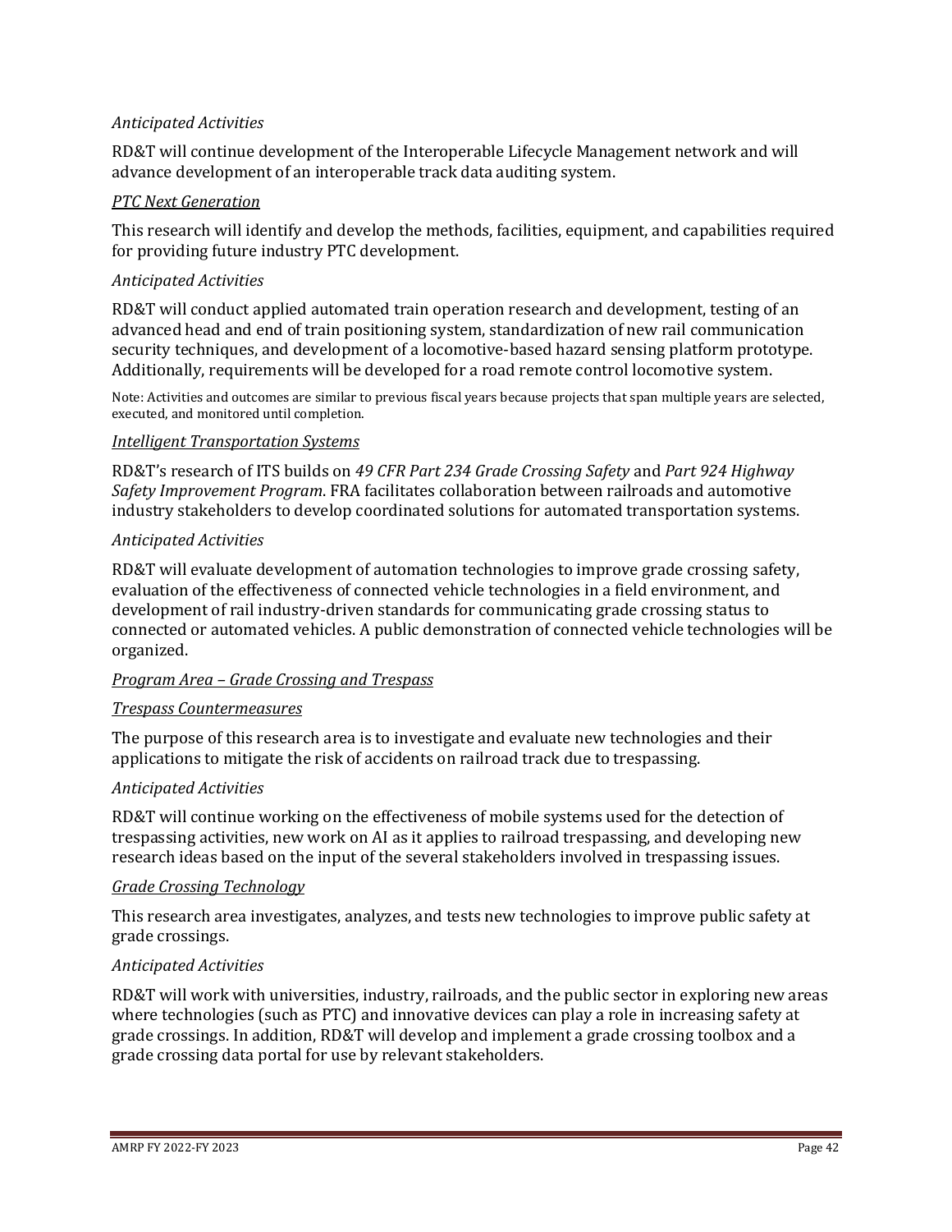*Anticipated Activities*

RD&T will continue development of the Interoperable Lifecycle Management network and will advance development of an interoperable track data auditing system.

<u>*PTC Next Generation*</u>

This research will identify and develop the methods, facilities, equipment, and capabilities required for providing future industry PTC development.

*Anticipated Activities*

RD&T will conduct applied automated train operation research and development, testing of an advanced head and end of train positioning system, standardization of new rail communication security techniques, and development of a locomotive-based hazard sensing platform prototype. Additionally, requirements will be developed for a road remote control locomotive system.

Note: Activities and outcomes are similar to previous fiscal years because projects that span multiple years are selected, executed, and monitored until completion.

<u>*Intelligent Transportation Systems*</u>

RD&T's research of ITS builds on *49 CFR Part 234 Grade Crossing Safety* and *Part 924 Highway Safety Improvement Program*. FRA facilitates collaboration between railroads and automotive industry stakeholders to develop coordinated solutions for automated transportation systems.

*Anticipated Activities*

RD&T will evaluate development of automation technologies to improve grade crossing safety, evaluation of the effectiveness of connected vehicle technologies in a field environment, and development of rail industry-driven standards for communicating grade crossing status to connected or automated vehicles. A public demonstration of connected vehicle technologies will be organized.

<u>*Program Area – Grade Crossing and Trespass*</u>

<u>*Trespass Countermeasures*</u>

The purpose of this research area is to investigate and evaluate new technologies and their applications to mitigate the risk of accidents on railroad track due to trespassing.

*Anticipated Activities*

RD&T will continue working on the effectiveness of mobile systems used for the detection of trespassing activities, new work on AI as it applies to railroad trespassing, and developing new research ideas based on the input of the several stakeholders involved in trespassing issues.

<u>*Grade Crossing Technology*</u>

This research area investigates, analyzes, and tests new technologies to improve public safety at grade crossings.

*Anticipated Activities*

RD&T will work with universities, industry, railroads, and the public sector in exploring new areas where technologies (such as PTC) and innovative devices can play a role in increasing safety at grade crossings. In addition, RD&T will develop and implement a grade crossing toolbox and a grade crossing data portal for use by relevant stakeholders.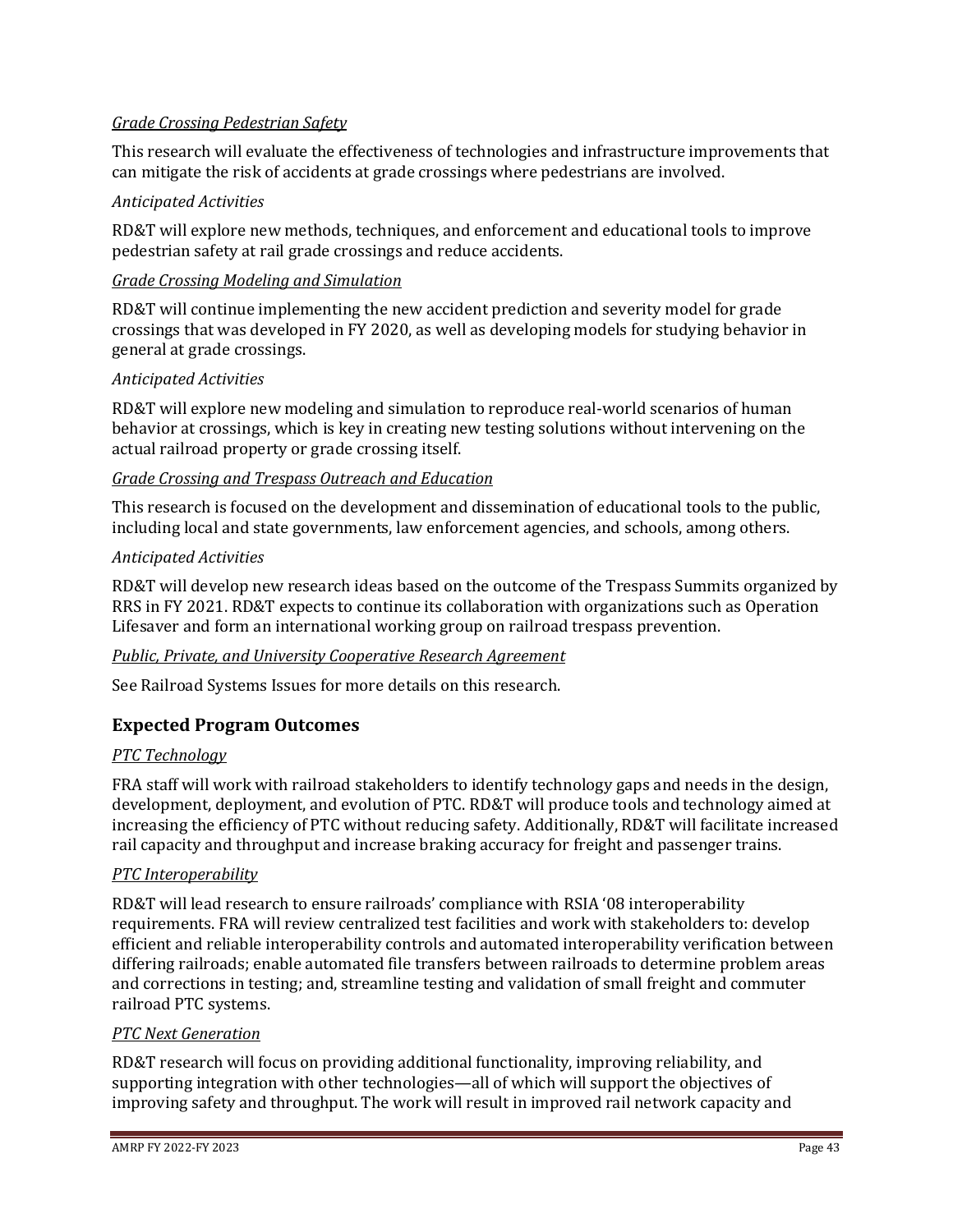*<u>Grade Crossing Pedestrian Safety</u>*

This research will evaluate the effectiveness of technologies and infrastructure improvements that can mitigate the risk of accidents at grade crossings where pedestrians are involved.

*Anticipated Activities*

RD&T will explore new methods, techniques, and enforcement and educational tools to improve pedestrian safety at rail grade crossings and reduce accidents.

*<u>Grade Crossing Modeling and Simulation</u>*

RD&T will continue implementing the new accident prediction and severity model for grade crossings that was developed in FY 2020, as well as developing models for studying behavior in general at grade crossings.

*Anticipated Activities*

RD&T will explore new modeling and simulation to reproduce real-world scenarios of human behavior at crossings, which is key in creating new testing solutions without intervening on the actual railroad property or grade crossing itself.

*<u>Grade Crossing and Trespass Outreach and Education</u>*

This research is focused on the development and dissemination of educational tools to the public, including local and state governments, law enforcement agencies, and schools, among others.

*Anticipated Activities*

RD&T will develop new research ideas based on the outcome of the Trespass Summits organized by RRS in FY 2021. RD&T expects to continue its collaboration with organizations such as Operation Lifesaver and form an international working group on railroad trespass prevention.

*<u>Public, Private, and University Cooperative Research Agreement</u>*

See Railroad Systems Issues for more details on this research.

## Expected Program Outcomes

*<u>PTC Technology</u>*

FRA staff will work with railroad stakeholders to identify technology gaps and needs in the design, development, deployment, and evolution of PTC. RD&T will produce tools and technology aimed at increasing the efficiency of PTC without reducing safety. Additionally, RD&T will facilitate increased rail capacity and throughput and increase braking accuracy for freight and passenger trains.

*<u>PTC Interoperability</u>*

RD&T will lead research to ensure railroads' compliance with RSIA '08 interoperability requirements. FRA will review centralized test facilities and work with stakeholders to: develop efficient and reliable interoperability controls and automated interoperability verification between differing railroads; enable automated file transfers between railroads to determine problem areas and corrections in testing; and, streamline testing and validation of small freight and commuter railroad PTC systems.

*<u>PTC Next Generation</u>*

RD&T research will focus on providing additional functionality, improving reliability, and supporting integration with other technologies—all of which will support the objectives of improving safety and throughput. The work will result in improved rail network capacity and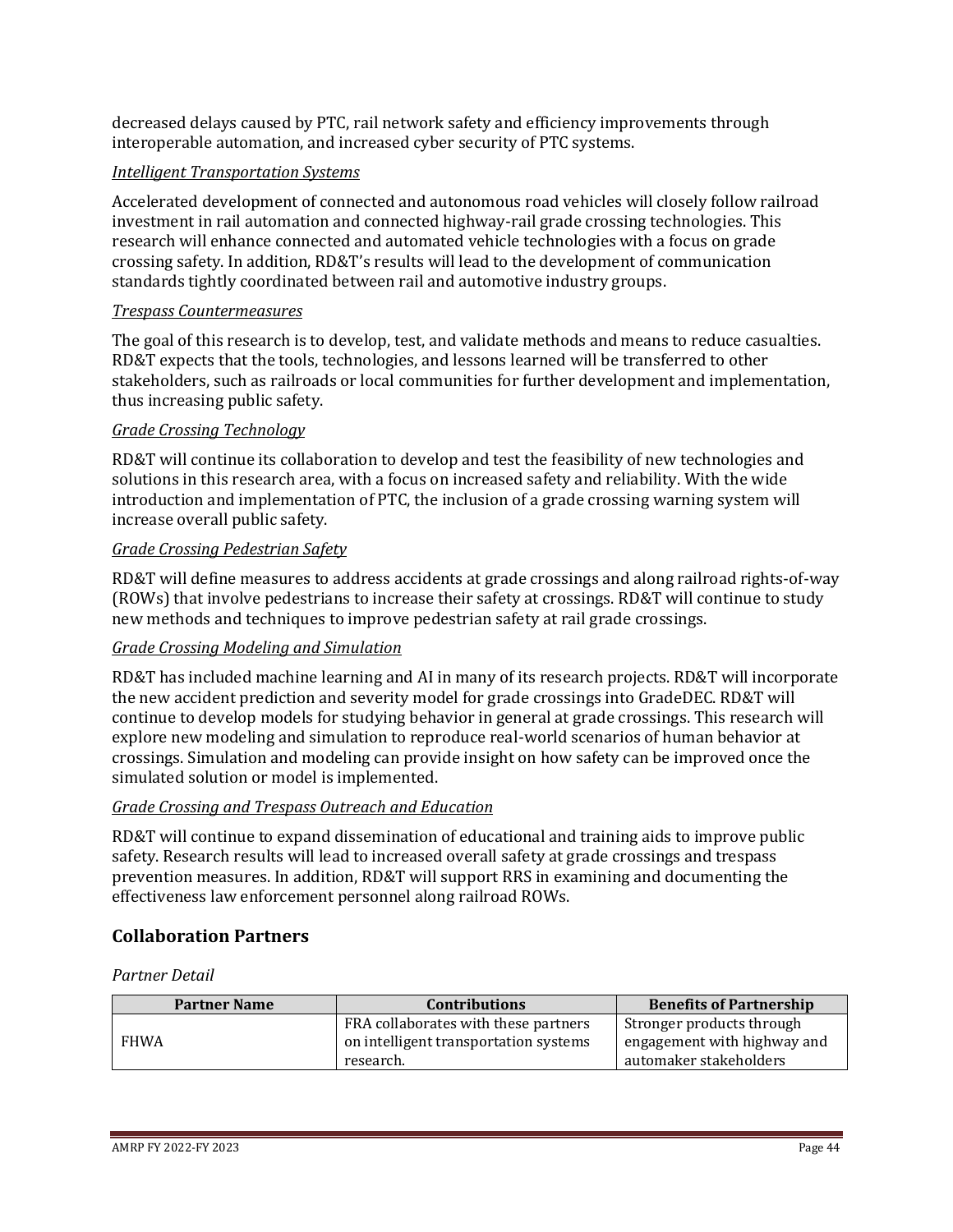decreased delays caused by PTC, rail network safety and efficiency improvements through interoperable automation, and increased cyber security of PTC systems.

*Intelligent Transportation Systems*

Accelerated development of connected and autonomous road vehicles will closely follow railroad investment in rail automation and connected highway-rail grade crossing technologies. This research will enhance connected and automated vehicle technologies with a focus on grade crossing safety. In addition, RD&T's results will lead to the development of communication standards tightly coordinated between rail and automotive industry groups.

*Trespass Countermeasures*

The goal of this research is to develop, test, and validate methods and means to reduce casualties. RD&T expects that the tools, technologies, and lessons learned will be transferred to other stakeholders, such as railroads or local communities for further development and implementation, thus increasing public safety.

*Grade Crossing Technology*

RD&T will continue its collaboration to develop and test the feasibility of new technologies and solutions in this research area, with a focus on increased safety and reliability. With the wide introduction and implementation of PTC, the inclusion of a grade crossing warning system will increase overall public safety.

*Grade Crossing Pedestrian Safety*

RD&T will define measures to address accidents at grade crossings and along railroad rights-of-way (ROWs) that involve pedestrians to increase their safety at crossings. RD&T will continue to study new methods and techniques to improve pedestrian safety at rail grade crossings.

*Grade Crossing Modeling and Simulation*

RD&T has included machine learning and AI in many of its research projects. RD&T will incorporate the new accident prediction and severity model for grade crossings into GradeDEC. RD&T will continue to develop models for studying behavior in general at grade crossings. This research will explore new modeling and simulation to reproduce real-world scenarios of human behavior at crossings. Simulation and modeling can provide insight on how safety can be improved once the simulated solution or model is implemented.

*Grade Crossing and Trespass Outreach and Education*

RD&T will continue to expand dissemination of educational and training aids to improve public safety. Research results will lead to increased overall safety at grade crossings and trespass prevention measures. In addition, RD&T will support RRS in examining and documenting the effectiveness law enforcement personnel along railroad ROWs.

## Collaboration Partners

*Partner Detail*

| Partner Name | Contributions | Benefits of Partnership |
|---|---|---|
| FHWA | FRA collaborates with these partners on intelligent transportation systems research. | Stronger products through engagement with highway and automaker stakeholders |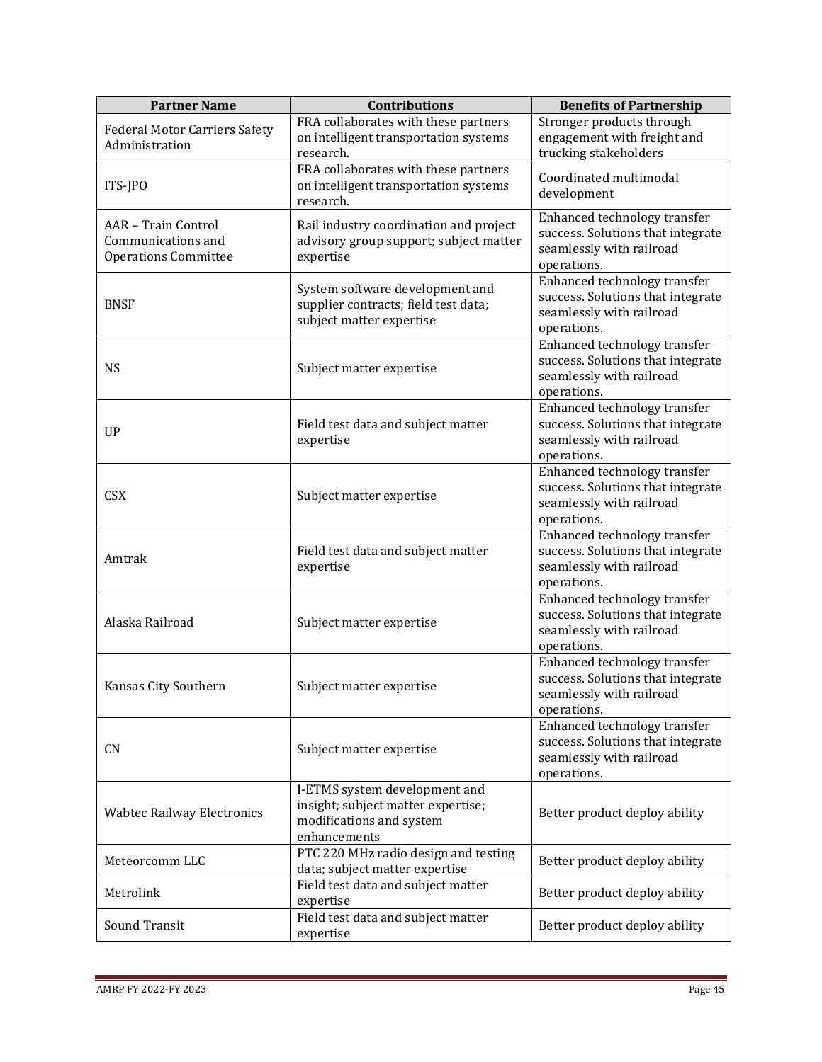| Partner Name | Contributions | Benefits of Partnership |
|---|---|---|
| Federal Motor Carriers Safety Administration | FRA collaborates with these partners on intelligent transportation systems research. | Stronger products through engagement with freight and trucking stakeholders |
| ITS-JPO | FRA collaborates with these partners on intelligent transportation systems research. | Coordinated multimodal development |
| AAR – Train Control Communications and Operations Committee | Rail industry coordination and project advisory group support; subject matter expertise | Enhanced technology transfer success. Solutions that integrate seamlessly with railroad operations. |
| BNSF | System software development and supplier contracts; field test data; subject matter expertise | Enhanced technology transfer success. Solutions that integrate seamlessly with railroad operations. |
| NS | Subject matter expertise | Enhanced technology transfer success. Solutions that integrate seamlessly with railroad operations. |
| UP | Field test data and subject matter expertise | Enhanced technology transfer success. Solutions that integrate seamlessly with railroad operations. |
| CSX | Subject matter expertise | Enhanced technology transfer success. Solutions that integrate seamlessly with railroad operations. |
| Amtrak | Field test data and subject matter expertise | Enhanced technology transfer success. Solutions that integrate seamlessly with railroad operations. |
| Alaska Railroad | Subject matter expertise | Enhanced technology transfer success. Solutions that integrate seamlessly with railroad operations. |
| Kansas City Southern | Subject matter expertise | Enhanced technology transfer success. Solutions that integrate seamlessly with railroad operations. |
| CN | Subject matter expertise | Enhanced technology transfer success. Solutions that integrate seamlessly with railroad operations. |
| Wabtec Railway Electronics | I-ETMS system development and insight; subject matter expertise; modifications and system enhancements | Better product deploy ability |
| Meteorcomm LLC | PTC 220 MHz radio design and testing data; subject matter expertise | Better product deploy ability |
| Metrolink | Field test data and subject matter expertise | Better product deploy ability |
| Sound Transit | Field test data and subject matter expertise | Better product deploy ability |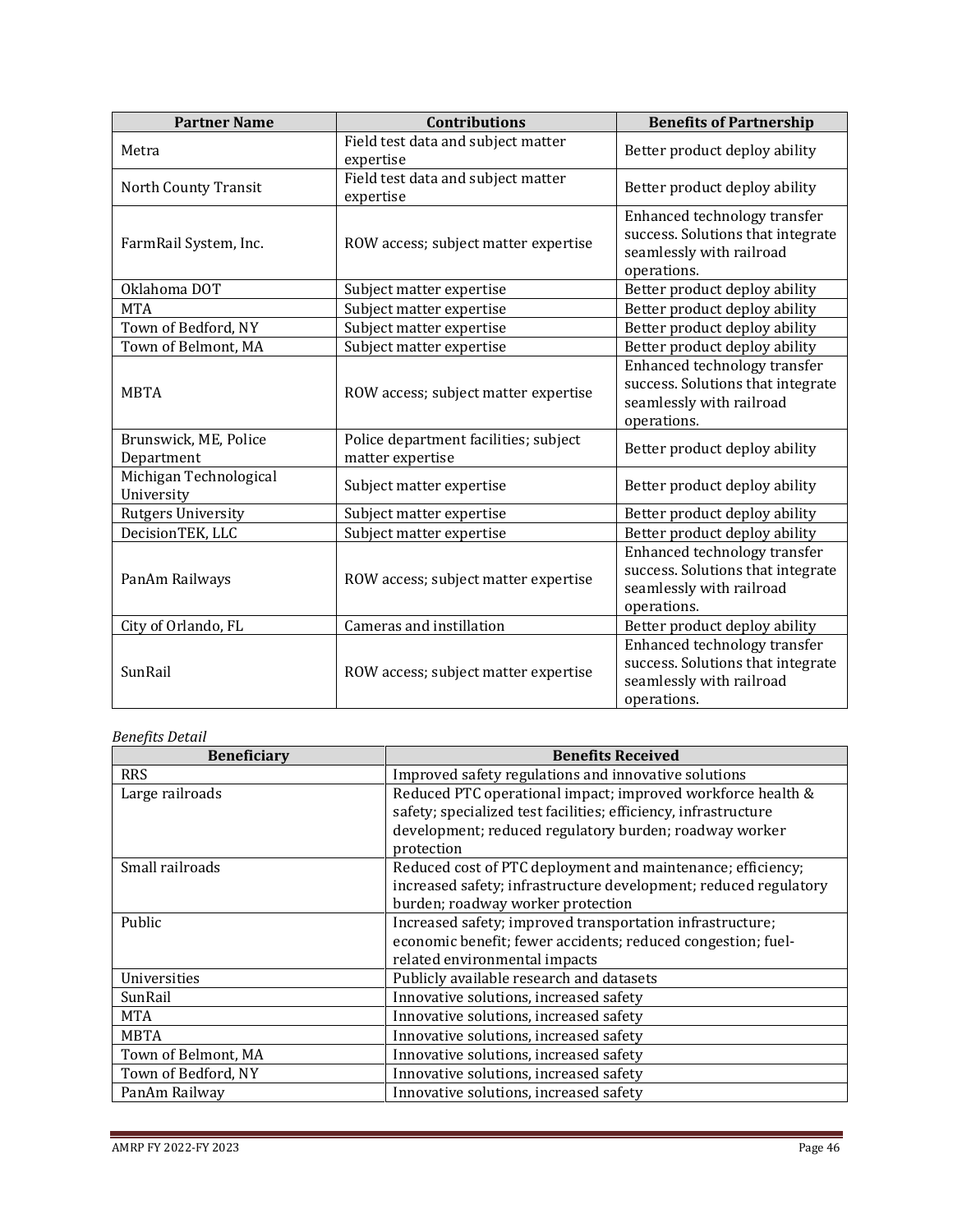| Partner Name | Contributions | Benefits of Partnership |
|---|---|---|
| Metra | Field test data and subject matter expertise | Better product deploy ability |
| North County Transit | Field test data and subject matter expertise | Better product deploy ability |
| FarmRail System, Inc. | ROW access; subject matter expertise | Enhanced technology transfer success. Solutions that integrate seamlessly with railroad operations. |
| Oklahoma DOT | Subject matter expertise | Better product deploy ability |
| MTA | Subject matter expertise | Better product deploy ability |
| Town of Bedford, NY | Subject matter expertise | Better product deploy ability |
| Town of Belmont, MA | Subject matter expertise | Better product deploy ability |
| MBTA | ROW access; subject matter expertise | Enhanced technology transfer success. Solutions that integrate seamlessly with railroad operations. |
| Brunswick, ME, Police Department | Police department facilities; subject matter expertise | Better product deploy ability |
| Michigan Technological University | Subject matter expertise | Better product deploy ability |
| Rutgers University | Subject matter expertise | Better product deploy ability |
| DecisionTEK, LLC | Subject matter expertise | Better product deploy ability |
| PanAm Railways | ROW access; subject matter expertise | Enhanced technology transfer success. Solutions that integrate seamlessly with railroad operations. |
| City of Orlando, FL | Cameras and instillation | Better product deploy ability |
| SunRail | ROW access; subject matter expertise | Enhanced technology transfer success. Solutions that integrate seamlessly with railroad operations. |

*Benefits Detail*

| Beneficiary | Benefits Received |
|---|---|
| RRS | Improved safety regulations and innovative solutions |
| Large railroads | Reduced PTC operational impact; improved workforce health & safety; specialized test facilities; efficiency, infrastructure development; reduced regulatory burden; roadway worker protection |
| Small railroads | Reduced cost of PTC deployment and maintenance; efficiency; increased safety; infrastructure development; reduced regulatory burden; roadway worker protection |
| Public | Increased safety; improved transportation infrastructure; economic benefit; fewer accidents; reduced congestion; fuel-related environmental impacts |
| Universities | Publicly available research and datasets |
| SunRail | Innovative solutions, increased safety |
| MTA | Innovative solutions, increased safety |
| MBTA | Innovative solutions, increased safety |
| Town of Belmont, MA | Innovative solutions, increased safety |
| Town of Bedford, NY | Innovative solutions, increased safety |
| PanAm Railway | Innovative solutions, increased safety |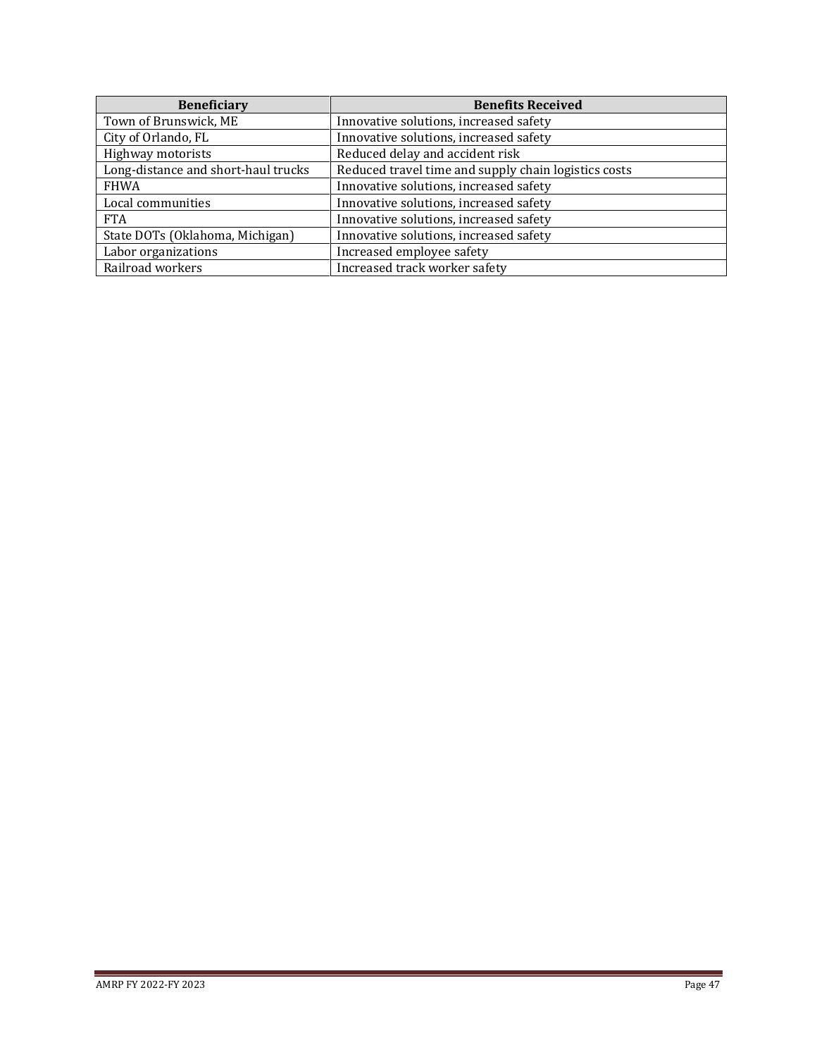| Beneficiary | Benefits Received |
|---|---|
| Town of Brunswick, ME | Innovative solutions, increased safety |
| City of Orlando, FL | Innovative solutions, increased safety |
| Highway motorists | Reduced delay and accident risk |
| Long-distance and short-haul trucks | Reduced travel time and supply chain logistics costs |
| FHWA | Innovative solutions, increased safety |
| Local communities | Innovative solutions, increased safety |
| FTA | Innovative solutions, increased safety |
| State DOTs (Oklahoma, Michigan) | Innovative solutions, increased safety |
| Labor organizations | Increased employee safety |
| Railroad workers | Increased track worker safety |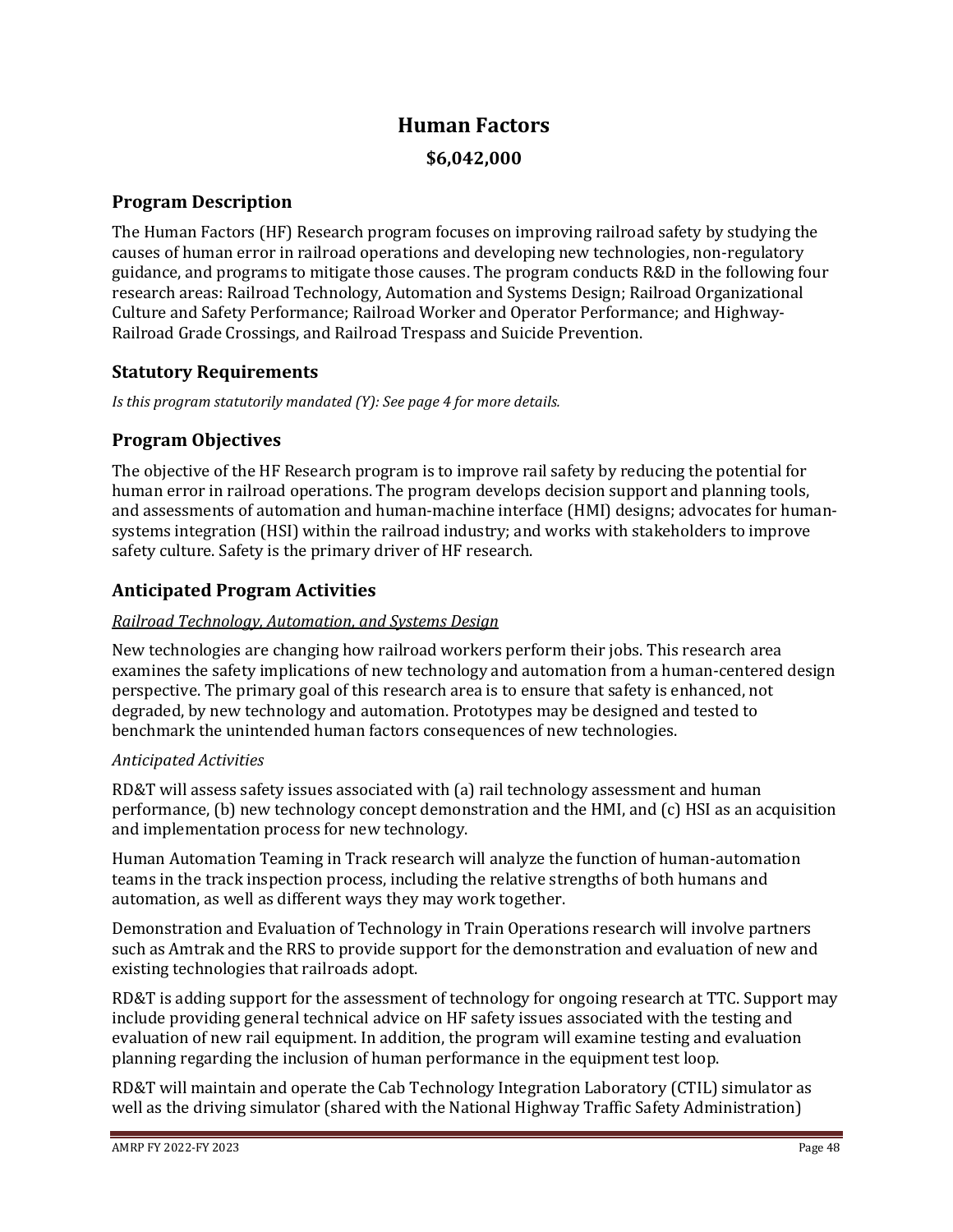# Human Factors

**$6,042,000**

## Program Description

The Human Factors (HF) Research program focuses on improving railroad safety by studying the causes of human error in railroad operations and developing new technologies, non-regulatory guidance, and programs to mitigate those causes. The program conducts R&D in the following four research areas: Railroad Technology, Automation and Systems Design; Railroad Organizational Culture and Safety Performance; Railroad Worker and Operator Performance; and Highway-Railroad Grade Crossings, and Railroad Trespass and Suicide Prevention.

## Statutory Requirements

*Is this program statutorily mandated (Y): See page 4 for more details.*

## Program Objectives

The objective of the HF Research program is to improve rail safety by reducing the potential for human error in railroad operations. The program develops decision support and planning tools, and assessments of automation and human-machine interface (HMI) designs; advocates for human-systems integration (HSI) within the railroad industry; and works with stakeholders to improve safety culture. Safety is the primary driver of HF research.

## Anticipated Program Activities

<u>*Railroad Technology, Automation, and Systems Design*</u>

New technologies are changing how railroad workers perform their jobs. This research area examines the safety implications of new technology and automation from a human-centered design perspective. The primary goal of this research area is to ensure that safety is enhanced, not degraded, by new technology and automation. Prototypes may be designed and tested to benchmark the unintended human factors consequences of new technologies.

*Anticipated Activities*

RD&T will assess safety issues associated with (a) rail technology assessment and human performance, (b) new technology concept demonstration and the HMI, and (c) HSI as an acquisition and implementation process for new technology.

Human Automation Teaming in Track research will analyze the function of human-automation teams in the track inspection process, including the relative strengths of both humans and automation, as well as different ways they may work together.

Demonstration and Evaluation of Technology in Train Operations research will involve partners such as Amtrak and the RRS to provide support for the demonstration and evaluation of new and existing technologies that railroads adopt.

RD&T is adding support for the assessment of technology for ongoing research at TTC. Support may include providing general technical advice on HF safety issues associated with the testing and evaluation of new rail equipment. In addition, the program will examine testing and evaluation planning regarding the inclusion of human performance in the equipment test loop.

RD&T will maintain and operate the Cab Technology Integration Laboratory (CTIL) simulator as well as the driving simulator (shared with the National Highway Traffic Safety Administration)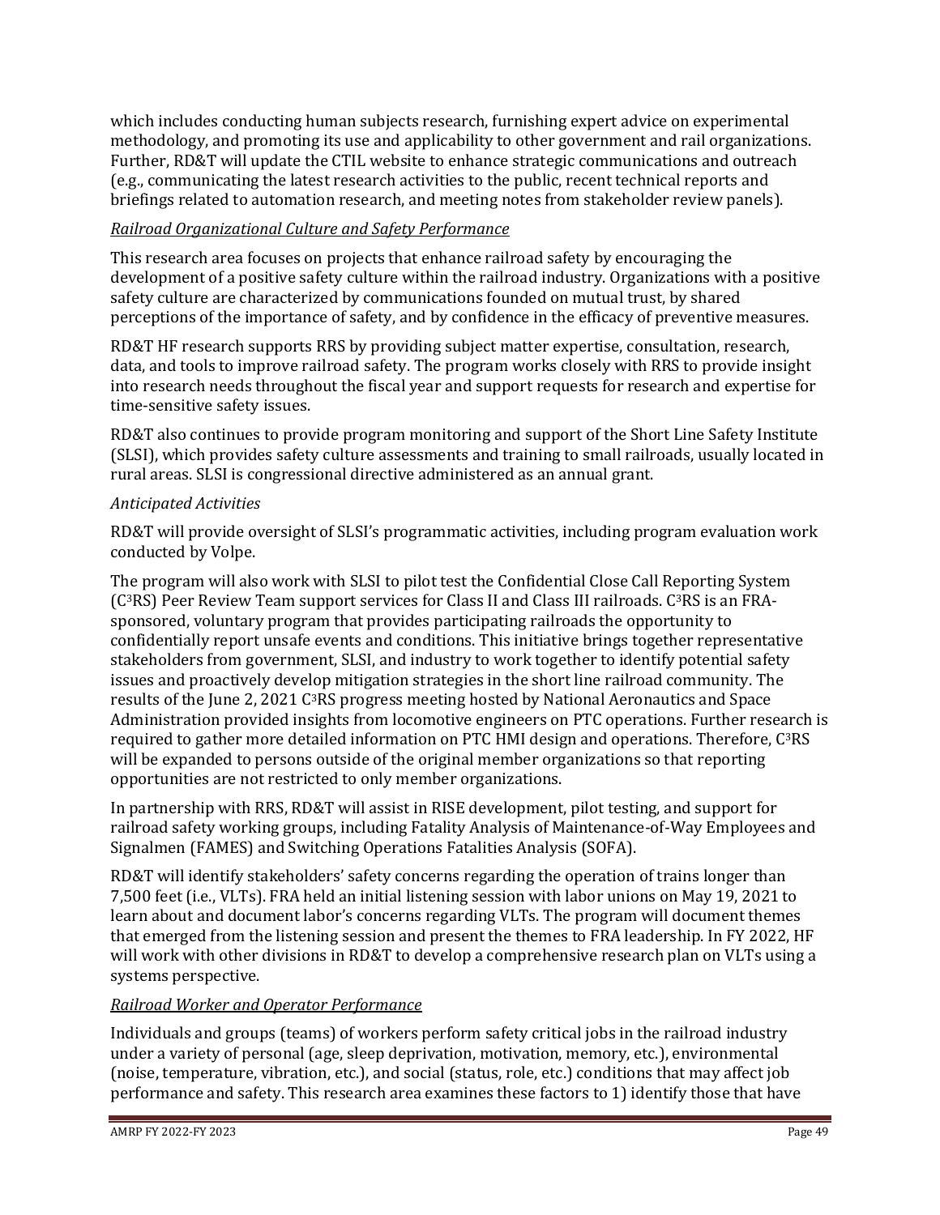which includes conducting human subjects research, furnishing expert advice on experimental methodology, and promoting its use and applicability to other government and rail organizations. Further, RD&T will update the CTIL website to enhance strategic communications and outreach (e.g., communicating the latest research activities to the public, recent technical reports and briefings related to automation research, and meeting notes from stakeholder review panels).

*Railroad Organizational Culture and Safety Performance*

This research area focuses on projects that enhance railroad safety by encouraging the development of a positive safety culture within the railroad industry. Organizations with a positive safety culture are characterized by communications founded on mutual trust, by shared perceptions of the importance of safety, and by confidence in the efficacy of preventive measures.

RD&T HF research supports RRS by providing subject matter expertise, consultation, research, data, and tools to improve railroad safety. The program works closely with RRS to provide insight into research needs throughout the fiscal year and support requests for research and expertise for time-sensitive safety issues.

RD&T also continues to provide program monitoring and support of the Short Line Safety Institute (SLSI), which provides safety culture assessments and training to small railroads, usually located in rural areas. SLSI is congressional directive administered as an annual grant.

*Anticipated Activities*

RD&T will provide oversight of SLSI's programmatic activities, including program evaluation work conducted by Volpe.

The program will also work with SLSI to pilot test the Confidential Close Call Reporting System (C$^3$RS) Peer Review Team support services for Class II and Class III railroads. C$^3$RS is an FRA-sponsored, voluntary program that provides participating railroads the opportunity to confidentially report unsafe events and conditions. This initiative brings together representative stakeholders from government, SLSI, and industry to work together to identify potential safety issues and proactively develop mitigation strategies in the short line railroad community. The results of the June 2, 2021 C$^3$RS progress meeting hosted by National Aeronautics and Space Administration provided insights from locomotive engineers on PTC operations. Further research is required to gather more detailed information on PTC HMI design and operations. Therefore, C$^3$RS will be expanded to persons outside of the original member organizations so that reporting opportunities are not restricted to only member organizations.

In partnership with RRS, RD&T will assist in RISE development, pilot testing, and support for railroad safety working groups, including Fatality Analysis of Maintenance-of-Way Employees and Signalmen (FAMES) and Switching Operations Fatalities Analysis (SOFA).

RD&T will identify stakeholders' safety concerns regarding the operation of trains longer than 7,500 feet (i.e., VLTs). FRA held an initial listening session with labor unions on May 19, 2021 to learn about and document labor's concerns regarding VLTs. The program will document themes that emerged from the listening session and present the themes to FRA leadership. In FY 2022, HF will work with other divisions in RD&T to develop a comprehensive research plan on VLTs using a systems perspective.

*Railroad Worker and Operator Performance*

Individuals and groups (teams) of workers perform safety critical jobs in the railroad industry under a variety of personal (age, sleep deprivation, motivation, memory, etc.), environmental (noise, temperature, vibration, etc.), and social (status, role, etc.) conditions that may affect job performance and safety. This research area examines these factors to 1) identify those that have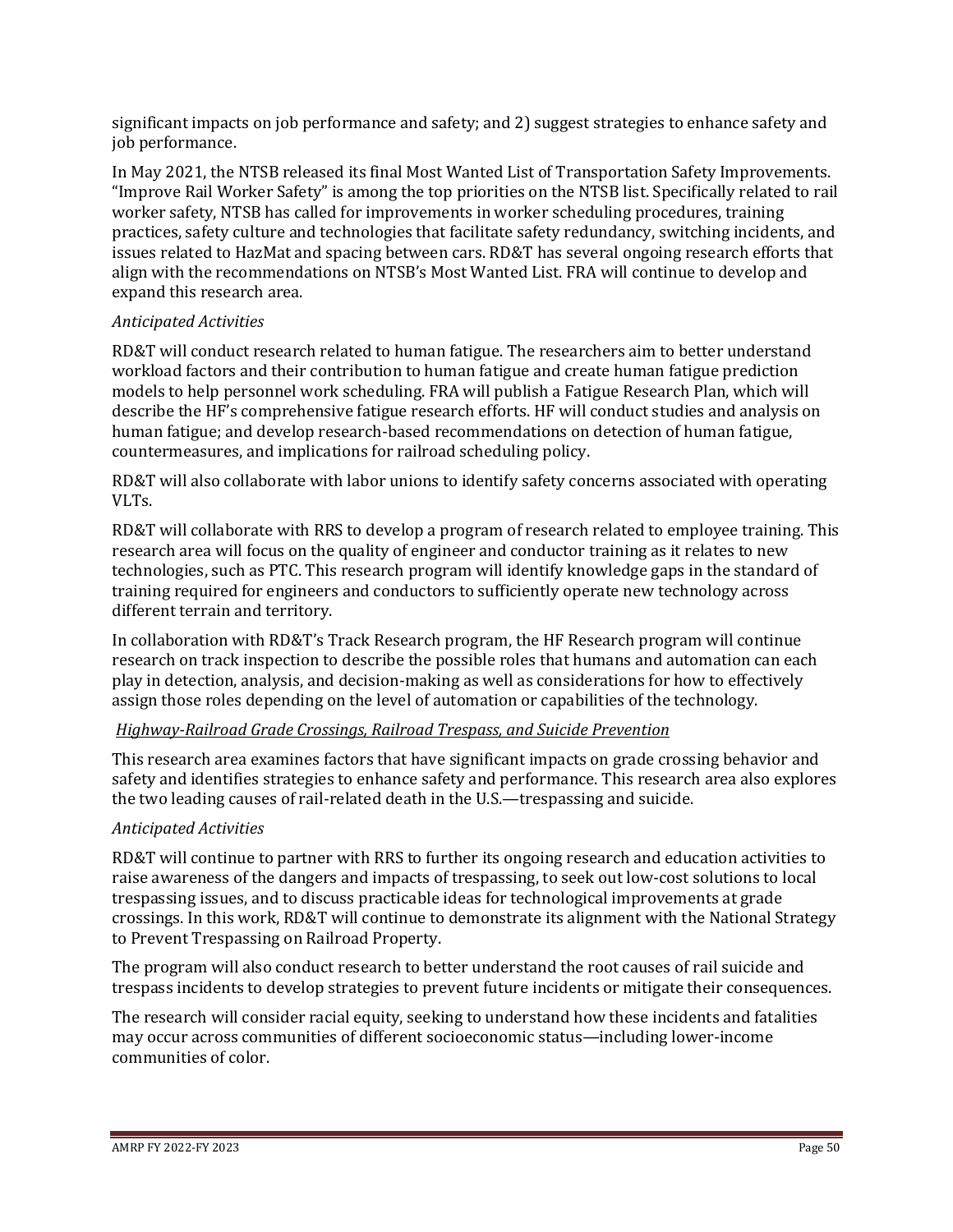significant impacts on job performance and safety; and 2) suggest strategies to enhance safety and job performance.

In May 2021, the NTSB released its final Most Wanted List of Transportation Safety Improvements. "Improve Rail Worker Safety" is among the top priorities on the NTSB list. Specifically related to rail worker safety, NTSB has called for improvements in worker scheduling procedures, training practices, safety culture and technologies that facilitate safety redundancy, switching incidents, and issues related to HazMat and spacing between cars. RD&T has several ongoing research efforts that align with the recommendations on NTSB's Most Wanted List. FRA will continue to develop and expand this research area.

*Anticipated Activities*

RD&T will conduct research related to human fatigue. The researchers aim to better understand workload factors and their contribution to human fatigue and create human fatigue prediction models to help personnel work scheduling. FRA will publish a Fatigue Research Plan, which will describe the HF's comprehensive fatigue research efforts. HF will conduct studies and analysis on human fatigue; and develop research-based recommendations on detection of human fatigue, countermeasures, and implications for railroad scheduling policy.

RD&T will also collaborate with labor unions to identify safety concerns associated with operating VLTs.

RD&T will collaborate with RRS to develop a program of research related to employee training. This research area will focus on the quality of engineer and conductor training as it relates to new technologies, such as PTC. This research program will identify knowledge gaps in the standard of training required for engineers and conductors to sufficiently operate new technology across different terrain and territory.

In collaboration with RD&T's Track Research program, the HF Research program will continue research on track inspection to describe the possible roles that humans and automation can each play in detection, analysis, and decision-making as well as considerations for how to effectively assign those roles depending on the level of automation or capabilities of the technology.

*Highway-Railroad Grade Crossings, Railroad Trespass, and Suicide Prevention*

This research area examines factors that have significant impacts on grade crossing behavior and safety and identifies strategies to enhance safety and performance. This research area also explores the two leading causes of rail-related death in the U.S.—trespassing and suicide.

*Anticipated Activities*

RD&T will continue to partner with RRS to further its ongoing research and education activities to raise awareness of the dangers and impacts of trespassing, to seek out low-cost solutions to local trespassing issues, and to discuss practicable ideas for technological improvements at grade crossings. In this work, RD&T will continue to demonstrate its alignment with the National Strategy to Prevent Trespassing on Railroad Property.

The program will also conduct research to better understand the root causes of rail suicide and trespass incidents to develop strategies to prevent future incidents or mitigate their consequences.

The research will consider racial equity, seeking to understand how these incidents and fatalities may occur across communities of different socioeconomic status—including lower-income communities of color.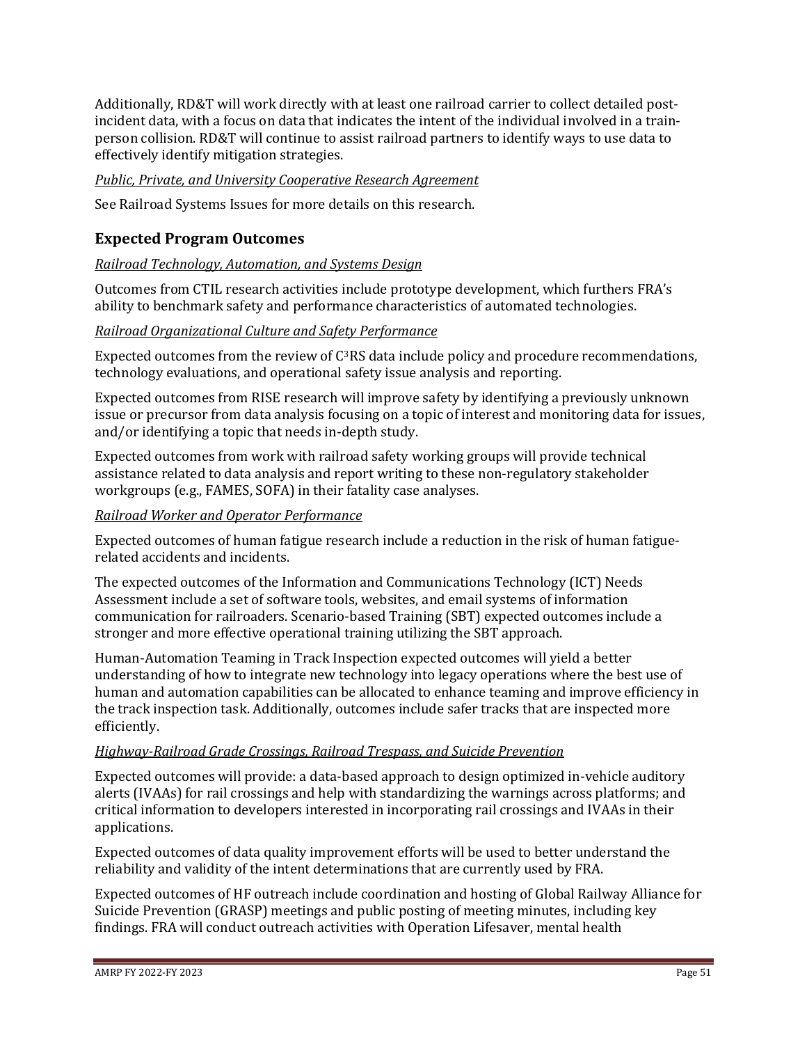Additionally, RD&T will work directly with at least one railroad carrier to collect detailed post-incident data, with a focus on data that indicates the intent of the individual involved in a train-person collision. RD&T will continue to assist railroad partners to identify ways to use data to effectively identify mitigation strategies.

*Public, Private, and University Cooperative Research Agreement*

See Railroad Systems Issues for more details on this research.

## Expected Program Outcomes

*Railroad Technology, Automation, and Systems Design*

Outcomes from CTIL research activities include prototype development, which furthers FRA's ability to benchmark safety and performance characteristics of automated technologies.

*Railroad Organizational Culture and Safety Performance*

Expected outcomes from the review of C$^3$RS data include policy and procedure recommendations, technology evaluations, and operational safety issue analysis and reporting.

Expected outcomes from RISE research will improve safety by identifying a previously unknown issue or precursor from data analysis focusing on a topic of interest and monitoring data for issues, and/or identifying a topic that needs in-depth study.

Expected outcomes from work with railroad safety working groups will provide technical assistance related to data analysis and report writing to these non-regulatory stakeholder workgroups (e.g., FAMES, SOFA) in their fatality case analyses.

*Railroad Worker and Operator Performance*

Expected outcomes of human fatigue research include a reduction in the risk of human fatigue-related accidents and incidents.

The expected outcomes of the Information and Communications Technology (ICT) Needs Assessment include a set of software tools, websites, and email systems of information communication for railroaders. Scenario-based Training (SBT) expected outcomes include a stronger and more effective operational training utilizing the SBT approach.

Human-Automation Teaming in Track Inspection expected outcomes will yield a better understanding of how to integrate new technology into legacy operations where the best use of human and automation capabilities can be allocated to enhance teaming and improve efficiency in the track inspection task. Additionally, outcomes include safer tracks that are inspected more efficiently.

*Highway-Railroad Grade Crossings, Railroad Trespass, and Suicide Prevention*

Expected outcomes will provide: a data-based approach to design optimized in-vehicle auditory alerts (IVAAs) for rail crossings and help with standardizing the warnings across platforms; and critical information to developers interested in incorporating rail crossings and IVAAs in their applications.

Expected outcomes of data quality improvement efforts will be used to better understand the reliability and validity of the intent determinations that are currently used by FRA.

Expected outcomes of HF outreach include coordination and hosting of Global Railway Alliance for Suicide Prevention (GRASP) meetings and public posting of meeting minutes, including key findings. FRA will conduct outreach activities with Operation Lifesaver, mental health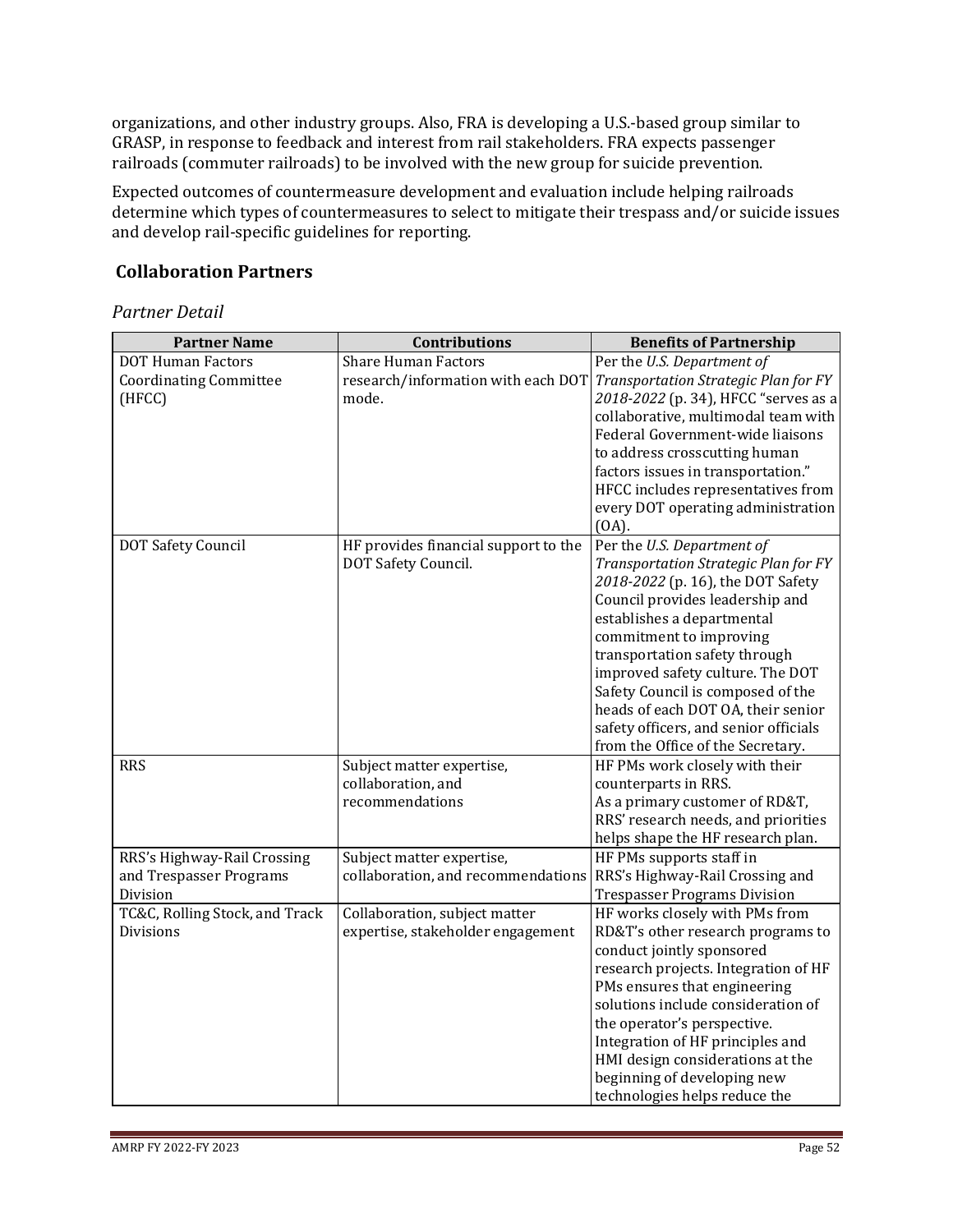organizations, and other industry groups. Also, FRA is developing a U.S.-based group similar to GRASP, in response to feedback and interest from rail stakeholders. FRA expects passenger railroads (commuter railroads) to be involved with the new group for suicide prevention.

Expected outcomes of countermeasure development and evaluation include helping railroads determine which types of countermeasures to select to mitigate their trespass and/or suicide issues and develop rail-specific guidelines for reporting.

## Collaboration Partners

### *Partner Detail*

| Partner Name | Contributions | Benefits of Partnership |
|---|---|---|
| DOT Human Factors Coordinating Committee (HFCC) | Share Human Factors research/information with each DOT mode. | Per the *U.S. Department of Transportation Strategic Plan for FY 2018-2022* (p. 34), HFCC "serves as a collaborative, multimodal team with Federal Government-wide liaisons to address crosscutting human factors issues in transportation." HFCC includes representatives from every DOT operating administration (OA). |
| DOT Safety Council | HF provides financial support to the DOT Safety Council. | Per the *U.S. Department of Transportation Strategic Plan for FY 2018-2022* (p. 16), the DOT Safety Council provides leadership and establishes a departmental commitment to improving transportation safety through improved safety culture. The DOT Safety Council is composed of the heads of each DOT OA, their senior safety officers, and senior officials from the Office of the Secretary. |
| RRS | Subject matter expertise, collaboration, and recommendations | HF PMs work closely with their counterparts in RRS. As a primary customer of RD&T, RRS' research needs, and priorities helps shape the HF research plan. |
| RRS's Highway-Rail Crossing and Trespasser Programs Division | Subject matter expertise, collaboration, and recommendations | HF PMs supports staff in RRS's Highway-Rail Crossing and Trespasser Programs Division |
| TC&C, Rolling Stock, and Track Divisions | Collaboration, subject matter expertise, stakeholder engagement | HF works closely with PMs from RD&T's other research programs to conduct jointly sponsored research projects. Integration of HF PMs ensures that engineering solutions include consideration of the operator's perspective. Integration of HF principles and HMI design considerations at the beginning of developing new technologies helps reduce the |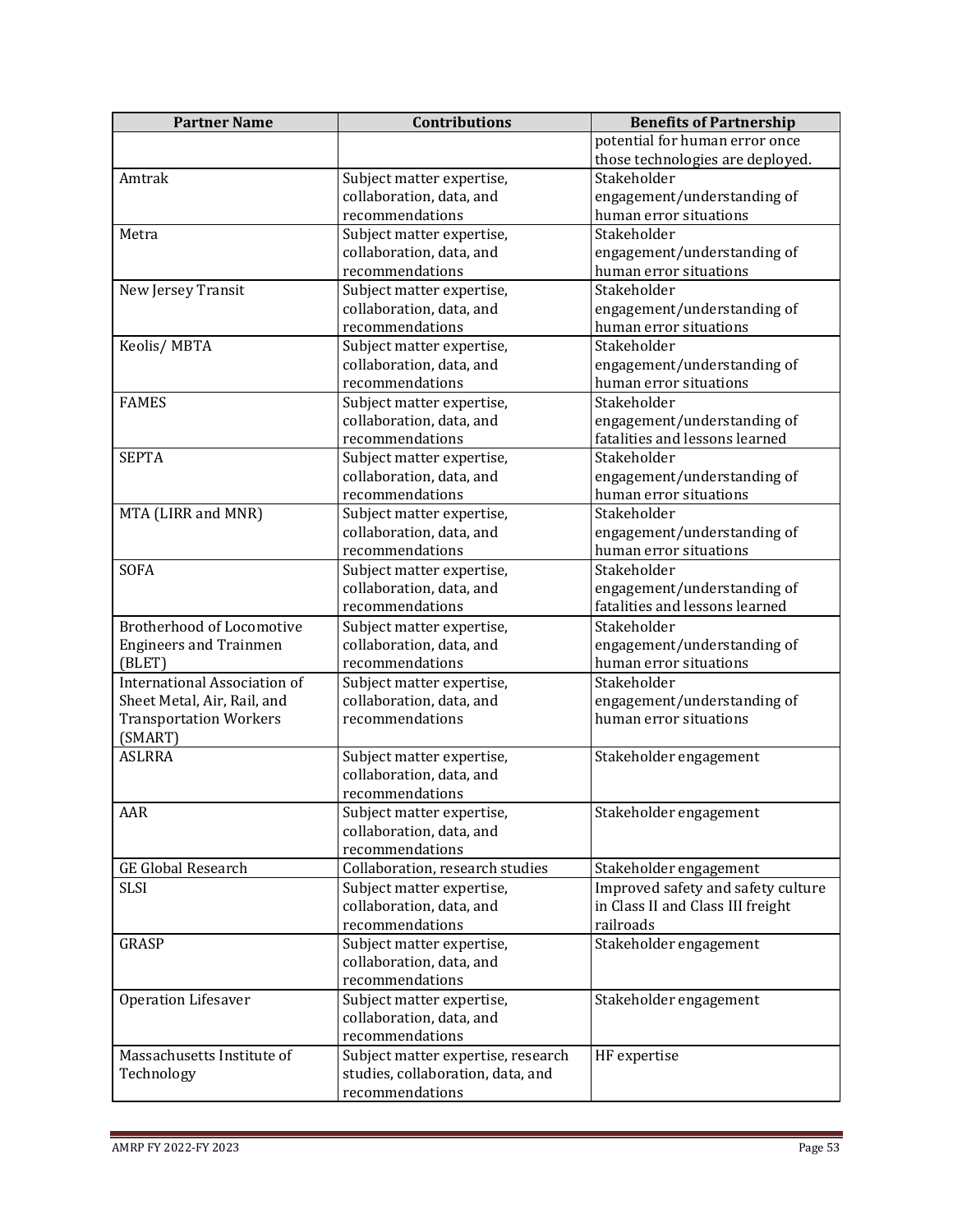| Partner Name | Contributions | Benefits of Partnership |
|---|---|---|
| | | potential for human error once those technologies are deployed. |
| Amtrak | Subject matter expertise, collaboration, data, and recommendations | Stakeholder engagement/understanding of human error situations |
| Metra | Subject matter expertise, collaboration, data, and recommendations | Stakeholder engagement/understanding of human error situations |
| New Jersey Transit | Subject matter expertise, collaboration, data, and recommendations | Stakeholder engagement/understanding of human error situations |
| Keolis/ MBTA | Subject matter expertise, collaboration, data, and recommendations | Stakeholder engagement/understanding of human error situations |
| FAMES | Subject matter expertise, collaboration, data, and recommendations | Stakeholder engagement/understanding of fatalities and lessons learned |
| SEPTA | Subject matter expertise, collaboration, data, and recommendations | Stakeholder engagement/understanding of human error situations |
| MTA (LIRR and MNR) | Subject matter expertise, collaboration, data, and recommendations | Stakeholder engagement/understanding of human error situations |
| SOFA | Subject matter expertise, collaboration, data, and recommendations | Stakeholder engagement/understanding of fatalities and lessons learned |
| Brotherhood of Locomotive Engineers and Trainmen (BLET) | Subject matter expertise, collaboration, data, and recommendations | Stakeholder engagement/understanding of human error situations |
| International Association of Sheet Metal, Air, Rail, and Transportation Workers (SMART) | Subject matter expertise, collaboration, data, and recommendations | Stakeholder engagement/understanding of human error situations |
| ASLRRA | Subject matter expertise, collaboration, data, and recommendations | Stakeholder engagement |
| AAR | Subject matter expertise, collaboration, data, and recommendations | Stakeholder engagement |
| GE Global Research | Collaboration, research studies | Stakeholder engagement |
| SLSI | Subject matter expertise, collaboration, data, and recommendations | Improved safety and safety culture in Class II and Class III freight railroads |
| GRASP | Subject matter expertise, collaboration, data, and recommendations | Stakeholder engagement |
| Operation Lifesaver | Subject matter expertise, collaboration, data, and recommendations | Stakeholder engagement |
| Massachusetts Institute of Technology | Subject matter expertise, research studies, collaboration, data, and recommendations | HF expertise |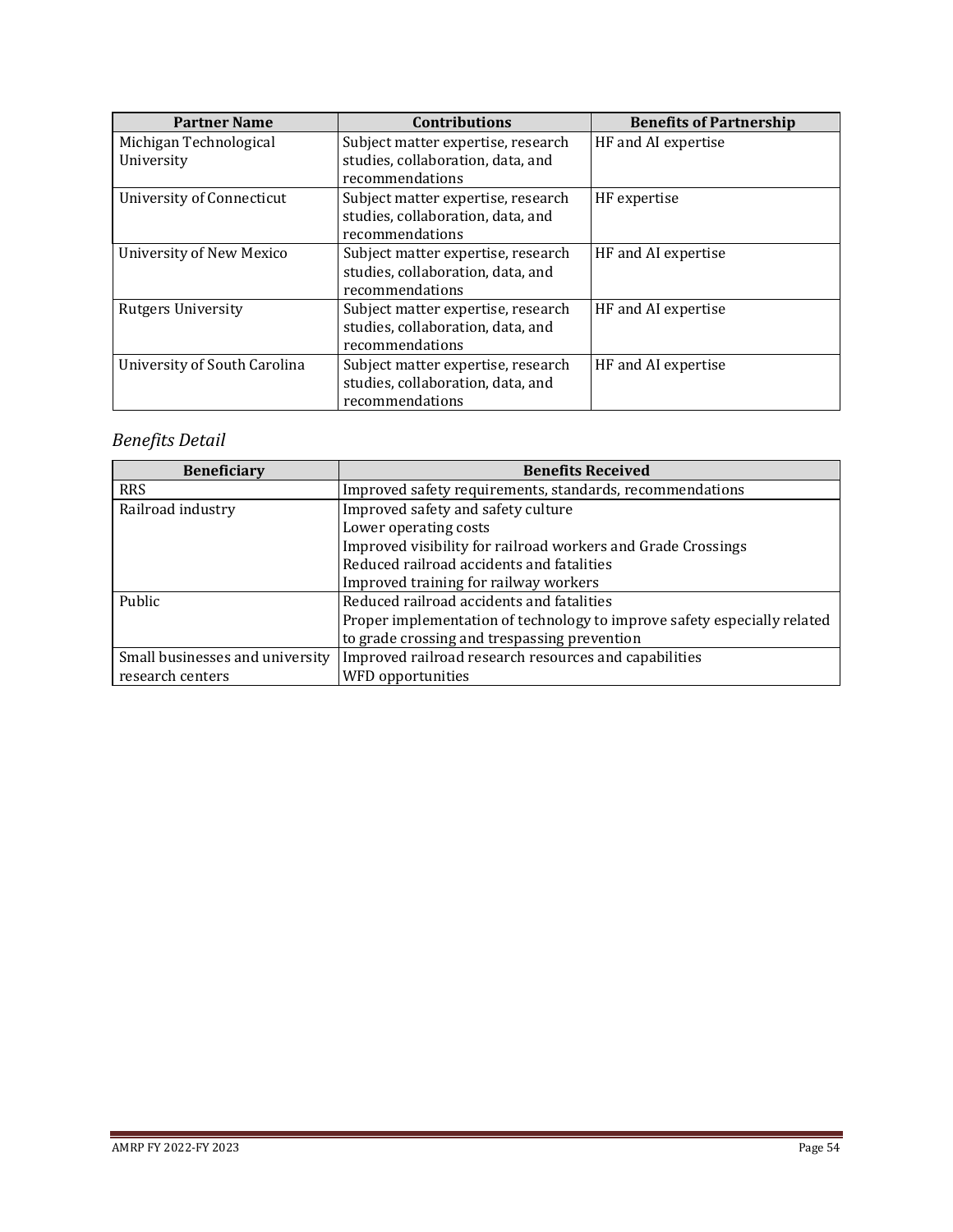| Partner Name | Contributions | Benefits of Partnership |
|---|---|---|
| Michigan Technological University | Subject matter expertise, research studies, collaboration, data, and recommendations | HF and AI expertise |
| University of Connecticut | Subject matter expertise, research studies, collaboration, data, and recommendations | HF expertise |
| University of New Mexico | Subject matter expertise, research studies, collaboration, data, and recommendations | HF and AI expertise |
| Rutgers University | Subject matter expertise, research studies, collaboration, data, and recommendations | HF and AI expertise |
| University of South Carolina | Subject matter expertise, research studies, collaboration, data, and recommendations | HF and AI expertise |

*Benefits Detail*

| Beneficiary | Benefits Received |
|---|---|
| RRS | Improved safety requirements, standards, recommendations |
| Railroad industry | Improved safety and safety culture<br>Lower operating costs<br>Improved visibility for railroad workers and Grade Crossings<br>Reduced railroad accidents and fatalities<br>Improved training for railway workers |
| Public | Reduced railroad accidents and fatalities<br>Proper implementation of technology to improve safety especially related to grade crossing and trespassing prevention |
| Small businesses and university research centers | Improved railroad research resources and capabilities<br>WFD opportunities |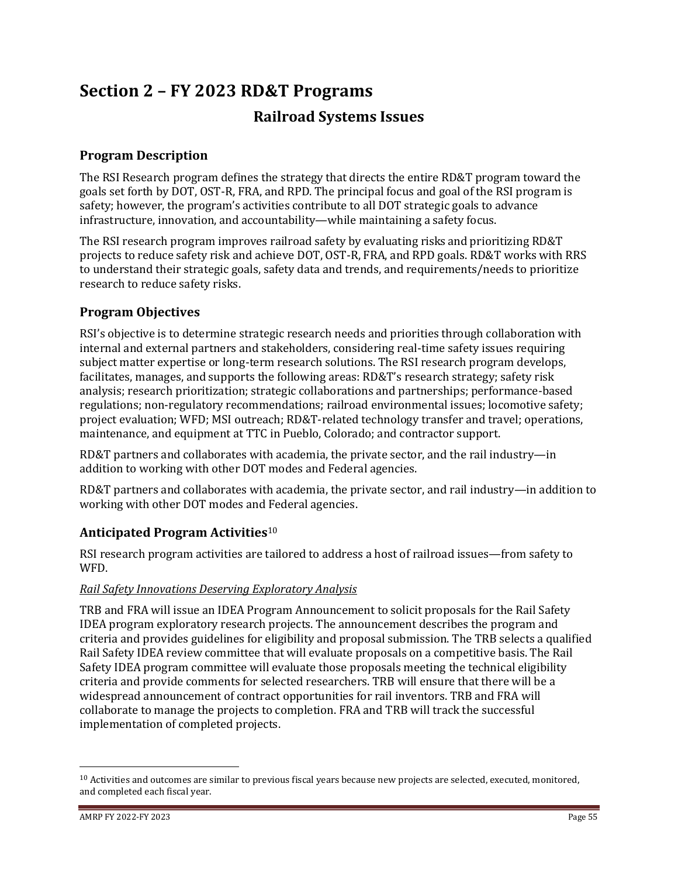# Section 2 – FY 2023 RD&T Programs

## Railroad Systems Issues

### Program Description

The RSI Research program defines the strategy that directs the entire RD&T program toward the goals set forth by DOT, OST-R, FRA, and RPD. The principal focus and goal of the RSI program is safety; however, the program's activities contribute to all DOT strategic goals to advance infrastructure, innovation, and accountability—while maintaining a safety focus.

The RSI research program improves railroad safety by evaluating risks and prioritizing RD&T projects to reduce safety risk and achieve DOT, OST-R, FRA, and RPD goals. RD&T works with RRS to understand their strategic goals, safety data and trends, and requirements/needs to prioritize research to reduce safety risks.

### Program Objectives

RSI's objective is to determine strategic research needs and priorities through collaboration with internal and external partners and stakeholders, considering real-time safety issues requiring subject matter expertise or long-term research solutions. The RSI research program develops, facilitates, manages, and supports the following areas: RD&T's research strategy; safety risk analysis; research prioritization; strategic collaborations and partnerships; performance-based regulations; non-regulatory recommendations; railroad environmental issues; locomotive safety; project evaluation; WFD; MSI outreach; RD&T-related technology transfer and travel; operations, maintenance, and equipment at TTC in Pueblo, Colorado; and contractor support.

RD&T partners and collaborates with academia, the private sector, and the rail industry—in addition to working with other DOT modes and Federal agencies.

RD&T partners and collaborates with academia, the private sector, and rail industry—in addition to working with other DOT modes and Federal agencies.

### Anticipated Program Activities[10]

RSI research program activities are tailored to address a host of railroad issues—from safety to WFD.

*Rail Safety Innovations Deserving Exploratory Analysis*

TRB and FRA will issue an IDEA Program Announcement to solicit proposals for the Rail Safety IDEA program exploratory research projects. The announcement describes the program and criteria and provides guidelines for eligibility and proposal submission. The TRB selects a qualified Rail Safety IDEA review committee that will evaluate proposals on a competitive basis. The Rail Safety IDEA program committee will evaluate those proposals meeting the technical eligibility criteria and provide comments for selected researchers. TRB will ensure that there will be a widespread announcement of contract opportunities for rail inventors. TRB and FRA will collaborate to manage the projects to completion. FRA and TRB will track the successful implementation of completed projects.

---

[10] Activities and outcomes are similar to previous fiscal years because new projects are selected, executed, monitored, and completed each fiscal year.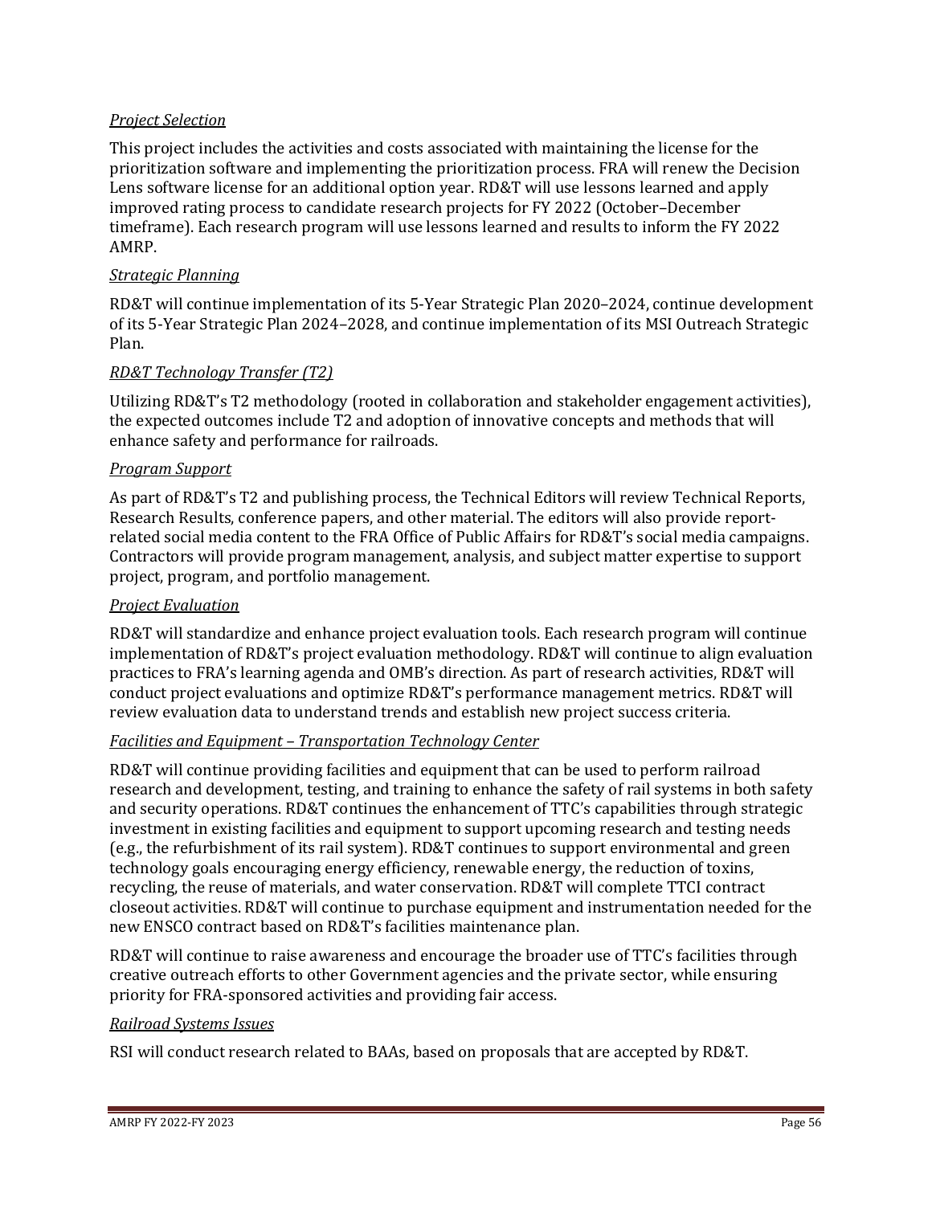*Project Selection*

This project includes the activities and costs associated with maintaining the license for the prioritization software and implementing the prioritization process. FRA will renew the Decision Lens software license for an additional option year. RD&T will use lessons learned and apply improved rating process to candidate research projects for FY 2022 (October–December timeframe). Each research program will use lessons learned and results to inform the FY 2022 AMRP.

*Strategic Planning*

RD&T will continue implementation of its 5-Year Strategic Plan 2020–2024, continue development of its 5-Year Strategic Plan 2024–2028, and continue implementation of its MSI Outreach Strategic Plan.

*RD&T Technology Transfer (T2)*

Utilizing RD&T's T2 methodology (rooted in collaboration and stakeholder engagement activities), the expected outcomes include T2 and adoption of innovative concepts and methods that will enhance safety and performance for railroads.

*Program Support*

As part of RD&T's T2 and publishing process, the Technical Editors will review Technical Reports, Research Results, conference papers, and other material. The editors will also provide report-related social media content to the FRA Office of Public Affairs for RD&T's social media campaigns. Contractors will provide program management, analysis, and subject matter expertise to support project, program, and portfolio management.

*Project Evaluation*

RD&T will standardize and enhance project evaluation tools. Each research program will continue implementation of RD&T's project evaluation methodology. RD&T will continue to align evaluation practices to FRA's learning agenda and OMB's direction. As part of research activities, RD&T will conduct project evaluations and optimize RD&T's performance management metrics. RD&T will review evaluation data to understand trends and establish new project success criteria.

*Facilities and Equipment – Transportation Technology Center*

RD&T will continue providing facilities and equipment that can be used to perform railroad research and development, testing, and training to enhance the safety of rail systems in both safety and security operations. RD&T continues the enhancement of TTC's capabilities through strategic investment in existing facilities and equipment to support upcoming research and testing needs (e.g., the refurbishment of its rail system). RD&T continues to support environmental and green technology goals encouraging energy efficiency, renewable energy, the reduction of toxins, recycling, the reuse of materials, and water conservation. RD&T will complete TTCI contract closeout activities. RD&T will continue to purchase equipment and instrumentation needed for the new ENSCO contract based on RD&T's facilities maintenance plan.

RD&T will continue to raise awareness and encourage the broader use of TTC's facilities through creative outreach efforts to other Government agencies and the private sector, while ensuring priority for FRA-sponsored activities and providing fair access.

*Railroad Systems Issues*

RSI will conduct research related to BAAs, based on proposals that are accepted by RD&T.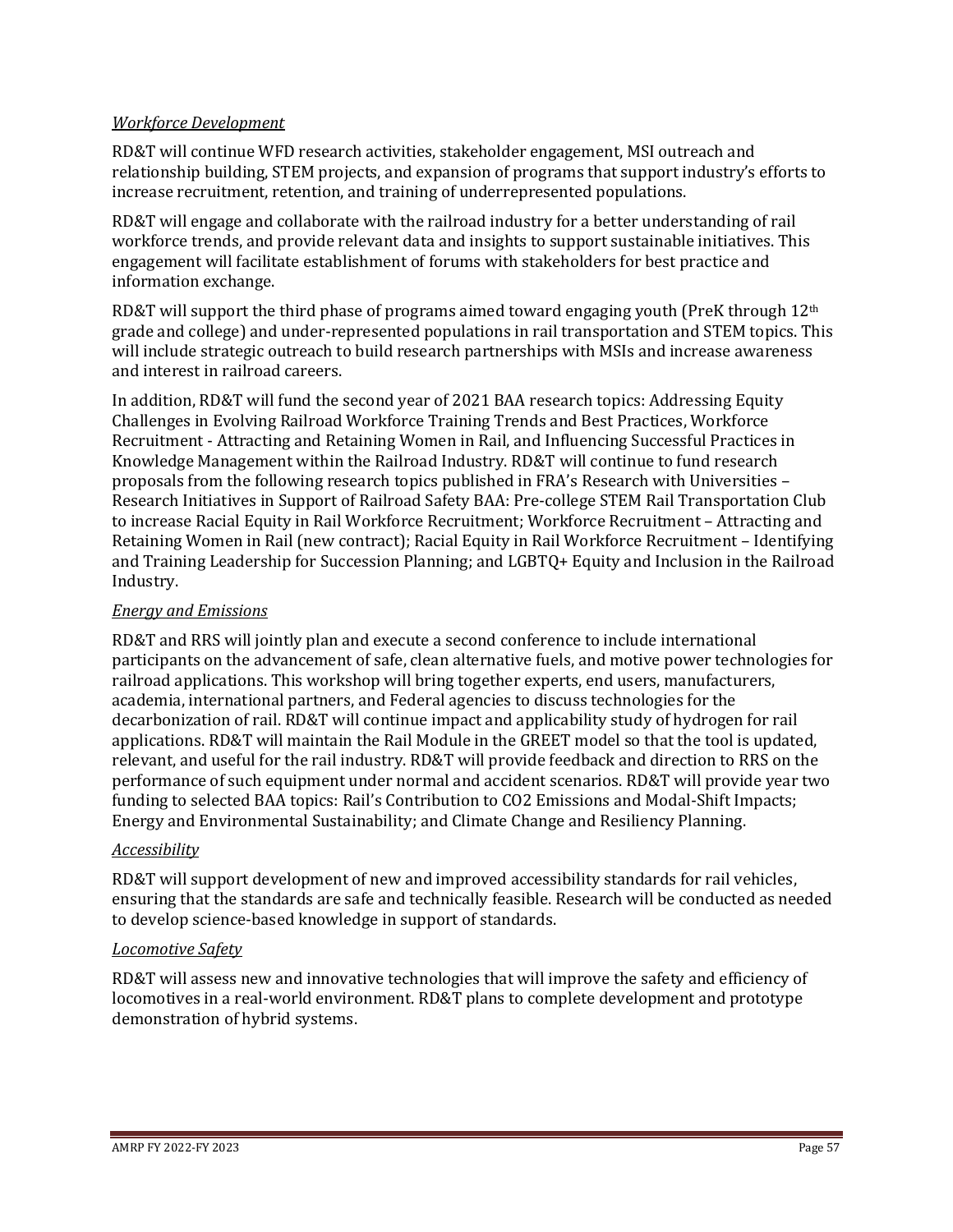*Workforce Development*

RD&T will continue WFD research activities, stakeholder engagement, MSI outreach and relationship building, STEM projects, and expansion of programs that support industry's efforts to increase recruitment, retention, and training of underrepresented populations.

RD&T will engage and collaborate with the railroad industry for a better understanding of rail workforce trends, and provide relevant data and insights to support sustainable initiatives. This engagement will facilitate establishment of forums with stakeholders for best practice and information exchange.

RD&T will support the third phase of programs aimed toward engaging youth (PreK through 12th grade and college) and under-represented populations in rail transportation and STEM topics. This will include strategic outreach to build research partnerships with MSIs and increase awareness and interest in railroad careers.

In addition, RD&T will fund the second year of 2021 BAA research topics: Addressing Equity Challenges in Evolving Railroad Workforce Training Trends and Best Practices, Workforce Recruitment - Attracting and Retaining Women in Rail, and Influencing Successful Practices in Knowledge Management within the Railroad Industry. RD&T will continue to fund research proposals from the following research topics published in FRA's Research with Universities – Research Initiatives in Support of Railroad Safety BAA: Pre-college STEM Rail Transportation Club to increase Racial Equity in Rail Workforce Recruitment; Workforce Recruitment – Attracting and Retaining Women in Rail (new contract); Racial Equity in Rail Workforce Recruitment – Identifying and Training Leadership for Succession Planning; and LGBTQ+ Equity and Inclusion in the Railroad Industry.

*Energy and Emissions*

RD&T and RRS will jointly plan and execute a second conference to include international participants on the advancement of safe, clean alternative fuels, and motive power technologies for railroad applications. This workshop will bring together experts, end users, manufacturers, academia, international partners, and Federal agencies to discuss technologies for the decarbonization of rail. RD&T will continue impact and applicability study of hydrogen for rail applications. RD&T will maintain the Rail Module in the GREET model so that the tool is updated, relevant, and useful for the rail industry. RD&T will provide feedback and direction to RRS on the performance of such equipment under normal and accident scenarios. RD&T will provide year two funding to selected BAA topics: Rail's Contribution to $CO_2$ Emissions and Modal-Shift Impacts; Energy and Environmental Sustainability; and Climate Change and Resiliency Planning.

*Accessibility*

RD&T will support development of new and improved accessibility standards for rail vehicles, ensuring that the standards are safe and technically feasible. Research will be conducted as needed to develop science-based knowledge in support of standards.

*Locomotive Safety*

RD&T will assess new and innovative technologies that will improve the safety and efficiency of locomotives in a real-world environment. RD&T plans to complete development and prototype demonstration of hybrid systems.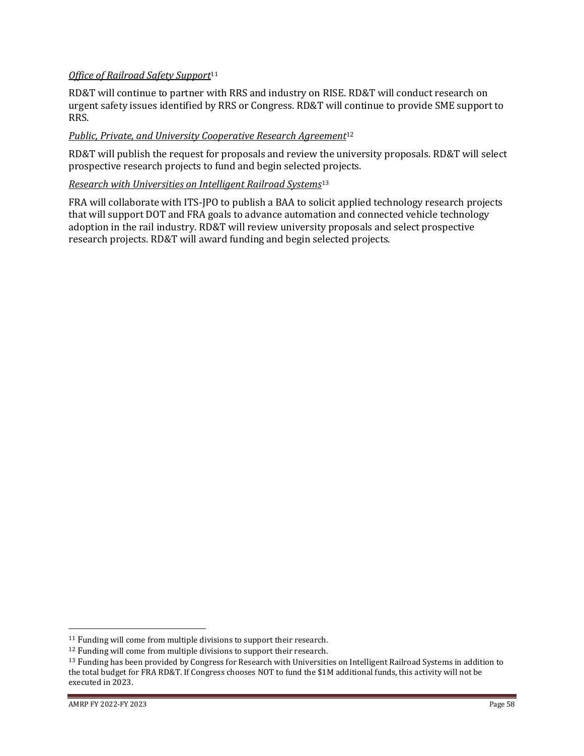*Office of Railroad Safety Support*[11]

RD&T will continue to partner with RRS and industry on RISE. RD&T will conduct research on urgent safety issues identified by RRS or Congress. RD&T will continue to provide SME support to RRS.

*Public, Private, and University Cooperative Research Agreement*[12]

RD&T will publish the request for proposals and review the university proposals. RD&T will select prospective research projects to fund and begin selected projects.

*Research with Universities on Intelligent Railroad Systems*[13]

FRA will collaborate with ITS-JPO to publish a BAA to solicit applied technology research projects that will support DOT and FRA goals to advance automation and connected vehicle technology adoption in the rail industry. RD&T will review university proposals and select prospective research projects. RD&T will award funding and begin selected projects.

---

[11] Funding will come from multiple divisions to support their research.

[12] Funding will come from multiple divisions to support their research.

[13] Funding has been provided by Congress for Research with Universities on Intelligent Railroad Systems in addition to the total budget for FRA RD&T. If Congress chooses NOT to fund the $1M additional funds, this activity will not be executed in 2023.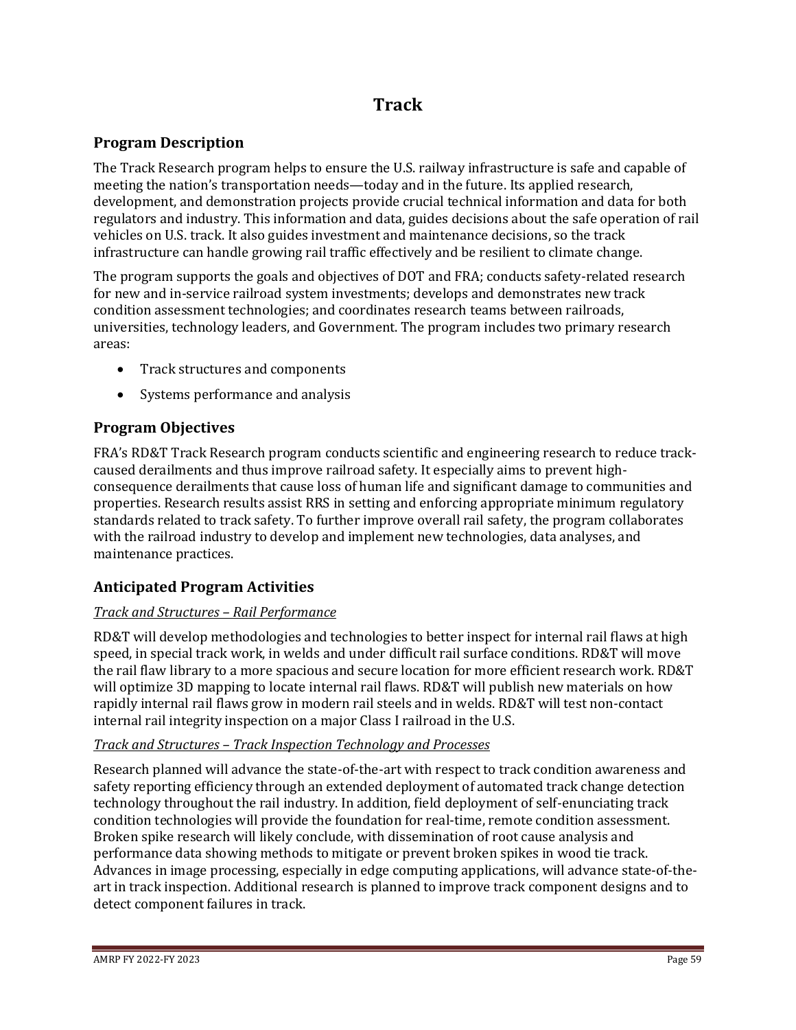# Track

## Program Description

The Track Research program helps to ensure the U.S. railway infrastructure is safe and capable of meeting the nation's transportation needs—today and in the future. Its applied research, development, and demonstration projects provide crucial technical information and data for both regulators and industry. This information and data, guides decisions about the safe operation of rail vehicles on U.S. track. It also guides investment and maintenance decisions, so the track infrastructure can handle growing rail traffic effectively and be resilient to climate change.

The program supports the goals and objectives of DOT and FRA; conducts safety-related research for new and in-service railroad system investments; develops and demonstrates new track condition assessment technologies; and coordinates research teams between railroads, universities, technology leaders, and Government. The program includes two primary research areas:

- Track structures and components
- Systems performance and analysis

## Program Objectives

FRA's RD&T Track Research program conducts scientific and engineering research to reduce track-caused derailments and thus improve railroad safety. It especially aims to prevent high-consequence derailments that cause loss of human life and significant damage to communities and properties. Research results assist RRS in setting and enforcing appropriate minimum regulatory standards related to track safety. To further improve overall rail safety, the program collaborates with the railroad industry to develop and implement new technologies, data analyses, and maintenance practices.

## Anticipated Program Activities

*Track and Structures – Rail Performance*

RD&T will develop methodologies and technologies to better inspect for internal rail flaws at high speed, in special track work, in welds and under difficult rail surface conditions. RD&T will move the rail flaw library to a more spacious and secure location for more efficient research work. RD&T will optimize 3D mapping to locate internal rail flaws. RD&T will publish new materials on how rapidly internal rail flaws grow in modern rail steels and in welds. RD&T will test non-contact internal rail integrity inspection on a major Class I railroad in the U.S.

*Track and Structures – Track Inspection Technology and Processes*

Research planned will advance the state-of-the-art with respect to track condition awareness and safety reporting efficiency through an extended deployment of automated track change detection technology throughout the rail industry. In addition, field deployment of self-enunciating track condition technologies will provide the foundation for real-time, remote condition assessment. Broken spike research will likely conclude, with dissemination of root cause analysis and performance data showing methods to mitigate or prevent broken spikes in wood tie track. Advances in image processing, especially in edge computing applications, will advance state-of-the-art in track inspection. Additional research is planned to improve track component designs and to detect component failures in track.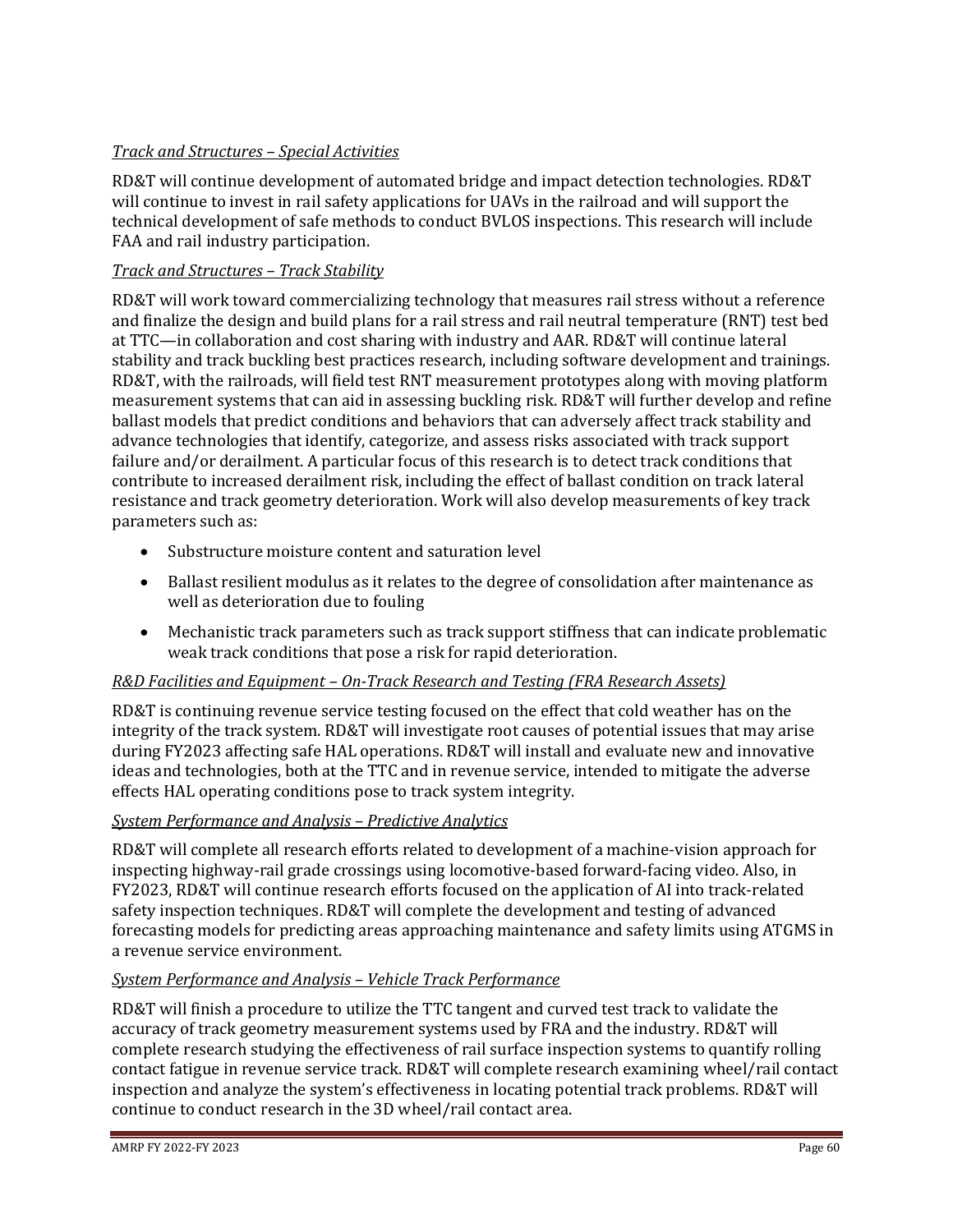*Track and Structures – Special Activities*

RD&T will continue development of automated bridge and impact detection technologies. RD&T will continue to invest in rail safety applications for UAVs in the railroad and will support the technical development of safe methods to conduct BVLOS inspections. This research will include FAA and rail industry participation.

*Track and Structures – Track Stability*

RD&T will work toward commercializing technology that measures rail stress without a reference and finalize the design and build plans for a rail stress and rail neutral temperature (RNT) test bed at TTC—in collaboration and cost sharing with industry and AAR. RD&T will continue lateral stability and track buckling best practices research, including software development and trainings. RD&T, with the railroads, will field test RNT measurement prototypes along with moving platform measurement systems that can aid in assessing buckling risk. RD&T will further develop and refine ballast models that predict conditions and behaviors that can adversely affect track stability and advance technologies that identify, categorize, and assess risks associated with track support failure and/or derailment. A particular focus of this research is to detect track conditions that contribute to increased derailment risk, including the effect of ballast condition on track lateral resistance and track geometry deterioration. Work will also develop measurements of key track parameters such as:

- Substructure moisture content and saturation level
- Ballast resilient modulus as it relates to the degree of consolidation after maintenance as well as deterioration due to fouling
- Mechanistic track parameters such as track support stiffness that can indicate problematic weak track conditions that pose a risk for rapid deterioration.

*R&D Facilities and Equipment – On-Track Research and Testing (FRA Research Assets)*

RD&T is continuing revenue service testing focused on the effect that cold weather has on the integrity of the track system. RD&T will investigate root causes of potential issues that may arise during FY2023 affecting safe HAL operations. RD&T will install and evaluate new and innovative ideas and technologies, both at the TTC and in revenue service, intended to mitigate the adverse effects HAL operating conditions pose to track system integrity.

*System Performance and Analysis – Predictive Analytics*

RD&T will complete all research efforts related to development of a machine-vision approach for inspecting highway-rail grade crossings using locomotive-based forward-facing video. Also, in FY2023, RD&T will continue research efforts focused on the application of AI into track-related safety inspection techniques. RD&T will complete the development and testing of advanced forecasting models for predicting areas approaching maintenance and safety limits using ATGMS in a revenue service environment.

*System Performance and Analysis – Vehicle Track Performance*

RD&T will finish a procedure to utilize the TTC tangent and curved test track to validate the accuracy of track geometry measurement systems used by FRA and the industry. RD&T will complete research studying the effectiveness of rail surface inspection systems to quantify rolling contact fatigue in revenue service track. RD&T will complete research examining wheel/rail contact inspection and analyze the system's effectiveness in locating potential track problems. RD&T will continue to conduct research in the 3D wheel/rail contact area.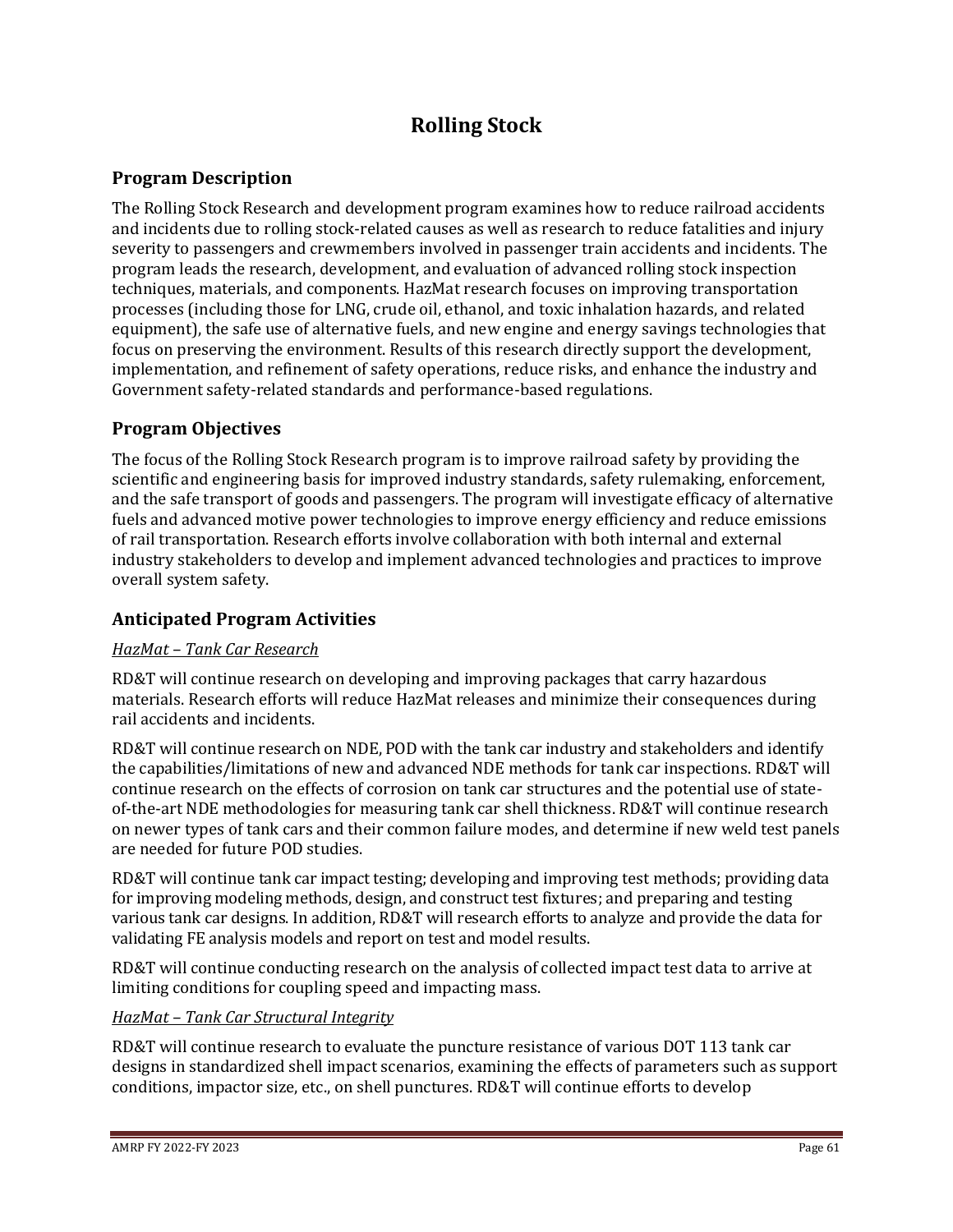# Rolling Stock

## Program Description

The Rolling Stock Research and development program examines how to reduce railroad accidents and incidents due to rolling stock-related causes as well as research to reduce fatalities and injury severity to passengers and crewmembers involved in passenger train accidents and incidents. The program leads the research, development, and evaluation of advanced rolling stock inspection techniques, materials, and components. HazMat research focuses on improving transportation processes (including those for LNG, crude oil, ethanol, and toxic inhalation hazards, and related equipment), the safe use of alternative fuels, and new engine and energy savings technologies that focus on preserving the environment. Results of this research directly support the development, implementation, and refinement of safety operations, reduce risks, and enhance the industry and Government safety-related standards and performance-based regulations.

## Program Objectives

The focus of the Rolling Stock Research program is to improve railroad safety by providing the scientific and engineering basis for improved industry standards, safety rulemaking, enforcement, and the safe transport of goods and passengers. The program will investigate efficacy of alternative fuels and advanced motive power technologies to improve energy efficiency and reduce emissions of rail transportation. Research efforts involve collaboration with both internal and external industry stakeholders to develop and implement advanced technologies and practices to improve overall system safety.

## Anticipated Program Activities

*HazMat – Tank Car Research*

RD&T will continue research on developing and improving packages that carry hazardous materials. Research efforts will reduce HazMat releases and minimize their consequences during rail accidents and incidents.

RD&T will continue research on NDE, POD with the tank car industry and stakeholders and identify the capabilities/limitations of new and advanced NDE methods for tank car inspections. RD&T will continue research on the effects of corrosion on tank car structures and the potential use of state-of-the-art NDE methodologies for measuring tank car shell thickness. RD&T will continue research on newer types of tank cars and their common failure modes, and determine if new weld test panels are needed for future POD studies.

RD&T will continue tank car impact testing; developing and improving test methods; providing data for improving modeling methods, design, and construct test fixtures; and preparing and testing various tank car designs. In addition, RD&T will research efforts to analyze and provide the data for validating FE analysis models and report on test and model results.

RD&T will continue conducting research on the analysis of collected impact test data to arrive at limiting conditions for coupling speed and impacting mass.

*HazMat – Tank Car Structural Integrity*

RD&T will continue research to evaluate the puncture resistance of various DOT 113 tank car designs in standardized shell impact scenarios, examining the effects of parameters such as support conditions, impactor size, etc., on shell punctures. RD&T will continue efforts to develop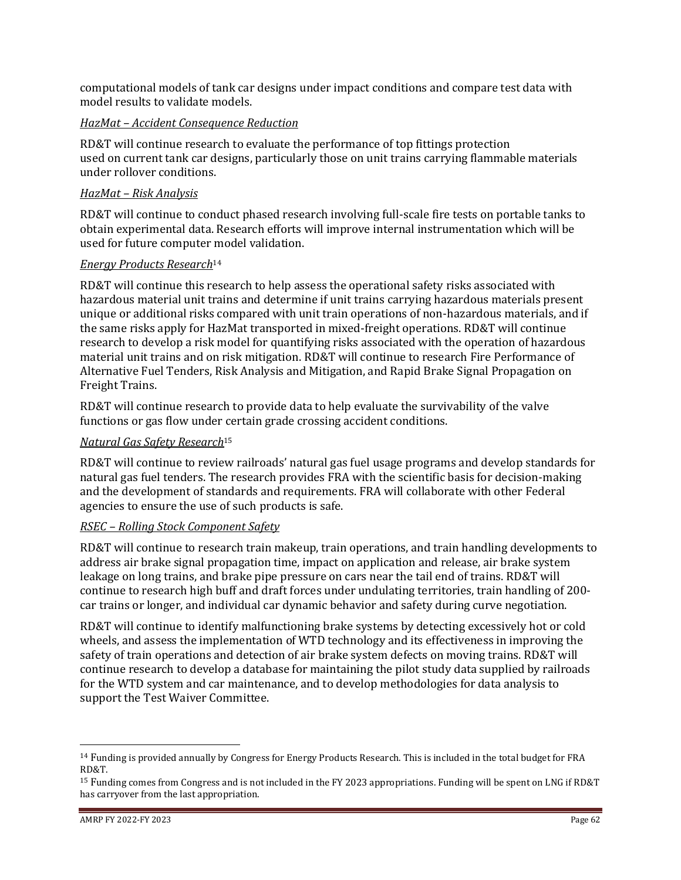computational models of tank car designs under impact conditions and compare test data with model results to validate models.

*HazMat – Accident Consequence Reduction*

RD&T will continue research to evaluate the performance of top fittings protection used on current tank car designs, particularly those on unit trains carrying flammable materials under rollover conditions.

*HazMat – Risk Analysis*

RD&T will continue to conduct phased research involving full-scale fire tests on portable tanks to obtain experimental data. Research efforts will improve internal instrumentation which will be used for future computer model validation.

*Energy Products Research*[14]

RD&T will continue this research to help assess the operational safety risks associated with hazardous material unit trains and determine if unit trains carrying hazardous materials present unique or additional risks compared with unit train operations of non-hazardous materials, and if the same risks apply for HazMat transported in mixed-freight operations. RD&T will continue research to develop a risk model for quantifying risks associated with the operation of hazardous material unit trains and on risk mitigation. RD&T will continue to research Fire Performance of Alternative Fuel Tenders, Risk Analysis and Mitigation, and Rapid Brake Signal Propagation on Freight Trains.

RD&T will continue research to provide data to help evaluate the survivability of the valve functions or gas flow under certain grade crossing accident conditions.

*Natural Gas Safety Research*[15]

RD&T will continue to review railroads' natural gas fuel usage programs and develop standards for natural gas fuel tenders. The research provides FRA with the scientific basis for decision-making and the development of standards and requirements. FRA will collaborate with other Federal agencies to ensure the use of such products is safe.

*RSEC – Rolling Stock Component Safety*

RD&T will continue to research train makeup, train operations, and train handling developments to address air brake signal propagation time, impact on application and release, air brake system leakage on long trains, and brake pipe pressure on cars near the tail end of trains. RD&T will continue to research high buff and draft forces under undulating territories, train handling of 200-car trains or longer, and individual car dynamic behavior and safety during curve negotiation.

RD&T will continue to identify malfunctioning brake systems by detecting excessively hot or cold wheels, and assess the implementation of WTD technology and its effectiveness in improving the safety of train operations and detection of air brake system defects on moving trains. RD&T will continue research to develop a database for maintaining the pilot study data supplied by railroads for the WTD system and car maintenance, and to develop methodologies for data analysis to support the Test Waiver Committee.

---

[14] Funding is provided annually by Congress for Energy Products Research. This is included in the total budget for FRA RD&T.

[15] Funding comes from Congress and is not included in the FY 2023 appropriations. Funding will be spent on LNG if RD&T has carryover from the last appropriation.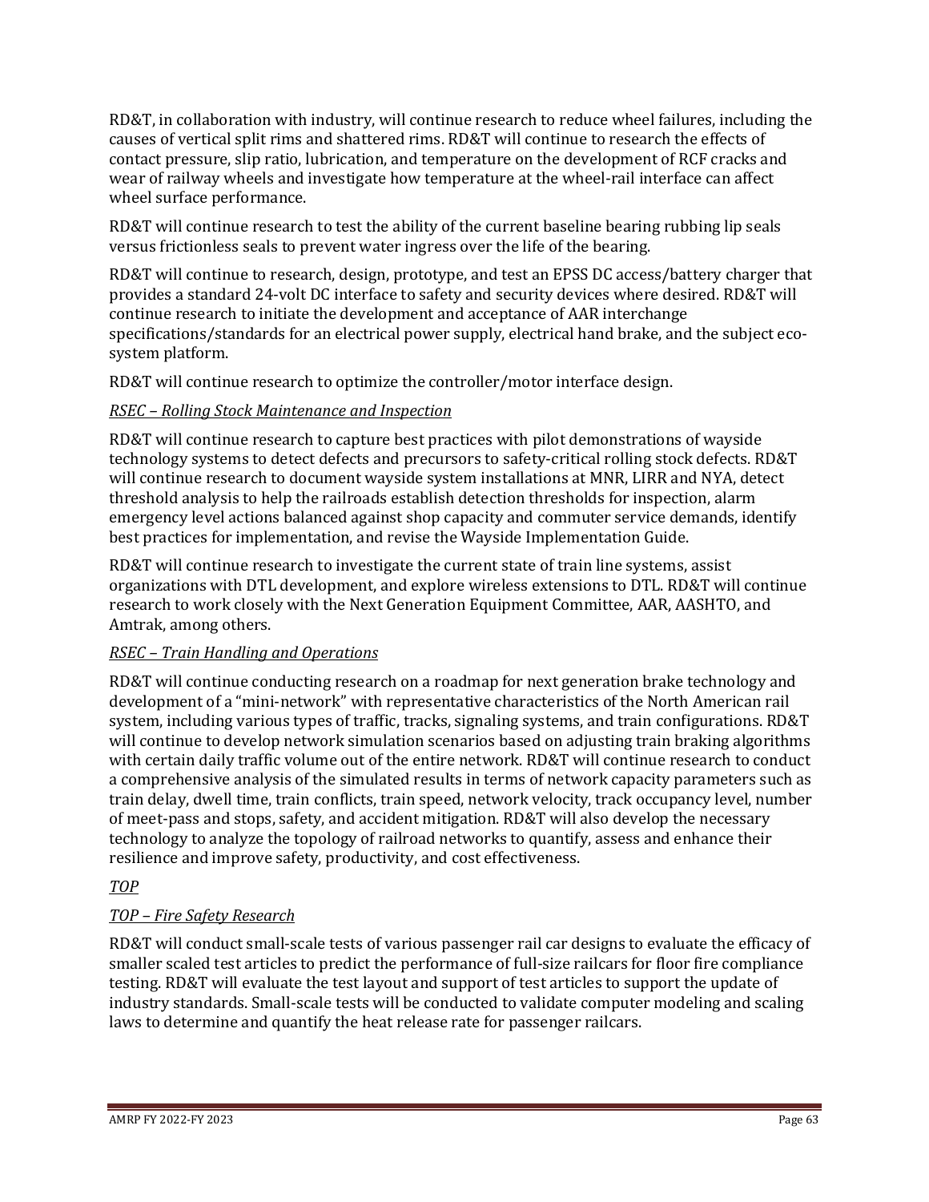RD&T, in collaboration with industry, will continue research to reduce wheel failures, including the causes of vertical split rims and shattered rims. RD&T will continue to research the effects of contact pressure, slip ratio, lubrication, and temperature on the development of RCF cracks and wear of railway wheels and investigate how temperature at the wheel-rail interface can affect wheel surface performance.

RD&T will continue research to test the ability of the current baseline bearing rubbing lip seals versus frictionless seals to prevent water ingress over the life of the bearing.

RD&T will continue to research, design, prototype, and test an EPSS DC access/battery charger that provides a standard 24-volt DC interface to safety and security devices where desired. RD&T will continue research to initiate the development and acceptance of AAR interchange specifications/standards for an electrical power supply, electrical hand brake, and the subject eco-system platform.

RD&T will continue research to optimize the controller/motor interface design.

*RSEC – Rolling Stock Maintenance and Inspection*

RD&T will continue research to capture best practices with pilot demonstrations of wayside technology systems to detect defects and precursors to safety-critical rolling stock defects. RD&T will continue research to document wayside system installations at MNR, LIRR and NYA, detect threshold analysis to help the railroads establish detection thresholds for inspection, alarm emergency level actions balanced against shop capacity and commuter service demands, identify best practices for implementation, and revise the Wayside Implementation Guide.

RD&T will continue research to investigate the current state of train line systems, assist organizations with DTL development, and explore wireless extensions to DTL. RD&T will continue research to work closely with the Next Generation Equipment Committee, AAR, AASHTO, and Amtrak, among others.

*RSEC – Train Handling and Operations*

RD&T will continue conducting research on a roadmap for next generation brake technology and development of a "mini-network" with representative characteristics of the North American rail system, including various types of traffic, tracks, signaling systems, and train configurations. RD&T will continue to develop network simulation scenarios based on adjusting train braking algorithms with certain daily traffic volume out of the entire network. RD&T will continue research to conduct a comprehensive analysis of the simulated results in terms of network capacity parameters such as train delay, dwell time, train conflicts, train speed, network velocity, track occupancy level, number of meet-pass and stops, safety, and accident mitigation. RD&T will also develop the necessary technology to analyze the topology of railroad networks to quantify, assess and enhance their resilience and improve safety, productivity, and cost effectiveness.

*TOP*

*TOP – Fire Safety Research*

RD&T will conduct small-scale tests of various passenger rail car designs to evaluate the efficacy of smaller scaled test articles to predict the performance of full-size railcars for floor fire compliance testing. RD&T will evaluate the test layout and support of test articles to support the update of industry standards. Small-scale tests will be conducted to validate computer modeling and scaling laws to determine and quantify the heat release rate for passenger railcars.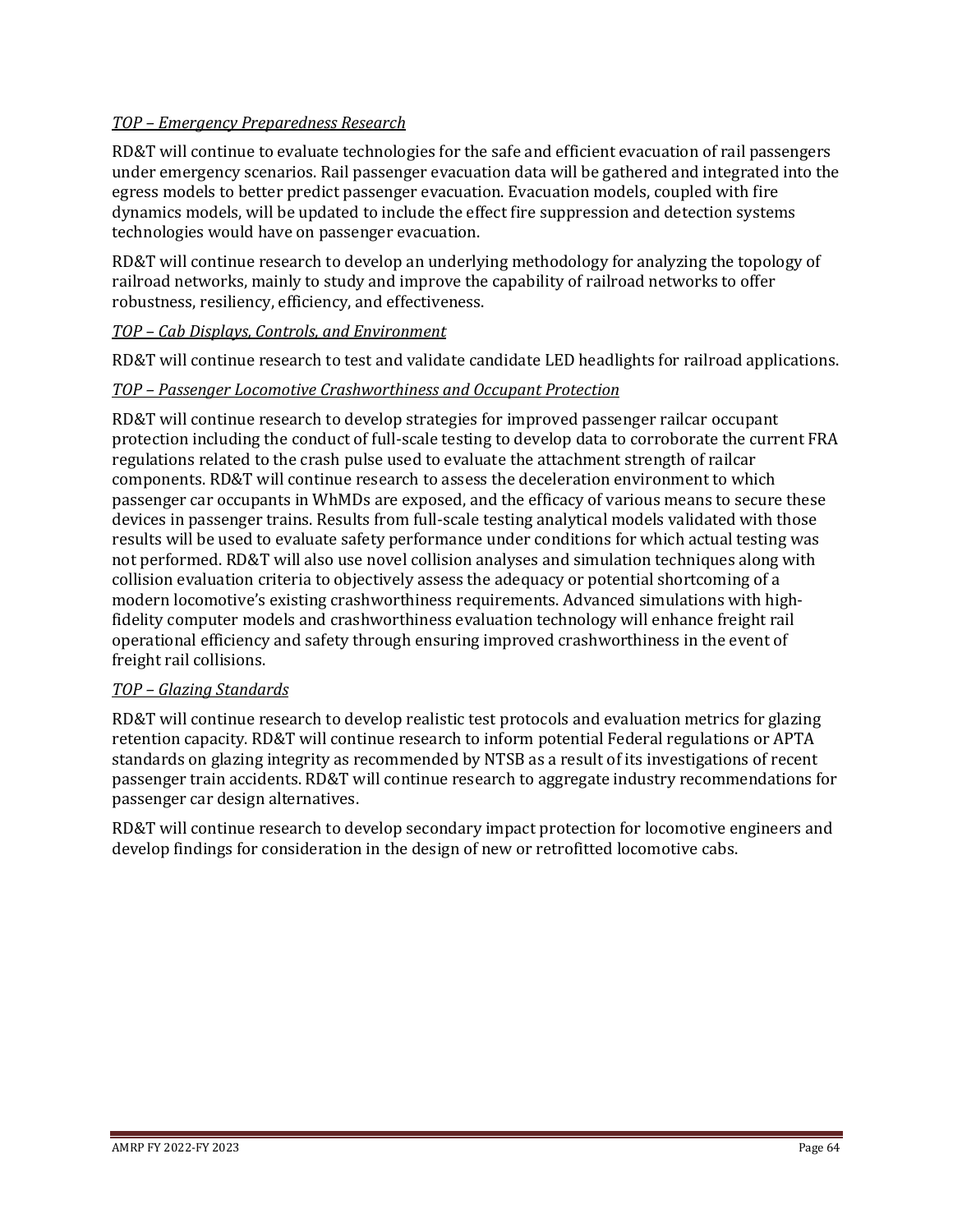*TOP – Emergency Preparedness Research*

RD&T will continue to evaluate technologies for the safe and efficient evacuation of rail passengers under emergency scenarios. Rail passenger evacuation data will be gathered and integrated into the egress models to better predict passenger evacuation. Evacuation models, coupled with fire dynamics models, will be updated to include the effect fire suppression and detection systems technologies would have on passenger evacuation.

RD&T will continue research to develop an underlying methodology for analyzing the topology of railroad networks, mainly to study and improve the capability of railroad networks to offer robustness, resiliency, efficiency, and effectiveness.

*TOP – Cab Displays, Controls, and Environment*

RD&T will continue research to test and validate candidate LED headlights for railroad applications.

*TOP – Passenger Locomotive Crashworthiness and Occupant Protection*

RD&T will continue research to develop strategies for improved passenger railcar occupant protection including the conduct of full-scale testing to develop data to corroborate the current FRA regulations related to the crash pulse used to evaluate the attachment strength of railcar components. RD&T will continue research to assess the deceleration environment to which passenger car occupants in WhMDs are exposed, and the efficacy of various means to secure these devices in passenger trains. Results from full-scale testing analytical models validated with those results will be used to evaluate safety performance under conditions for which actual testing was not performed. RD&T will also use novel collision analyses and simulation techniques along with collision evaluation criteria to objectively assess the adequacy or potential shortcoming of a modern locomotive's existing crashworthiness requirements. Advanced simulations with high-fidelity computer models and crashworthiness evaluation technology will enhance freight rail operational efficiency and safety through ensuring improved crashworthiness in the event of freight rail collisions.

*TOP – Glazing Standards*

RD&T will continue research to develop realistic test protocols and evaluation metrics for glazing retention capacity. RD&T will continue research to inform potential Federal regulations or APTA standards on glazing integrity as recommended by NTSB as a result of its investigations of recent passenger train accidents. RD&T will continue research to aggregate industry recommendations for passenger car design alternatives.

RD&T will continue research to develop secondary impact protection for locomotive engineers and develop findings for consideration in the design of new or retrofitted locomotive cabs.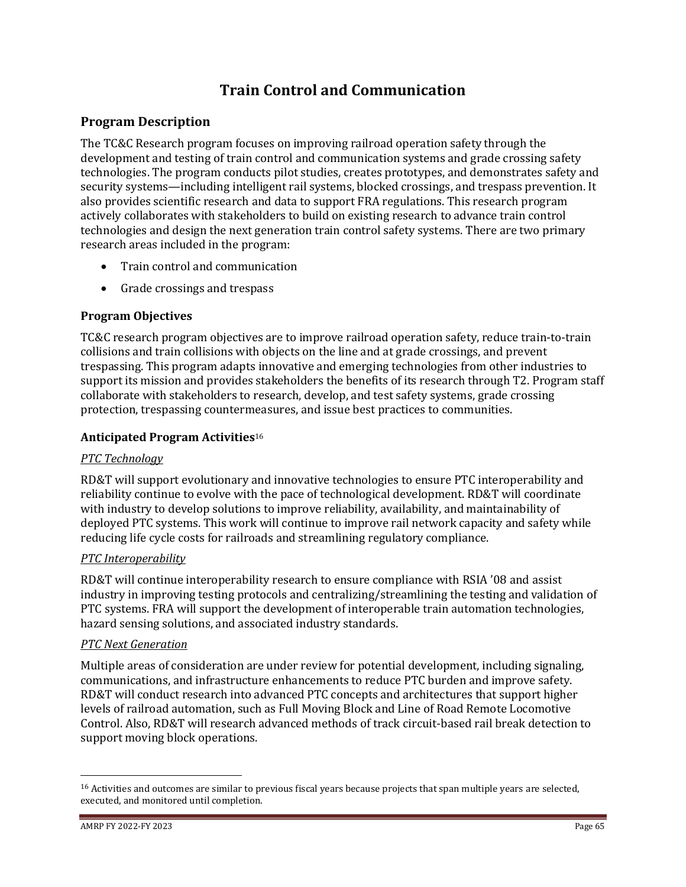# Train Control and Communication

## Program Description

The TC&C Research program focuses on improving railroad operation safety through the development and testing of train control and communication systems and grade crossing safety technologies. The program conducts pilot studies, creates prototypes, and demonstrates safety and security systems—including intelligent rail systems, blocked crossings, and trespass prevention. It also provides scientific research and data to support FRA regulations. This research program actively collaborates with stakeholders to build on existing research to advance train control technologies and design the next generation train control safety systems. There are two primary research areas included in the program:

- Train control and communication
- Grade crossings and trespass

### Program Objectives

TC&C research program objectives are to improve railroad operation safety, reduce train-to-train collisions and train collisions with objects on the line and at grade crossings, and prevent trespassing. This program adapts innovative and emerging technologies from other industries to support its mission and provides stakeholders the benefits of its research through T2. Program staff collaborate with stakeholders to research, develop, and test safety systems, grade crossing protection, trespassing countermeasures, and issue best practices to communities.

### Anticipated Program Activities[16]

*PTC Technology*

RD&T will support evolutionary and innovative technologies to ensure PTC interoperability and reliability continue to evolve with the pace of technological development. RD&T will coordinate with industry to develop solutions to improve reliability, availability, and maintainability of deployed PTC systems. This work will continue to improve rail network capacity and safety while reducing life cycle costs for railroads and streamlining regulatory compliance.

*PTC Interoperability*

RD&T will continue interoperability research to ensure compliance with RSIA '08 and assist industry in improving testing protocols and centralizing/streamlining the testing and validation of PTC systems. FRA will support the development of interoperable train automation technologies, hazard sensing solutions, and associated industry standards.

*PTC Next Generation*

Multiple areas of consideration are under review for potential development, including signaling, communications, and infrastructure enhancements to reduce PTC burden and improve safety. RD&T will conduct research into advanced PTC concepts and architectures that support higher levels of railroad automation, such as Full Moving Block and Line of Road Remote Locomotive Control. Also, RD&T will research advanced methods of track circuit-based rail break detection to support moving block operations.

[16] Activities and outcomes are similar to previous fiscal years because projects that span multiple years are selected, executed, and monitored until completion.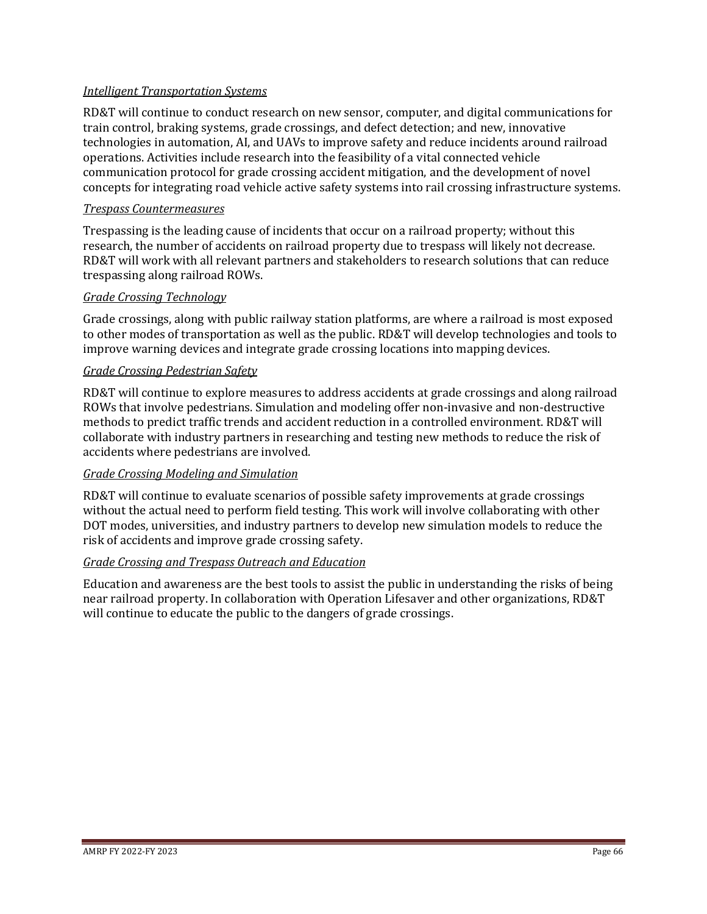*Intelligent Transportation Systems*

RD&T will continue to conduct research on new sensor, computer, and digital communications for train control, braking systems, grade crossings, and defect detection; and new, innovative technologies in automation, AI, and UAVs to improve safety and reduce incidents around railroad operations. Activities include research into the feasibility of a vital connected vehicle communication protocol for grade crossing accident mitigation, and the development of novel concepts for integrating road vehicle active safety systems into rail crossing infrastructure systems.

*Trespass Countermeasures*

Trespassing is the leading cause of incidents that occur on a railroad property; without this research, the number of accidents on railroad property due to trespass will likely not decrease. RD&T will work with all relevant partners and stakeholders to research solutions that can reduce trespassing along railroad ROWs.

*Grade Crossing Technology*

Grade crossings, along with public railway station platforms, are where a railroad is most exposed to other modes of transportation as well as the public. RD&T will develop technologies and tools to improve warning devices and integrate grade crossing locations into mapping devices.

*Grade Crossing Pedestrian Safety*

RD&T will continue to explore measures to address accidents at grade crossings and along railroad ROWs that involve pedestrians. Simulation and modeling offer non-invasive and non-destructive methods to predict traffic trends and accident reduction in a controlled environment. RD&T will collaborate with industry partners in researching and testing new methods to reduce the risk of accidents where pedestrians are involved.

*Grade Crossing Modeling and Simulation*

RD&T will continue to evaluate scenarios of possible safety improvements at grade crossings without the actual need to perform field testing. This work will involve collaborating with other DOT modes, universities, and industry partners to develop new simulation models to reduce the risk of accidents and improve grade crossing safety.

*Grade Crossing and Trespass Outreach and Education*

Education and awareness are the best tools to assist the public in understanding the risks of being near railroad property. In collaboration with Operation Lifesaver and other organizations, RD&T will continue to educate the public to the dangers of grade crossings.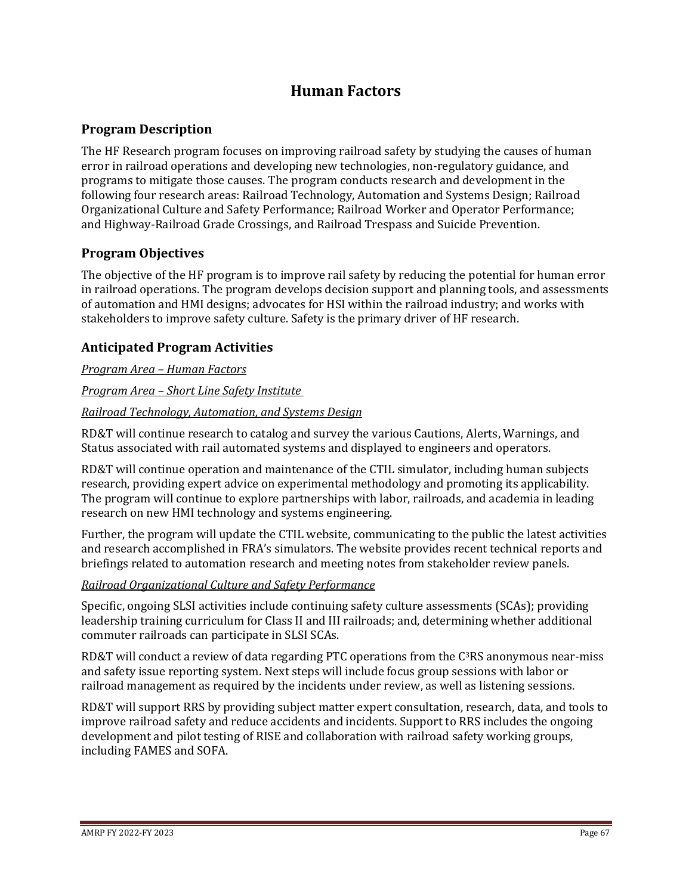# Human Factors

## Program Description

The HF Research program focuses on improving railroad safety by studying the causes of human error in railroad operations and developing new technologies, non-regulatory guidance, and programs to mitigate those causes. The program conducts research and development in the following four research areas: Railroad Technology, Automation and Systems Design; Railroad Organizational Culture and Safety Performance; Railroad Worker and Operator Performance; and Highway-Railroad Grade Crossings, and Railroad Trespass and Suicide Prevention.

## Program Objectives

The objective of the HF program is to improve rail safety by reducing the potential for human error in railroad operations. The program develops decision support and planning tools, and assessments of automation and HMI designs; advocates for HSI within the railroad industry; and works with stakeholders to improve safety culture. Safety is the primary driver of HF research.

## Anticipated Program Activities

*Program Area – Human Factors*

*Program Area – Short Line Safety Institute*

*Railroad Technology, Automation, and Systems Design*

RD&T will continue research to catalog and survey the various Cautions, Alerts, Warnings, and Status associated with rail automated systems and displayed to engineers and operators.

RD&T will continue operation and maintenance of the CTIL simulator, including human subjects research, providing expert advice on experimental methodology and promoting its applicability. The program will continue to explore partnerships with labor, railroads, and academia in leading research on new HMI technology and systems engineering.

Further, the program will update the CTIL website, communicating to the public the latest activities and research accomplished in FRA's simulators. The website provides recent technical reports and briefings related to automation research and meeting notes from stakeholder review panels.

*Railroad Organizational Culture and Safety Performance*

Specific, ongoing SLSI activities include continuing safety culture assessments (SCAs); providing leadership training curriculum for Class II and III railroads; and, determining whether additional commuter railroads can participate in SLSI SCAs.

RD&T will conduct a review of data regarding PTC operations from the C³RS anonymous near-miss and safety issue reporting system. Next steps will include focus group sessions with labor or railroad management as required by the incidents under review, as well as listening sessions.

RD&T will support RRS by providing subject matter expert consultation, research, data, and tools to improve railroad safety and reduce accidents and incidents. Support to RRS includes the ongoing development and pilot testing of RISE and collaboration with railroad safety working groups, including FAMES and SOFA.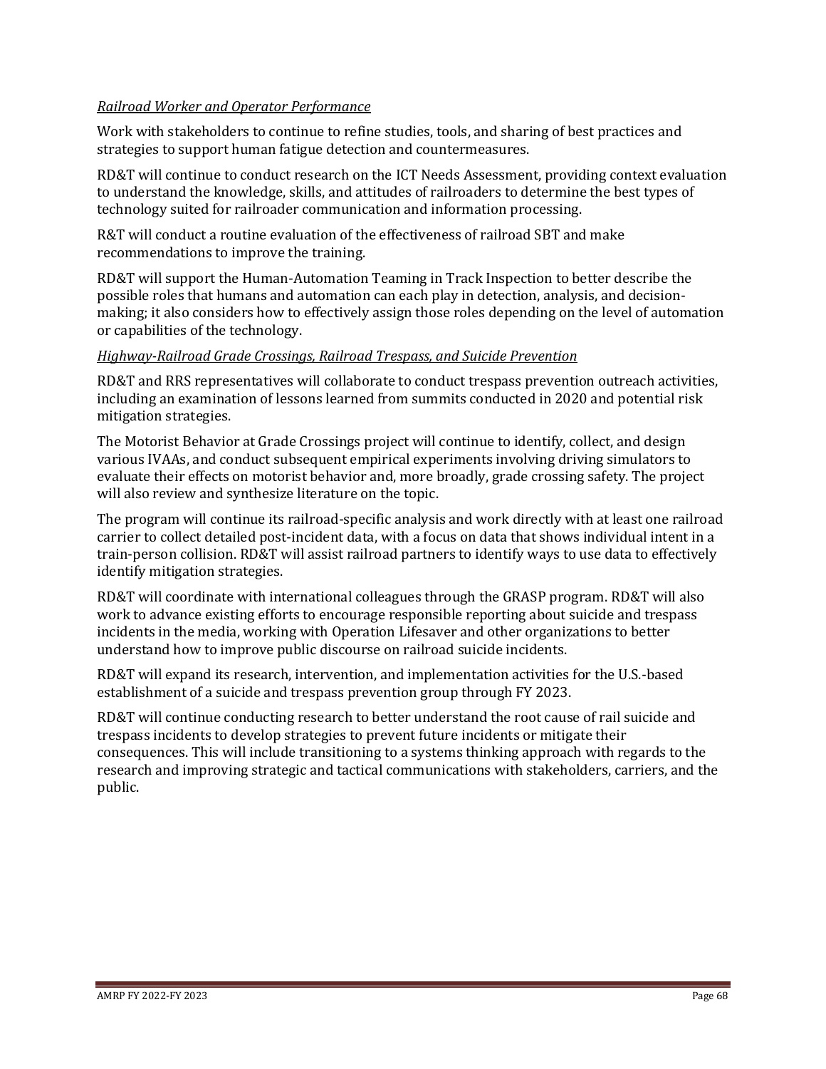*Railroad Worker and Operator Performance*

Work with stakeholders to continue to refine studies, tools, and sharing of best practices and strategies to support human fatigue detection and countermeasures.

RD&T will continue to conduct research on the ICT Needs Assessment, providing context evaluation to understand the knowledge, skills, and attitudes of railroaders to determine the best types of technology suited for railroader communication and information processing.

R&T will conduct a routine evaluation of the effectiveness of railroad SBT and make recommendations to improve the training.

RD&T will support the Human-Automation Teaming in Track Inspection to better describe the possible roles that humans and automation can each play in detection, analysis, and decision-making; it also considers how to effectively assign those roles depending on the level of automation or capabilities of the technology.

*Highway-Railroad Grade Crossings, Railroad Trespass, and Suicide Prevention*

RD&T and RRS representatives will collaborate to conduct trespass prevention outreach activities, including an examination of lessons learned from summits conducted in 2020 and potential risk mitigation strategies.

The Motorist Behavior at Grade Crossings project will continue to identify, collect, and design various IVAAs, and conduct subsequent empirical experiments involving driving simulators to evaluate their effects on motorist behavior and, more broadly, grade crossing safety. The project will also review and synthesize literature on the topic.

The program will continue its railroad-specific analysis and work directly with at least one railroad carrier to collect detailed post-incident data, with a focus on data that shows individual intent in a train-person collision. RD&T will assist railroad partners to identify ways to use data to effectively identify mitigation strategies.

RD&T will coordinate with international colleagues through the GRASP program. RD&T will also work to advance existing efforts to encourage responsible reporting about suicide and trespass incidents in the media, working with Operation Lifesaver and other organizations to better understand how to improve public discourse on railroad suicide incidents.

RD&T will expand its research, intervention, and implementation activities for the U.S.-based establishment of a suicide and trespass prevention group through FY 2023.

RD&T will continue conducting research to better understand the root cause of rail suicide and trespass incidents to develop strategies to prevent future incidents or mitigate their consequences. This will include transitioning to a systems thinking approach with regards to the research and improving strategic and tactical communications with stakeholders, carriers, and the public.